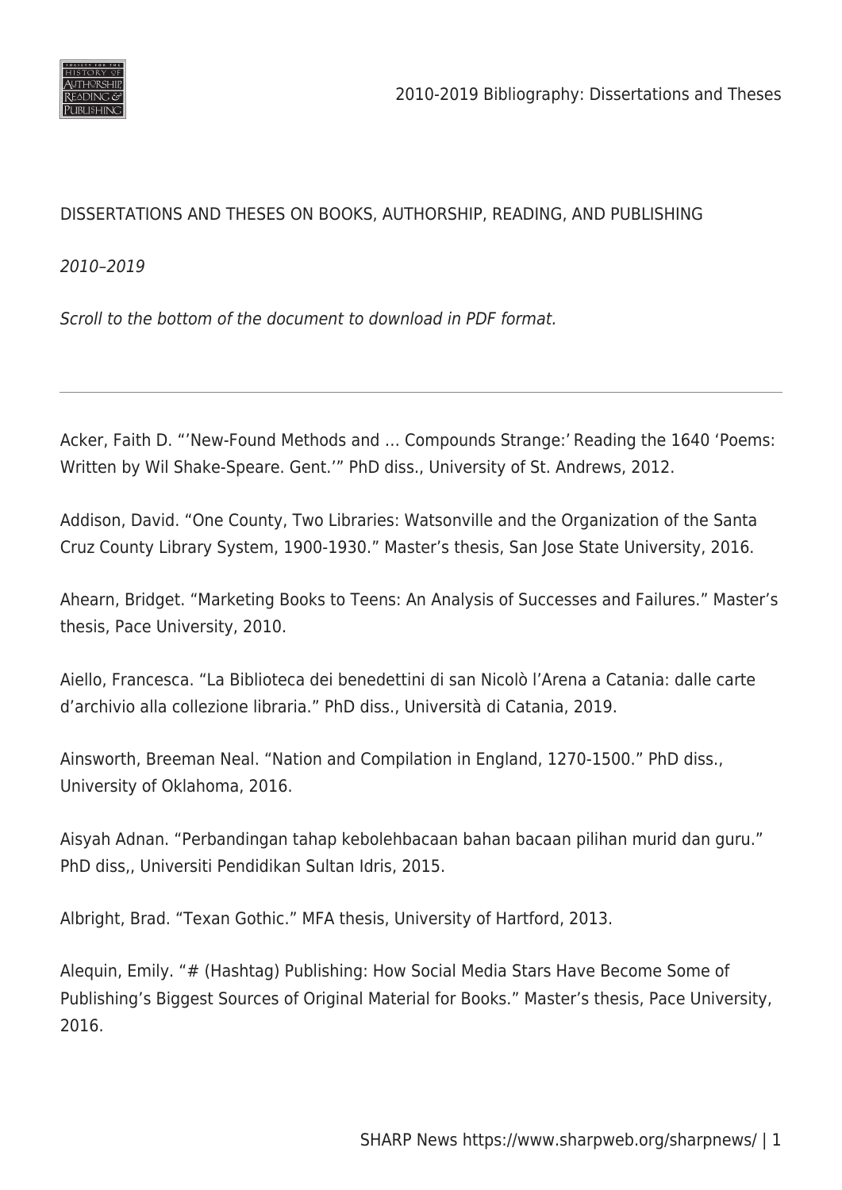DISSERTATIONS AND THESES ON BOOKS, AUTHORSHIP, READING, AND PUBLISHING

*2010–2019*

*Scroll to the bottom of the document to download in PDF format.*

---

Acker, Faith D. "'New-Found Methods and … Compounds Strange:' Reading the 1640 'Poems: Written by Wil Shake-Speare. Gent.'" PhD diss., University of St. Andrews, 2012.

Addison, David. "One County, Two Libraries: Watsonville and the Organization of the Santa Cruz County Library System, 1900-1930." Master's thesis, San Jose State University, 2016.

Ahearn, Bridget. "Marketing Books to Teens: An Analysis of Successes and Failures." Master's thesis, Pace University, 2010.

Aiello, Francesca. "La Biblioteca dei benedettini di san Nicolò l'Arena a Catania: dalle carte d'archivio alla collezione libraria." PhD diss., Università di Catania, 2019.

Ainsworth, Breeman Neal. "Nation and Compilation in England, 1270-1500." PhD diss., University of Oklahoma, 2016.

Aisyah Adnan. "Perbandingan tahap kebolehbacaan bahan bacaan pilihan murid dan guru." PhD diss,, Universiti Pendidikan Sultan Idris, 2015.

Albright, Brad. "Texan Gothic." MFA thesis, University of Hartford, 2013.

Alequin, Emily. "# (Hashtag) Publishing: How Social Media Stars Have Become Some of Publishing's Biggest Sources of Original Material for Books." Master's thesis, Pace University, 2016.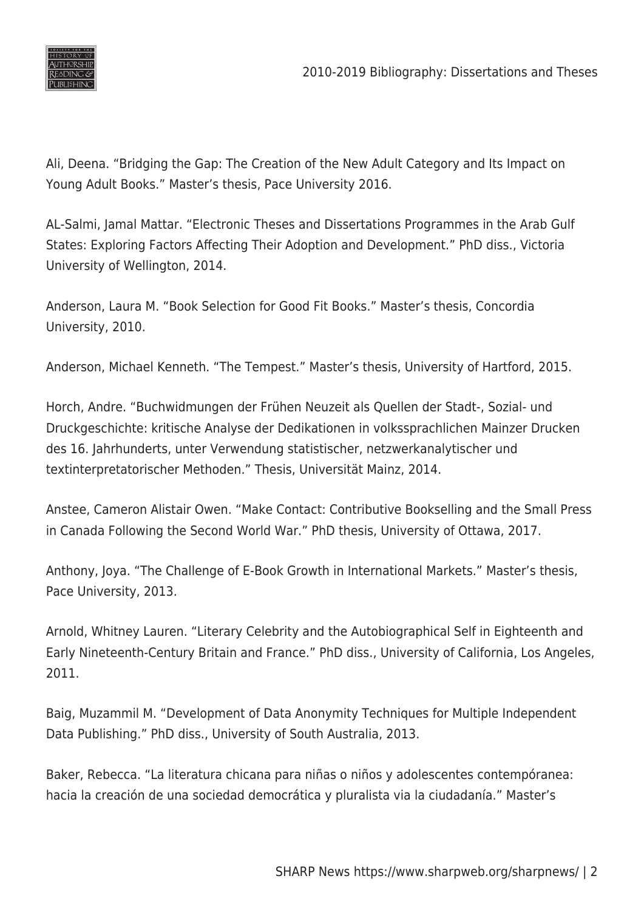Ali, Deena. “Bridging the Gap: The Creation of the New Adult Category and Its Impact on Young Adult Books.” Master’s thesis, Pace University 2016.

AL-Salmi, Jamal Mattar. “Electronic Theses and Dissertations Programmes in the Arab Gulf States: Exploring Factors Affecting Their Adoption and Development.” PhD diss., Victoria University of Wellington, 2014.

Anderson, Laura M. “Book Selection for Good Fit Books.” Master’s thesis, Concordia University, 2010.

Anderson, Michael Kenneth. “The Tempest.” Master’s thesis, University of Hartford, 2015.

Horch, Andre. “Buchwidmungen der Frühen Neuzeit als Quellen der Stadt-, Sozial- und Druckgeschichte: kritische Analyse der Dedikationen in volkssprachlichen Mainzer Drucken des 16. Jahrhunderts, unter Verwendung statistischer, netzwerkanalytischer und textinterpretatorischer Methoden.” Thesis, Universität Mainz, 2014.

Anstee, Cameron Alistair Owen. “Make Contact: Contributive Bookselling and the Small Press in Canada Following the Second World War.” PhD thesis, University of Ottawa, 2017.

Anthony, Joya. “The Challenge of E-Book Growth in International Markets.” Master’s thesis, Pace University, 2013.

Arnold, Whitney Lauren. “Literary Celebrity and the Autobiographical Self in Eighteenth and Early Nineteenth-Century Britain and France.” PhD diss., University of California, Los Angeles, 2011.

Baig, Muzammil M. “Development of Data Anonymity Techniques for Multiple Independent Data Publishing.” PhD diss., University of South Australia, 2013.

Baker, Rebecca. “La literatura chicana para niñas o niños y adolescentes contempóranea: hacia la creación de una sociedad democrática y pluralista via la ciudadanía.” Master’s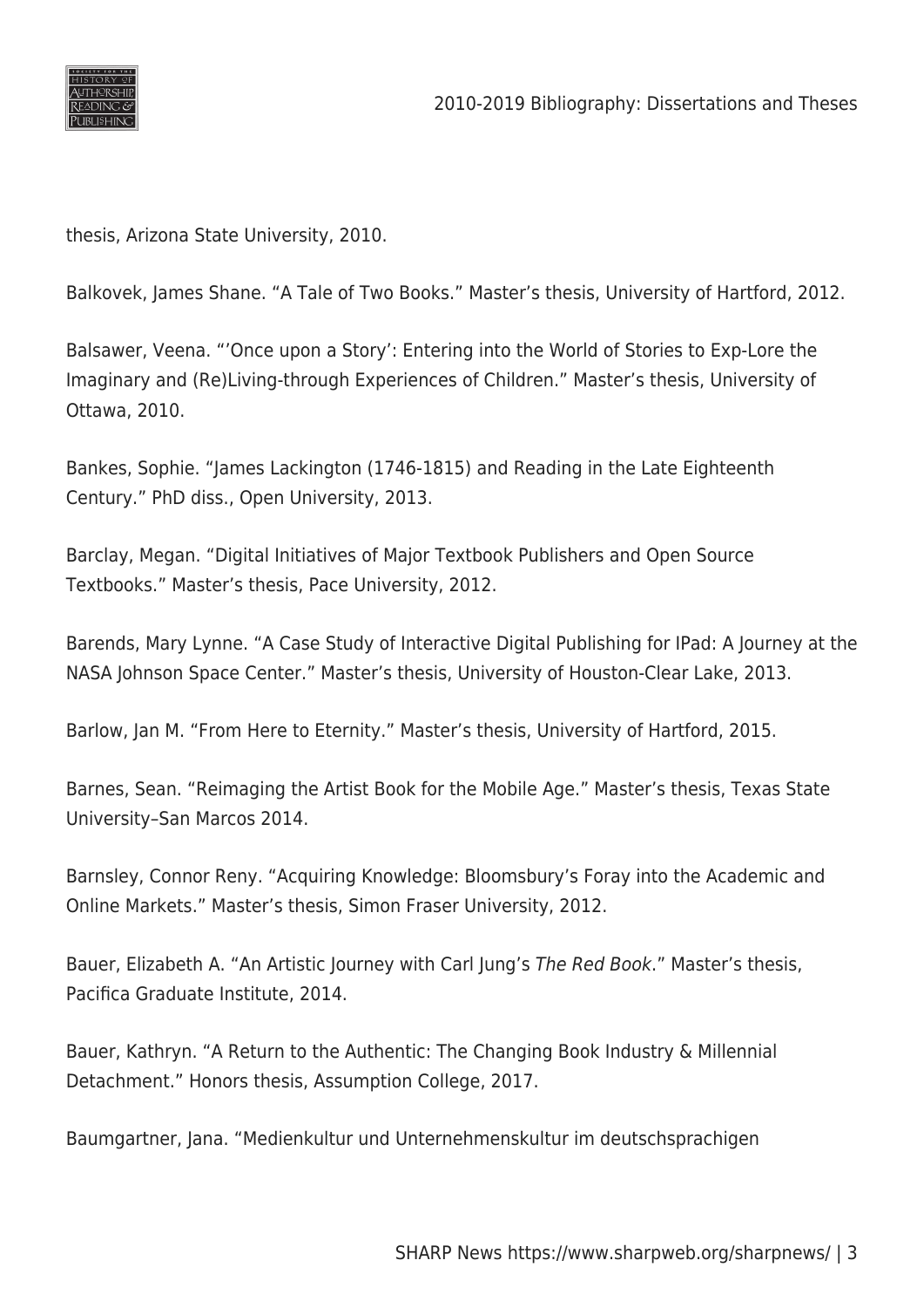thesis, Arizona State University, 2010.

Balkovek, James Shane. “A Tale of Two Books.” Master’s thesis, University of Hartford, 2012.

Balsawer, Veena. “’Once upon a Story’: Entering into the World of Stories to Exp-Lore the Imaginary and (Re)Living-through Experiences of Children.” Master’s thesis, University of Ottawa, 2010.

Bankes, Sophie. “James Lackington (1746-1815) and Reading in the Late Eighteenth Century.” PhD diss., Open University, 2013.

Barclay, Megan. “Digital Initiatives of Major Textbook Publishers and Open Source Textbooks.” Master’s thesis, Pace University, 2012.

Barends, Mary Lynne. “A Case Study of Interactive Digital Publishing for IPad: A Journey at the NASA Johnson Space Center.” Master’s thesis, University of Houston-Clear Lake, 2013.

Barlow, Jan M. “From Here to Eternity.” Master’s thesis, University of Hartford, 2015.

Barnes, Sean. “Reimaging the Artist Book for the Mobile Age.” Master’s thesis, Texas State University–San Marcos 2014.

Barnsley, Connor Reny. “Acquiring Knowledge: Bloomsbury’s Foray into the Academic and Online Markets.” Master’s thesis, Simon Fraser University, 2012.

Bauer, Elizabeth A. “An Artistic Journey with Carl Jung’s *The Red Book*.” Master’s thesis, Pacifica Graduate Institute, 2014.

Bauer, Kathryn. “A Return to the Authentic: The Changing Book Industry & Millennial Detachment.” Honors thesis, Assumption College, 2017.

Baumgartner, Jana. “Medienkultur und Unternehmenskultur im deutschsprachigen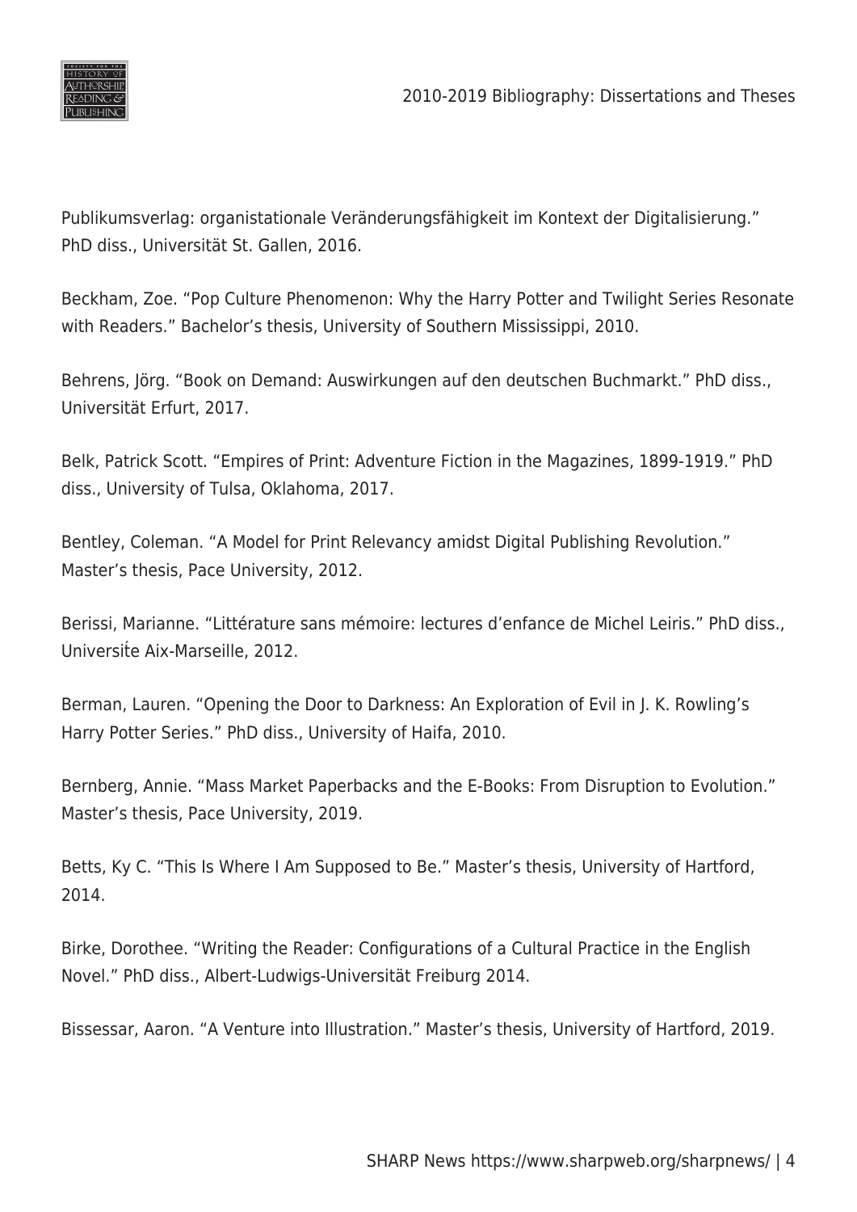Publikumsverlag: organistationale Veränderungsfähigkeit im Kontext der Digitalisierung." PhD diss., Universität St. Gallen, 2016.

Beckham, Zoe. "Pop Culture Phenomenon: Why the Harry Potter and Twilight Series Resonate with Readers." Bachelor's thesis, University of Southern Mississippi, 2010.

Behrens, Jörg. "Book on Demand: Auswirkungen auf den deutschen Buchmarkt." PhD diss., Universität Erfurt, 2017.

Belk, Patrick Scott. "Empires of Print: Adventure Fiction in the Magazines, 1899-1919." PhD diss., University of Tulsa, Oklahoma, 2017.

Bentley, Coleman. "A Model for Print Relevancy amidst Digital Publishing Revolution." Master's thesis, Pace University, 2012.

Berissi, Marianne. "Littérature sans mémoire: lectures d'enfance de Michel Leiris." PhD diss., Université Aix-Marseille, 2012.

Berman, Lauren. "Opening the Door to Darkness: An Exploration of Evil in J. K. Rowling's Harry Potter Series." PhD diss., University of Haifa, 2010.

Bernberg, Annie. "Mass Market Paperbacks and the E-Books: From Disruption to Evolution." Master's thesis, Pace University, 2019.

Betts, Ky C. "This Is Where I Am Supposed to Be." Master's thesis, University of Hartford, 2014.

Birke, Dorothee. "Writing the Reader: Configurations of a Cultural Practice in the English Novel." PhD diss., Albert-Ludwigs-Universität Freiburg 2014.

Bissessar, Aaron. "A Venture into Illustration." Master's thesis, University of Hartford, 2019.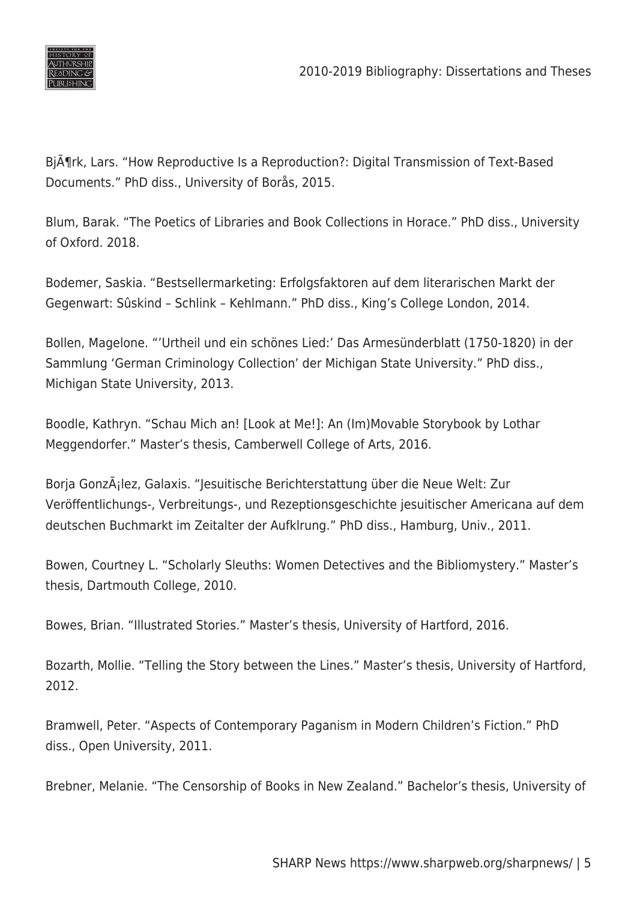BjÃ¶rk, Lars. “How Reproductive Is a Reproduction?: Digital Transmission of Text-Based Documents.” PhD diss., University of Borås, 2015.

Blum, Barak. “The Poetics of Libraries and Book Collections in Horace.” PhD diss., University of Oxford. 2018.

Bodemer, Saskia. “Bestsellermarketing: Erfolgsfaktoren auf dem literarischen Markt der Gegenwart: Sûskind – Schlink – Kehlmann.” PhD diss., King’s College London, 2014.

Bollen, Magelone. “’Urtheil und ein schönes Lied:’ Das Armesünderblatt (1750-1820) in der Sammlung ‘German Criminology Collection’ der Michigan State University.” PhD diss., Michigan State University, 2013.

Boodle, Kathryn. “Schau Mich an! [Look at Me!]: An (Im)Movable Storybook by Lothar Meggendorfer.” Master’s thesis, Camberwell College of Arts, 2016.

Borja GonzÃ¡lez, Galaxis. “Jesuitische Berichterstattung über die Neue Welt: Zur Veröffentlichungs-, Verbreitungs-, und Rezeptionsgeschichte jesuitischer Americana auf dem deutschen Buchmarkt im Zeitalter der Aufklrung.” PhD diss., Hamburg, Univ., 2011.

Bowen, Courtney L. “Scholarly Sleuths: Women Detectives and the Bibliomystery.” Master’s thesis, Dartmouth College, 2010.

Bowes, Brian. “Illustrated Stories.” Master’s thesis, University of Hartford, 2016.

Bozarth, Mollie. “Telling the Story between the Lines.” Master’s thesis, University of Hartford, 2012.

Bramwell, Peter. “Aspects of Contemporary Paganism in Modern Children’s Fiction.” PhD diss., Open University, 2011.

Brebner, Melanie. “The Censorship of Books in New Zealand.” Bachelor’s thesis, University of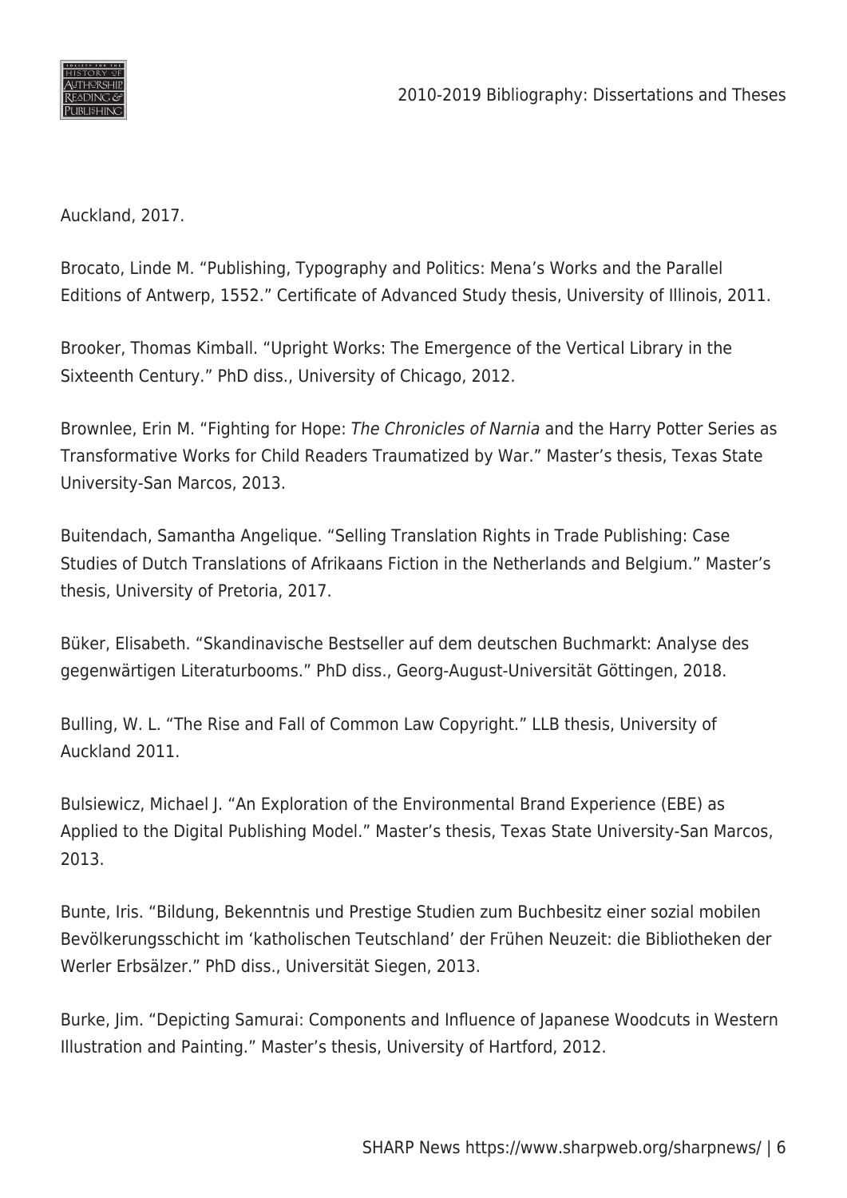Auckland, 2017.

Brocato, Linde M. “Publishing, Typography and Politics: Mena’s Works and the Parallel Editions of Antwerp, 1552.” Certificate of Advanced Study thesis, University of Illinois, 2011.

Brooker, Thomas Kimball. “Upright Works: The Emergence of the Vertical Library in the Sixteenth Century.” PhD diss., University of Chicago, 2012.

Brownlee, Erin M. “Fighting for Hope: *The Chronicles of Narnia* and the Harry Potter Series as Transformative Works for Child Readers Traumatized by War.” Master’s thesis, Texas State University-San Marcos, 2013.

Buitendach, Samantha Angelique. “Selling Translation Rights in Trade Publishing: Case Studies of Dutch Translations of Afrikaans Fiction in the Netherlands and Belgium.” Master’s thesis, University of Pretoria, 2017.

Büker, Elisabeth. “Skandinavische Bestseller auf dem deutschen Buchmarkt: Analyse des gegenwärtigen Literaturbooms.” PhD diss., Georg-August-Universität Göttingen, 2018.

Bulling, W. L. “The Rise and Fall of Common Law Copyright.” LLB thesis, University of Auckland 2011.

Bulsiewicz, Michael J. “An Exploration of the Environmental Brand Experience (EBE) as Applied to the Digital Publishing Model.” Master’s thesis, Texas State University-San Marcos, 2013.

Bunte, Iris. “Bildung, Bekenntnis und Prestige Studien zum Buchbesitz einer sozial mobilen Bevölkerungsschicht im ‘katholischen Teutschland’ der Frühen Neuzeit: die Bibliotheken der Werler Erbsälzer.” PhD diss., Universität Siegen, 2013.

Burke, Jim. “Depicting Samurai: Components and Influence of Japanese Woodcuts in Western Illustration and Painting.” Master’s thesis, University of Hartford, 2012.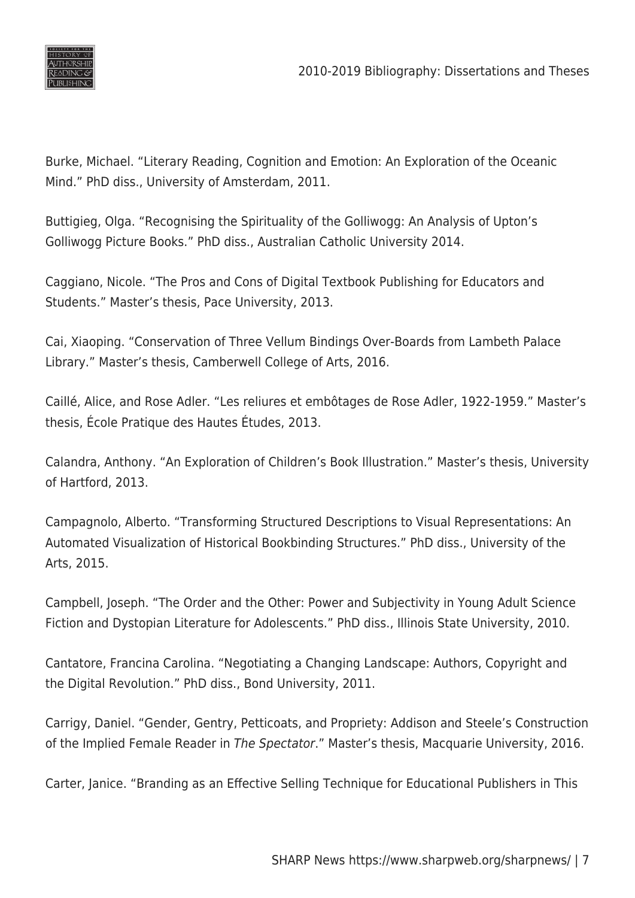Burke, Michael. “Literary Reading, Cognition and Emotion: An Exploration of the Oceanic Mind.” PhD diss., University of Amsterdam, 2011.

Buttigieg, Olga. “Recognising the Spirituality of the Golliwogg: An Analysis of Upton’s Golliwogg Picture Books.” PhD diss., Australian Catholic University 2014.

Caggiano, Nicole. “The Pros and Cons of Digital Textbook Publishing for Educators and Students.” Master’s thesis, Pace University, 2013.

Cai, Xiaoping. “Conservation of Three Vellum Bindings Over-Boards from Lambeth Palace Library.” Master’s thesis, Camberwell College of Arts, 2016.

Caillé, Alice, and Rose Adler. “Les reliures et embôtages de Rose Adler, 1922-1959.” Master’s thesis, École Pratique des Hautes Études, 2013.

Calandra, Anthony. “An Exploration of Children’s Book Illustration.” Master’s thesis, University of Hartford, 2013.

Campagnolo, Alberto. “Transforming Structured Descriptions to Visual Representations: An Automated Visualization of Historical Bookbinding Structures.” PhD diss., University of the Arts, 2015.

Campbell, Joseph. “The Order and the Other: Power and Subjectivity in Young Adult Science Fiction and Dystopian Literature for Adolescents.” PhD diss., Illinois State University, 2010.

Cantatore, Francina Carolina. “Negotiating a Changing Landscape: Authors, Copyright and the Digital Revolution.” PhD diss., Bond University, 2011.

Carrigy, Daniel. “Gender, Gentry, Petticoats, and Propriety: Addison and Steele’s Construction of the Implied Female Reader in *The Spectator*.” Master’s thesis, Macquarie University, 2016.

Carter, Janice. “Branding as an Effective Selling Technique for Educational Publishers in This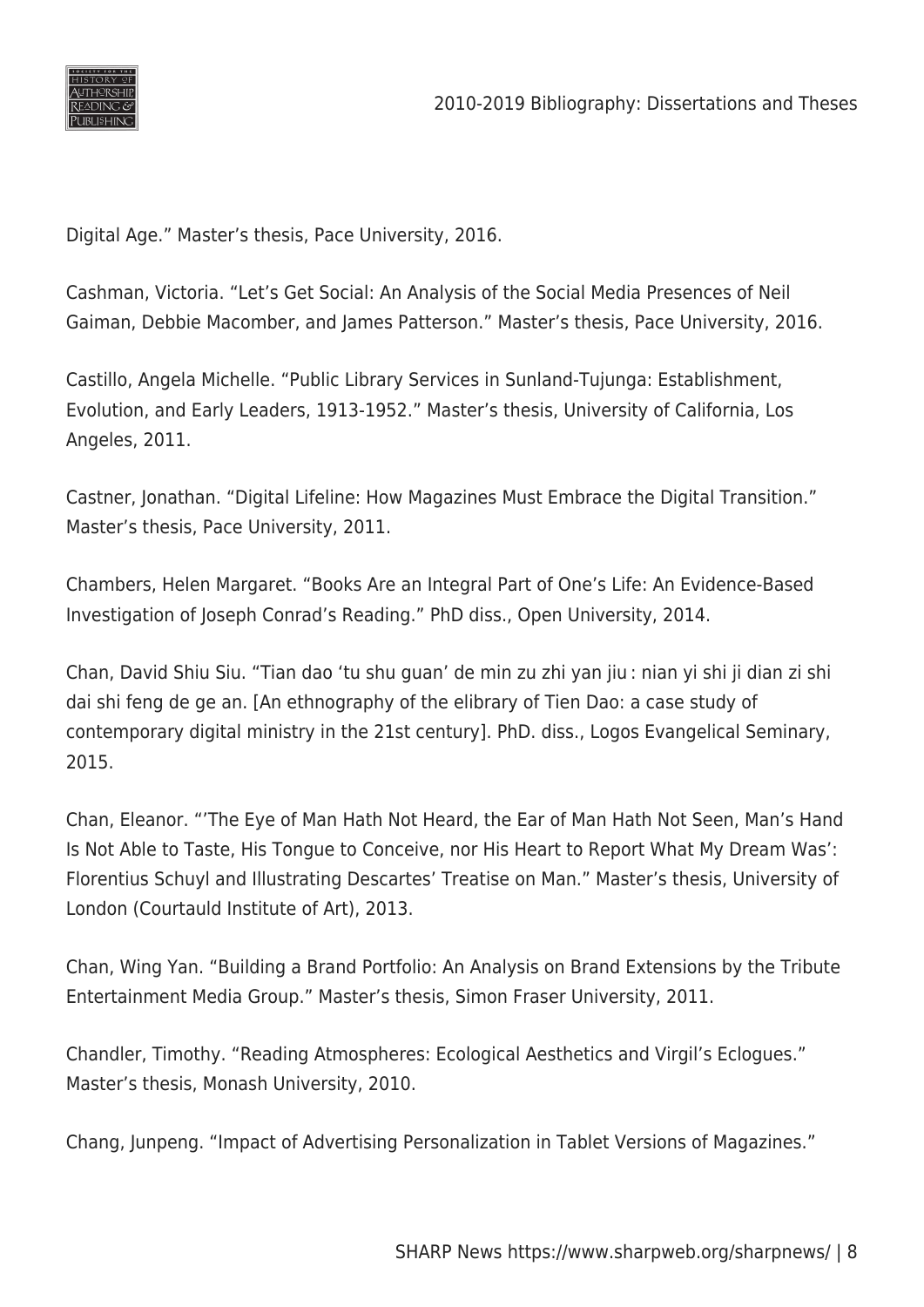Digital Age." Master's thesis, Pace University, 2016.

Cashman, Victoria. "Let's Get Social: An Analysis of the Social Media Presences of Neil Gaiman, Debbie Macomber, and James Patterson." Master's thesis, Pace University, 2016.

Castillo, Angela Michelle. "Public Library Services in Sunland-Tujunga: Establishment, Evolution, and Early Leaders, 1913-1952." Master's thesis, University of California, Los Angeles, 2011.

Castner, Jonathan. "Digital Lifeline: How Magazines Must Embrace the Digital Transition." Master's thesis, Pace University, 2011.

Chambers, Helen Margaret. "Books Are an Integral Part of One's Life: An Evidence-Based Investigation of Joseph Conrad's Reading." PhD diss., Open University, 2014.

Chan, David Shiu Siu. "Tian dao 'tu shu guan' de min zu zhi yan jiu : nian yi shi ji dian zi shi dai shi feng de ge an. [An ethnography of the elibrary of Tien Dao: a case study of contemporary digital ministry in the 21st century]. PhD. diss., Logos Evangelical Seminary, 2015.

Chan, Eleanor. "'The Eye of Man Hath Not Heard, the Ear of Man Hath Not Seen, Man's Hand Is Not Able to Taste, His Tongue to Conceive, nor His Heart to Report What My Dream Was': Florentius Schuyl and Illustrating Descartes' Treatise on Man." Master's thesis, University of London (Courtauld Institute of Art), 2013.

Chan, Wing Yan. "Building a Brand Portfolio: An Analysis on Brand Extensions by the Tribute Entertainment Media Group." Master's thesis, Simon Fraser University, 2011.

Chandler, Timothy. "Reading Atmospheres: Ecological Aesthetics and Virgil's Eclogues." Master's thesis, Monash University, 2010.

Chang, Junpeng. "Impact of Advertising Personalization in Tablet Versions of Magazines."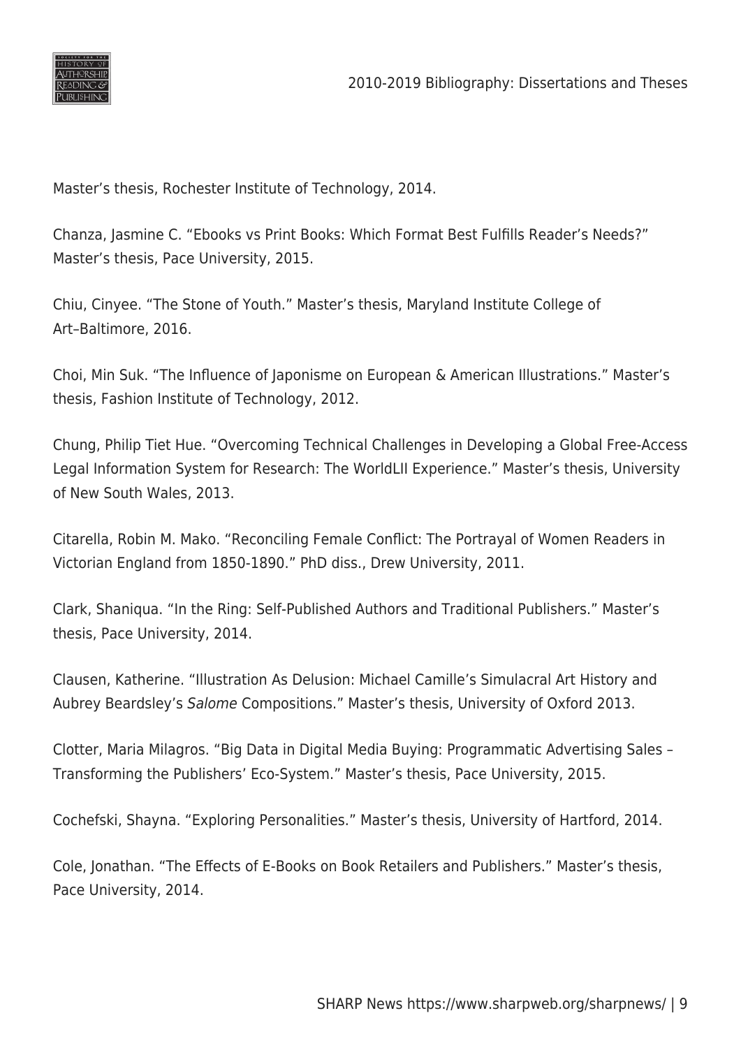Master's thesis, Rochester Institute of Technology, 2014.

Chanza, Jasmine C. "Ebooks vs Print Books: Which Format Best Fulfills Reader's Needs?" Master's thesis, Pace University, 2015.

Chiu, Cinyee. "The Stone of Youth." Master's thesis, Maryland Institute College of Art–Baltimore, 2016.

Choi, Min Suk. "The Influence of Japonisme on European & American Illustrations." Master's thesis, Fashion Institute of Technology, 2012.

Chung, Philip Tiet Hue. "Overcoming Technical Challenges in Developing a Global Free-Access Legal Information System for Research: The WorldLII Experience." Master's thesis, University of New South Wales, 2013.

Citarella, Robin M. Mako. "Reconciling Female Conflict: The Portrayal of Women Readers in Victorian England from 1850-1890." PhD diss., Drew University, 2011.

Clark, Shaniqua. "In the Ring: Self-Published Authors and Traditional Publishers." Master's thesis, Pace University, 2014.

Clausen, Katherine. "Illustration As Delusion: Michael Camille's Simulacral Art History and Aubrey Beardsley's *Salome* Compositions." Master's thesis, University of Oxford 2013.

Clotter, Maria Milagros. "Big Data in Digital Media Buying: Programmatic Advertising Sales – Transforming the Publishers' Eco-System." Master's thesis, Pace University, 2015.

Cochefski, Shayna. "Exploring Personalities." Master's thesis, University of Hartford, 2014.

Cole, Jonathan. "The Effects of E-Books on Book Retailers and Publishers." Master's thesis, Pace University, 2014.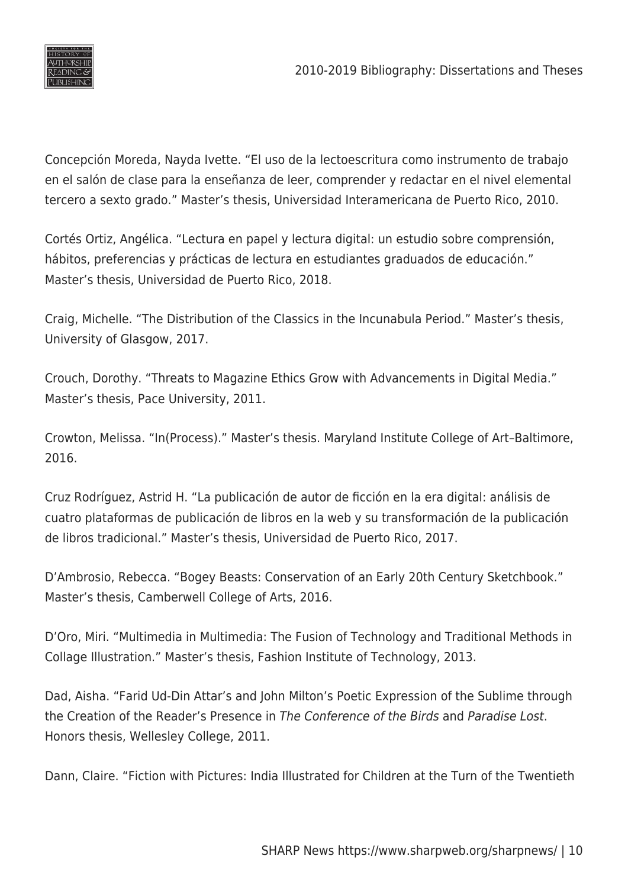Concepción Moreda, Nayda Ivette. "El uso de la lectoescritura como instrumento de trabajo en el salón de clase para la enseñanza de leer, comprender y redactar en el nivel elemental tercero a sexto grado." Master's thesis, Universidad Interamericana de Puerto Rico, 2010.

Cortés Ortiz, Angélica. "Lectura en papel y lectura digital: un estudio sobre comprensión, hábitos, preferencias y prácticas de lectura en estudiantes graduados de educación." Master's thesis, Universidad de Puerto Rico, 2018.

Craig, Michelle. "The Distribution of the Classics in the Incunabula Period." Master's thesis, University of Glasgow, 2017.

Crouch, Dorothy. "Threats to Magazine Ethics Grow with Advancements in Digital Media." Master's thesis, Pace University, 2011.

Crowton, Melissa. "In(Process)." Master's thesis. Maryland Institute College of Art–Baltimore, 2016.

Cruz Rodríguez, Astrid H. "La publicación de autor de ficción en la era digital: análisis de cuatro plataformas de publicación de libros en la web y su transformación de la publicación de libros tradicional." Master's thesis, Universidad de Puerto Rico, 2017.

D'Ambrosio, Rebecca. "Bogey Beasts: Conservation of an Early 20th Century Sketchbook." Master's thesis, Camberwell College of Arts, 2016.

D'Oro, Miri. "Multimedia in Multimedia: The Fusion of Technology and Traditional Methods in Collage Illustration." Master's thesis, Fashion Institute of Technology, 2013.

Dad, Aisha. "Farid Ud-Din Attar's and John Milton's Poetic Expression of the Sublime through the Creation of the Reader's Presence in *The Conference of the Birds* and *Paradise Lost*. Honors thesis, Wellesley College, 2011.

Dann, Claire. "Fiction with Pictures: India Illustrated for Children at the Turn of the Twentieth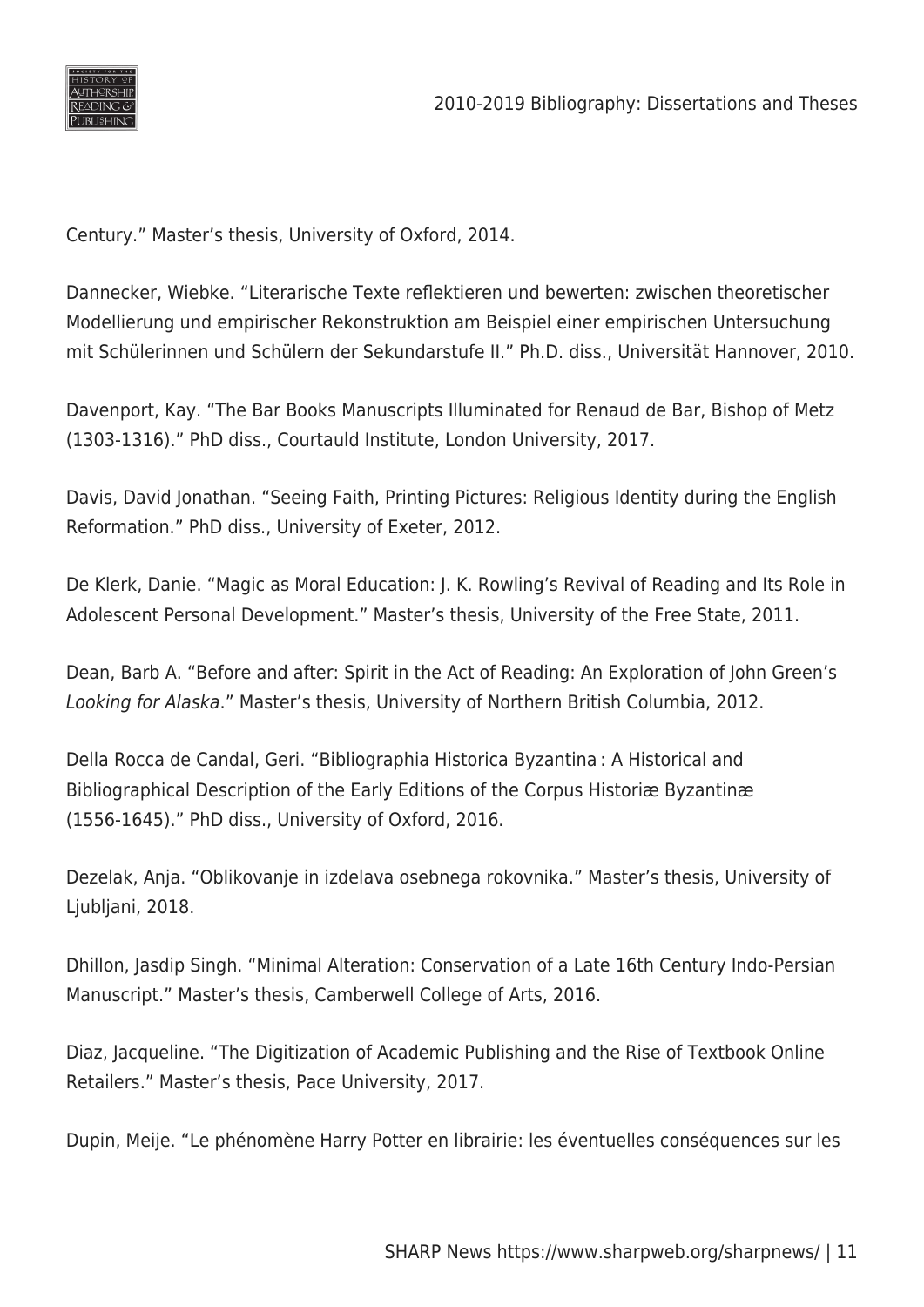Century." Master's thesis, University of Oxford, 2014.

Dannecker, Wiebke. "Literarische Texte reflektieren und bewerten: zwischen theoretischer Modellierung und empirischer Rekonstruktion am Beispiel einer empirischen Untersuchung mit Schülerinnen und Schülern der Sekundarstufe II." Ph.D. diss., Universität Hannover, 2010.

Davenport, Kay. "The Bar Books Manuscripts Illuminated for Renaud de Bar, Bishop of Metz (1303-1316)." PhD diss., Courtauld Institute, London University, 2017.

Davis, David Jonathan. "Seeing Faith, Printing Pictures: Religious Identity during the English Reformation." PhD diss., University of Exeter, 2012.

De Klerk, Danie. "Magic as Moral Education: J. K. Rowling's Revival of Reading and Its Role in Adolescent Personal Development." Master's thesis, University of the Free State, 2011.

Dean, Barb A. "Before and after: Spirit in the Act of Reading: An Exploration of John Green's *Looking for Alaska*." Master's thesis, University of Northern British Columbia, 2012.

Della Rocca de Candal, Geri. "Bibliographia Historica Byzantina : A Historical and Bibliographical Description of the Early Editions of the Corpus Historiæ Byzantinæ (1556-1645)." PhD diss., University of Oxford, 2016.

Dezelak, Anja. "Oblikovanje in izdelava osebnega rokovnika." Master's thesis, University of Ljubljani, 2018.

Dhillon, Jasdip Singh. "Minimal Alteration: Conservation of a Late 16th Century Indo-Persian Manuscript." Master's thesis, Camberwell College of Arts, 2016.

Diaz, Jacqueline. "The Digitization of Academic Publishing and the Rise of Textbook Online Retailers." Master's thesis, Pace University, 2017.

Dupin, Meije. "Le phénomène Harry Potter en librairie: les éventuelles conséquences sur les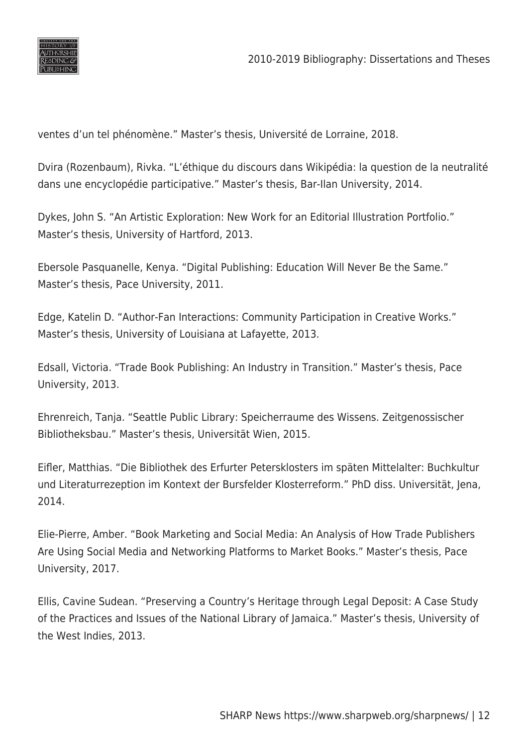ventes d’un tel phénomène.” Master’s thesis, Université de Lorraine, 2018.

Dvira (Rozenbaum), Rivka. “L’éthique du discours dans Wikipédia: la question de la neutralité dans une encyclopédie participative.” Master’s thesis, Bar-Ilan University, 2014.

Dykes, John S. “An Artistic Exploration: New Work for an Editorial Illustration Portfolio.” Master’s thesis, University of Hartford, 2013.

Ebersole Pasquanelle, Kenya. “Digital Publishing: Education Will Never Be the Same.” Master’s thesis, Pace University, 2011.

Edge, Katelin D. “Author-Fan Interactions: Community Participation in Creative Works.” Master’s thesis, University of Louisiana at Lafayette, 2013.

Edsall, Victoria. “Trade Book Publishing: An Industry in Transition.” Master’s thesis, Pace University, 2013.

Ehrenreich, Tanja. “Seattle Public Library: Speicherraume des Wissens. Zeitgenossischer Bibliotheksbau.” Master’s thesis, Universität Wien, 2015.

Eifler, Matthias. “Die Bibliothek des Erfurter Petersklosters im späten Mittelalter: Buchkultur und Literaturrezeption im Kontext der Bursfelder Klosterreform.” PhD diss. Universität, Jena, 2014.

Elie-Pierre, Amber. “Book Marketing and Social Media: An Analysis of How Trade Publishers Are Using Social Media and Networking Platforms to Market Books.” Master’s thesis, Pace University, 2017.

Ellis, Cavine Sudean. “Preserving a Country’s Heritage through Legal Deposit: A Case Study of the Practices and Issues of the National Library of Jamaica.” Master’s thesis, University of the West Indies, 2013.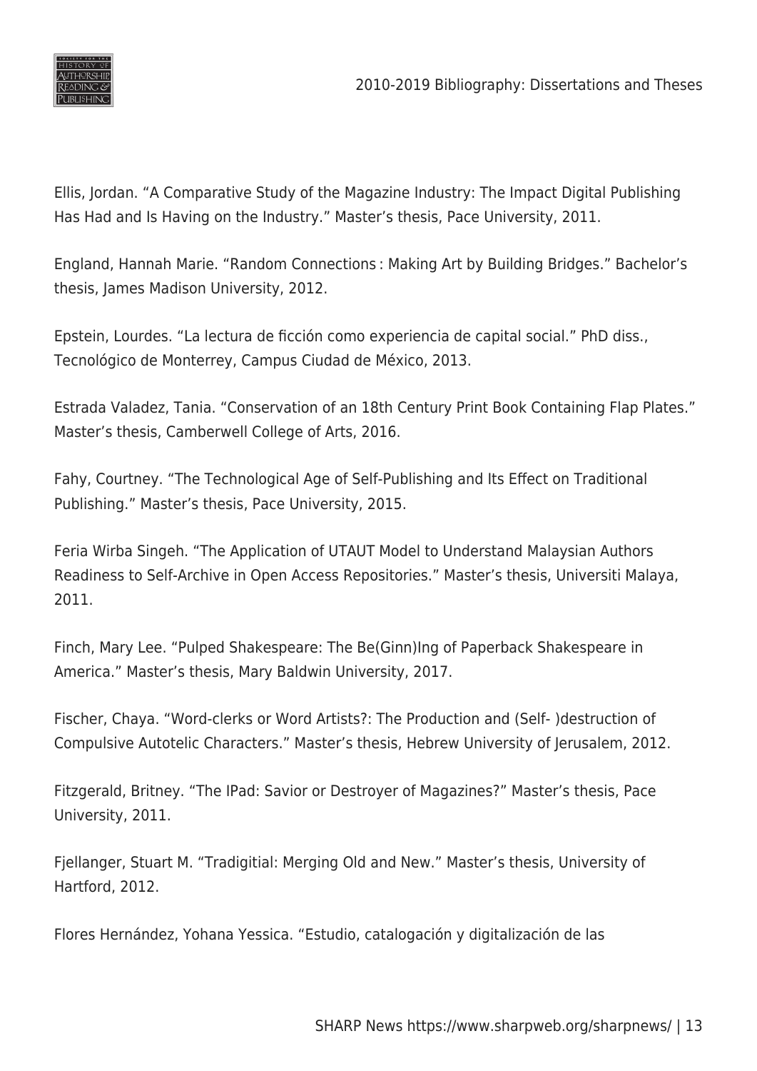Ellis, Jordan. “A Comparative Study of the Magazine Industry: The Impact Digital Publishing Has Had and Is Having on the Industry.” Master’s thesis, Pace University, 2011.

England, Hannah Marie. “Random Connections : Making Art by Building Bridges.” Bachelor’s thesis, James Madison University, 2012.

Epstein, Lourdes. “La lectura de ficción como experiencia de capital social.” PhD diss., Tecnológico de Monterrey, Campus Ciudad de México, 2013.

Estrada Valadez, Tania. “Conservation of an 18th Century Print Book Containing Flap Plates.” Master’s thesis, Camberwell College of Arts, 2016.

Fahy, Courtney. “The Technological Age of Self-Publishing and Its Effect on Traditional Publishing.” Master’s thesis, Pace University, 2015.

Feria Wirba Singeh. “The Application of UTAUT Model to Understand Malaysian Authors Readiness to Self-Archive in Open Access Repositories.” Master’s thesis, Universiti Malaya, 2011.

Finch, Mary Lee. “Pulped Shakespeare: The Be(Ginn)Ing of Paperback Shakespeare in America.” Master’s thesis, Mary Baldwin University, 2017.

Fischer, Chaya. “Word-clerks or Word Artists?: The Production and (Self- )destruction of Compulsive Autotelic Characters.” Master’s thesis, Hebrew University of Jerusalem, 2012.

Fitzgerald, Britney. “The IPad: Savior or Destroyer of Magazines?” Master’s thesis, Pace University, 2011.

Fjellanger, Stuart M. “Tradigitial: Merging Old and New.” Master’s thesis, University of Hartford, 2012.

Flores Hernández, Yohana Yessica. “Estudio, catalogación y digitalización de las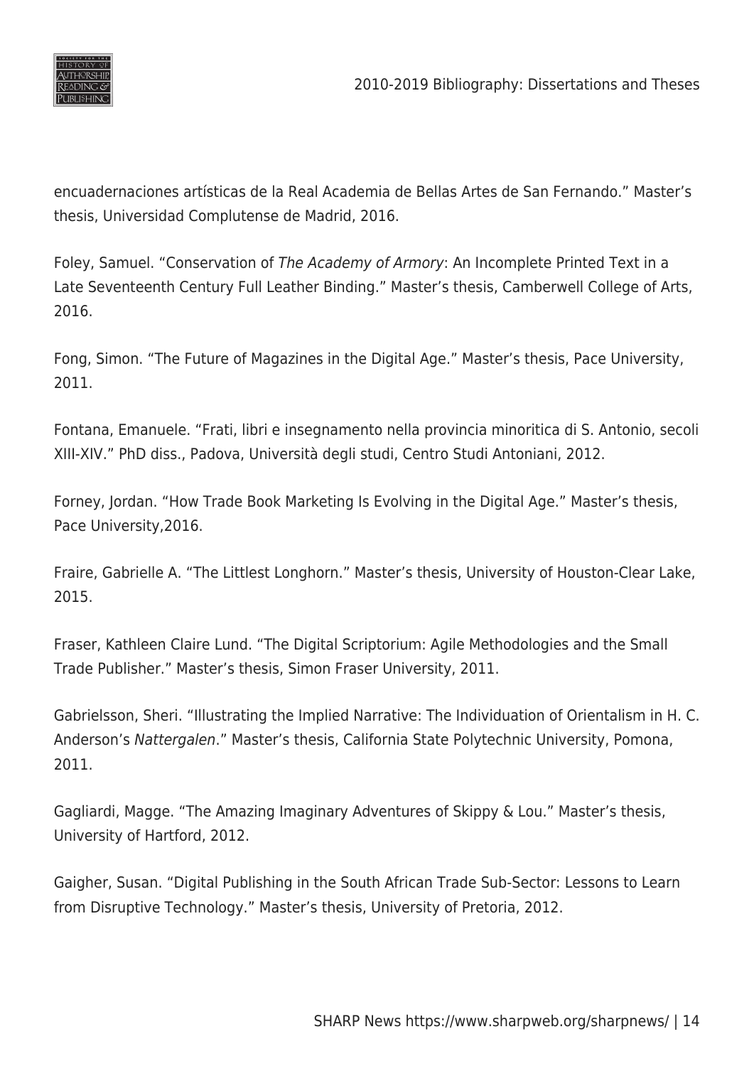encuadernaciones artísticas de la Real Academia de Bellas Artes de San Fernando." Master's thesis, Universidad Complutense de Madrid, 2016.

Foley, Samuel. "Conservation of *The Academy of Armory*: An Incomplete Printed Text in a Late Seventeenth Century Full Leather Binding." Master's thesis, Camberwell College of Arts, 2016.

Fong, Simon. "The Future of Magazines in the Digital Age." Master's thesis, Pace University, 2011.

Fontana, Emanuele. "Frati, libri e insegnamento nella provincia minoritica di S. Antonio, secoli XIII-XIV." PhD diss., Padova, Università degli studi, Centro Studi Antoniani, 2012.

Forney, Jordan. "How Trade Book Marketing Is Evolving in the Digital Age." Master's thesis, Pace University,2016.

Fraire, Gabrielle A. "The Littlest Longhorn." Master's thesis, University of Houston-Clear Lake, 2015.

Fraser, Kathleen Claire Lund. "The Digital Scriptorium: Agile Methodologies and the Small Trade Publisher." Master's thesis, Simon Fraser University, 2011.

Gabrielsson, Sheri. "Illustrating the Implied Narrative: The Individuation of Orientalism in H. C. Anderson's *Nattergalen*." Master's thesis, California State Polytechnic University, Pomona, 2011.

Gagliardi, Magge. "The Amazing Imaginary Adventures of Skippy & Lou." Master's thesis, University of Hartford, 2012.

Gaigher, Susan. "Digital Publishing in the South African Trade Sub-Sector: Lessons to Learn from Disruptive Technology." Master's thesis, University of Pretoria, 2012.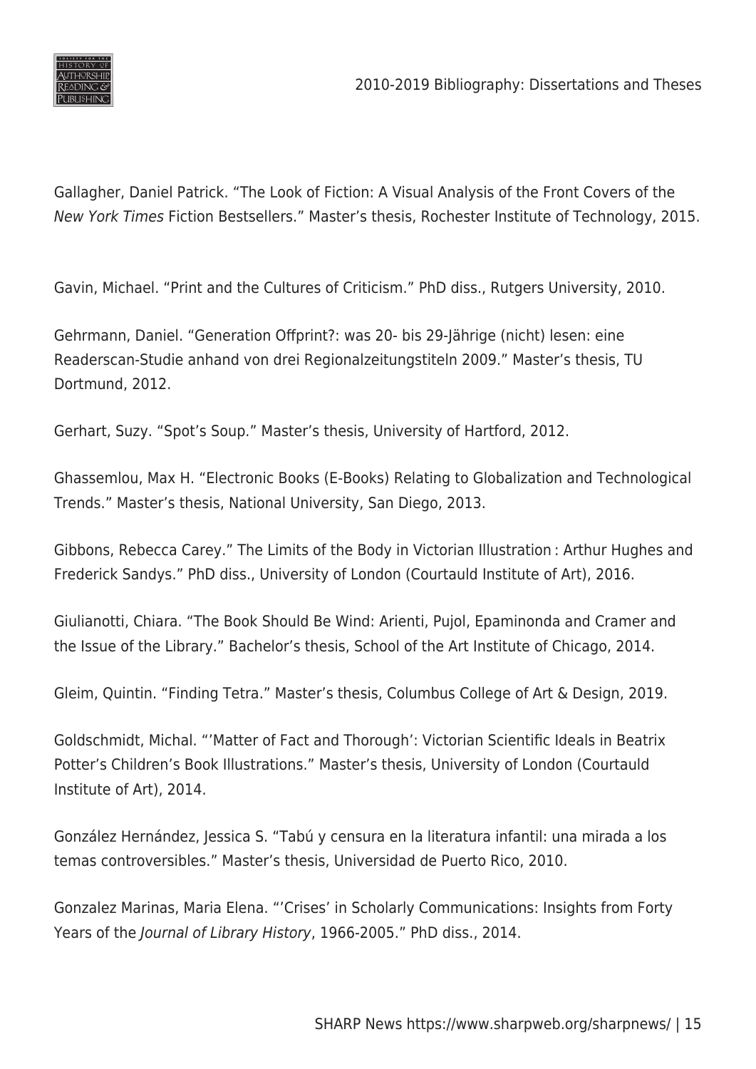Gallagher, Daniel Patrick. “The Look of Fiction: A Visual Analysis of the Front Covers of the *New York Times* Fiction Bestsellers.” Master’s thesis, Rochester Institute of Technology, 2015.

Gavin, Michael. “Print and the Cultures of Criticism.” PhD diss., Rutgers University, 2010.

Gehrmann, Daniel. “Generation Offprint?: was 20- bis 29-Jährige (nicht) lesen: eine Readerscan-Studie anhand von drei Regionalzeitungstiteln 2009.” Master’s thesis, TU Dortmund, 2012.

Gerhart, Suzy. “Spot’s Soup.” Master’s thesis, University of Hartford, 2012.

Ghassemlou, Max H. “Electronic Books (E-Books) Relating to Globalization and Technological Trends.” Master’s thesis, National University, San Diego, 2013.

Gibbons, Rebecca Carey.” The Limits of the Body in Victorian Illustration : Arthur Hughes and Frederick Sandys.” PhD diss., University of London (Courtauld Institute of Art), 2016.

Giulianotti, Chiara. “The Book Should Be Wind: Arienti, Pujol, Epaminonda and Cramer and the Issue of the Library.” Bachelor’s thesis, School of the Art Institute of Chicago, 2014.

Gleim, Quintin. “Finding Tetra.” Master’s thesis, Columbus College of Art & Design, 2019.

Goldschmidt, Michal. “’Matter of Fact and Thorough’: Victorian Scientific Ideals in Beatrix Potter’s Children’s Book Illustrations.” Master’s thesis, University of London (Courtauld Institute of Art), 2014.

González Hernández, Jessica S. “Tabú y censura en la literatura infantil: una mirada a los temas controversibles.” Master’s thesis, Universidad de Puerto Rico, 2010.

Gonzalez Marinas, Maria Elena. “’Crises’ in Scholarly Communications: Insights from Forty Years of the *Journal of Library History*, 1966-2005.” PhD diss., 2014.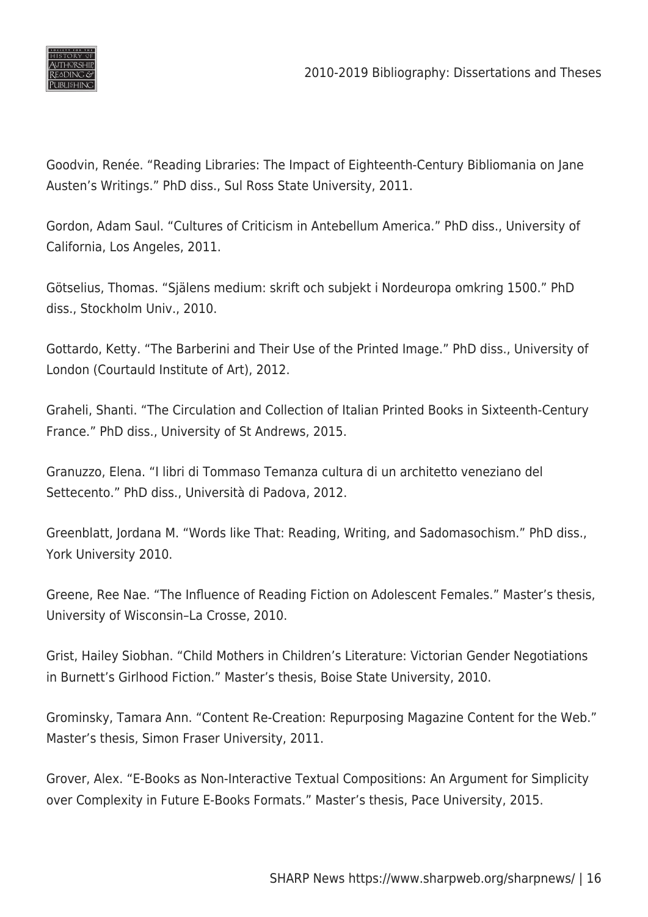Goodvin, Renée. “Reading Libraries: The Impact of Eighteenth-Century Bibliomania on Jane Austen’s Writings.” PhD diss., Sul Ross State University, 2011.

Gordon, Adam Saul. “Cultures of Criticism in Antebellum America.” PhD diss., University of California, Los Angeles, 2011.

Götselius, Thomas. “Själens medium: skrift och subjekt i Nordeuropa omkring 1500.” PhD diss., Stockholm Univ., 2010.

Gottardo, Ketty. “The Barberini and Their Use of the Printed Image.” PhD diss., University of London (Courtauld Institute of Art), 2012.

Graheli, Shanti. “The Circulation and Collection of Italian Printed Books in Sixteenth-Century France.” PhD diss., University of St Andrews, 2015.

Granuzzo, Elena. “I libri di Tommaso Temanza cultura di un architetto veneziano del Settecento.” PhD diss., Università di Padova, 2012.

Greenblatt, Jordana M. “Words like That: Reading, Writing, and Sadomasochism.” PhD diss., York University 2010.

Greene, Ree Nae. “The Influence of Reading Fiction on Adolescent Females.” Master’s thesis, University of Wisconsin–La Crosse, 2010.

Grist, Hailey Siobhan. “Child Mothers in Children’s Literature: Victorian Gender Negotiations in Burnett’s Girlhood Fiction.” Master’s thesis, Boise State University, 2010.

Grominsky, Tamara Ann. “Content Re-Creation: Repurposing Magazine Content for the Web.” Master’s thesis, Simon Fraser University, 2011.

Grover, Alex. “E-Books as Non-Interactive Textual Compositions: An Argument for Simplicity over Complexity in Future E-Books Formats.” Master’s thesis, Pace University, 2015.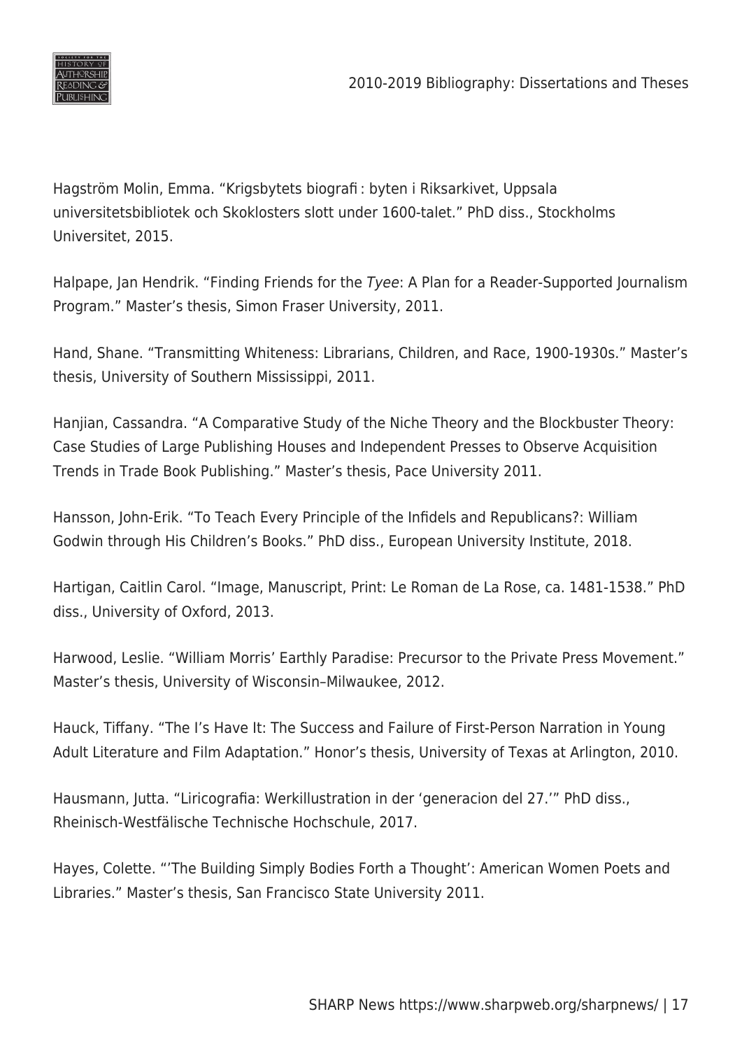Hagström Molin, Emma. “Krigsbytets biografi : byten i Riksarkivet, Uppsala universitetsbibliotek och Skoklosters slott under 1600-talet.” PhD diss., Stockholms Universitet, 2015.

Halpape, Jan Hendrik. “Finding Friends for the *Tyee*: A Plan for a Reader-Supported Journalism Program.” Master’s thesis, Simon Fraser University, 2011.

Hand, Shane. “Transmitting Whiteness: Librarians, Children, and Race, 1900-1930s.” Master’s thesis, University of Southern Mississippi, 2011.

Hanjian, Cassandra. “A Comparative Study of the Niche Theory and the Blockbuster Theory: Case Studies of Large Publishing Houses and Independent Presses to Observe Acquisition Trends in Trade Book Publishing.” Master’s thesis, Pace University 2011.

Hansson, John-Erik. “To Teach Every Principle of the Infidels and Republicans?: William Godwin through His Children’s Books.” PhD diss., European University Institute, 2018.

Hartigan, Caitlin Carol. “Image, Manuscript, Print: Le Roman de La Rose, ca. 1481-1538.” PhD diss., University of Oxford, 2013.

Harwood, Leslie. “William Morris’ Earthly Paradise: Precursor to the Private Press Movement.” Master’s thesis, University of Wisconsin–Milwaukee, 2012.

Hauck, Tiffany. “The I’s Have It: The Success and Failure of First-Person Narration in Young Adult Literature and Film Adaptation.” Honor’s thesis, University of Texas at Arlington, 2010.

Hausmann, Jutta. “Liricografia: Werkillustration in der ‘generacion del 27.’” PhD diss., Rheinisch-Westfälische Technische Hochschule, 2017.

Hayes, Colette. “’The Building Simply Bodies Forth a Thought’: American Women Poets and Libraries.” Master’s thesis, San Francisco State University 2011.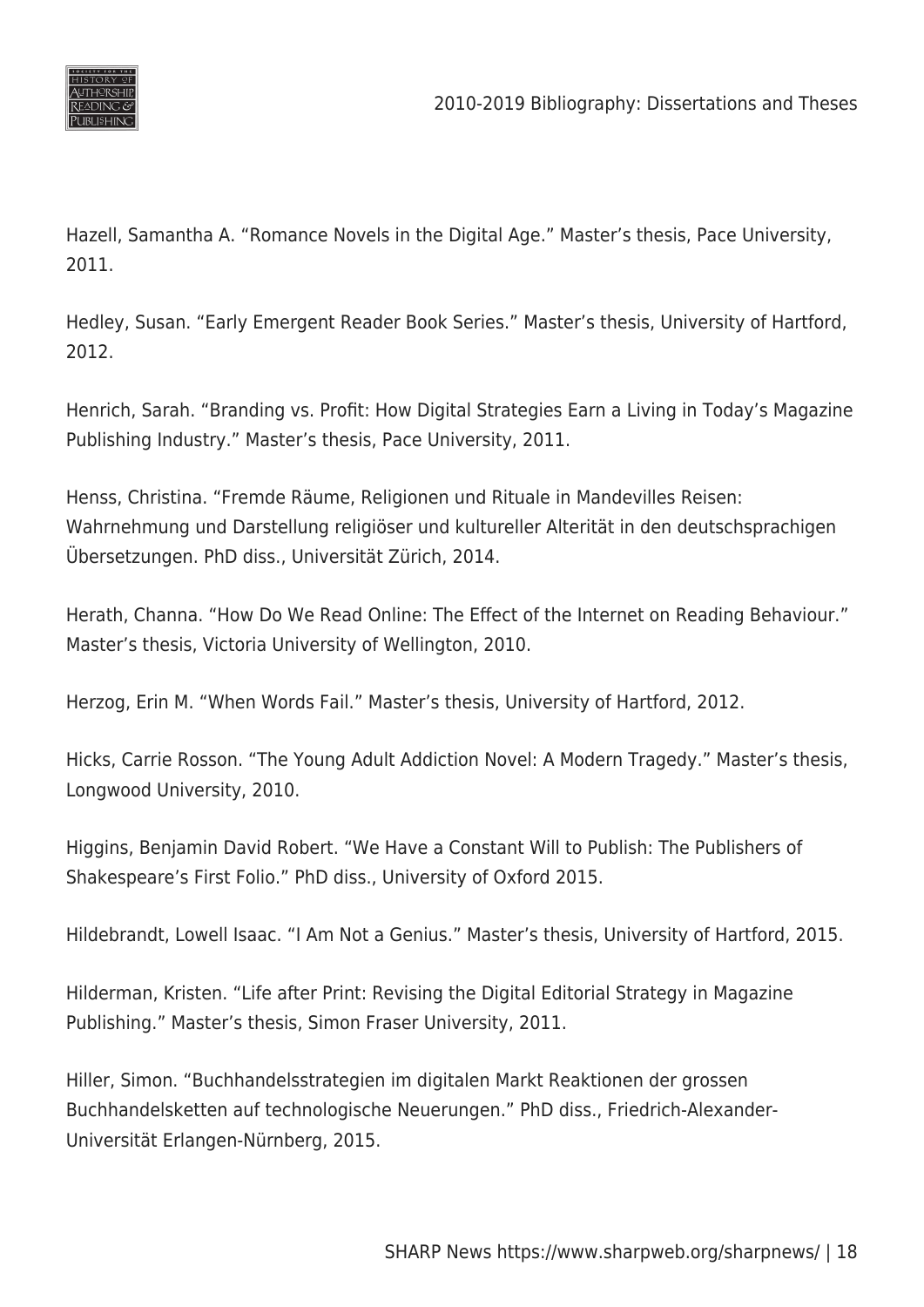Hazell, Samantha A. “Romance Novels in the Digital Age.” Master’s thesis, Pace University, 2011.

Hedley, Susan. “Early Emergent Reader Book Series.” Master’s thesis, University of Hartford, 2012.

Henrich, Sarah. “Branding vs. Profit: How Digital Strategies Earn a Living in Today’s Magazine Publishing Industry.” Master’s thesis, Pace University, 2011.

Henss, Christina. “Fremde Räume, Religionen und Rituale in Mandevilles Reisen: Wahrnehmung und Darstellung religiöser und kultureller Alterität in den deutschsprachigen Übersetzungen. PhD diss., Universität Zürich, 2014.

Herath, Channa. “How Do We Read Online: The Effect of the Internet on Reading Behaviour.” Master’s thesis, Victoria University of Wellington, 2010.

Herzog, Erin M. “When Words Fail.” Master’s thesis, University of Hartford, 2012.

Hicks, Carrie Rosson. “The Young Adult Addiction Novel: A Modern Tragedy.” Master’s thesis, Longwood University, 2010.

Higgins, Benjamin David Robert. “We Have a Constant Will to Publish: The Publishers of Shakespeare’s First Folio.” PhD diss., University of Oxford 2015.

Hildebrandt, Lowell Isaac. “I Am Not a Genius.” Master’s thesis, University of Hartford, 2015.

Hilderman, Kristen. “Life after Print: Revising the Digital Editorial Strategy in Magazine Publishing.” Master’s thesis, Simon Fraser University, 2011.

Hiller, Simon. “Buchhandelsstrategien im digitalen Markt Reaktionen der grossen Buchhandelsketten auf technologische Neuerungen.” PhD diss., Friedrich-Alexander-Universität Erlangen-Nürnberg, 2015.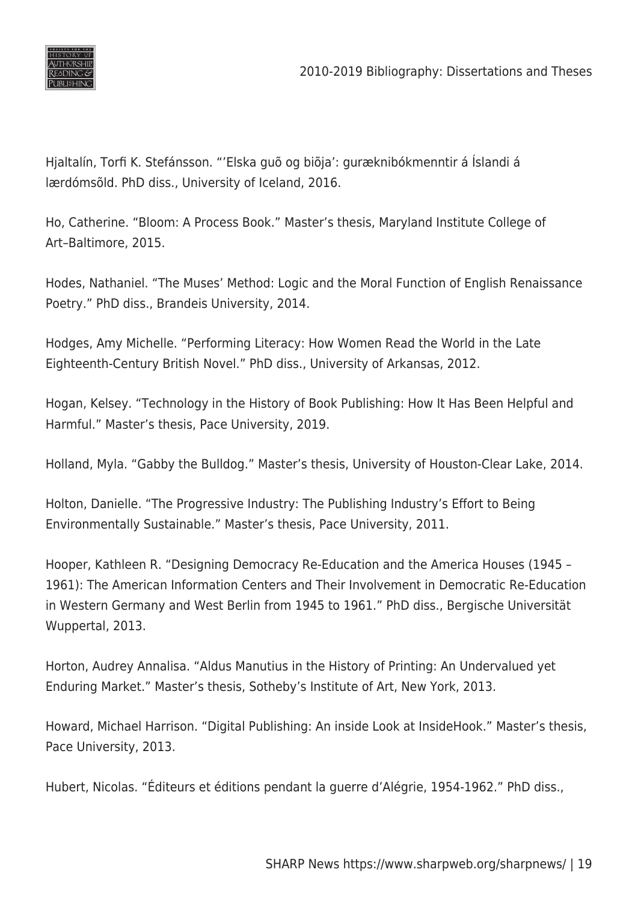Hjaltalín, Torfi K. Stefánsson. "'Elska guõ og biõja': guræknibókmenntir á Íslandi á lærdómsõld. PhD diss., University of Iceland, 2016.

Ho, Catherine. "Bloom: A Process Book." Master's thesis, Maryland Institute College of Art–Baltimore, 2015.

Hodes, Nathaniel. "The Muses' Method: Logic and the Moral Function of English Renaissance Poetry." PhD diss., Brandeis University, 2014.

Hodges, Amy Michelle. "Performing Literacy: How Women Read the World in the Late Eighteenth-Century British Novel." PhD diss., University of Arkansas, 2012.

Hogan, Kelsey. "Technology in the History of Book Publishing: How It Has Been Helpful and Harmful." Master's thesis, Pace University, 2019.

Holland, Myla. "Gabby the Bulldog." Master's thesis, University of Houston-Clear Lake, 2014.

Holton, Danielle. "The Progressive Industry: The Publishing Industry's Effort to Being Environmentally Sustainable." Master's thesis, Pace University, 2011.

Hooper, Kathleen R. "Designing Democracy Re-Education and the America Houses (1945 – 1961): The American Information Centers and Their Involvement in Democratic Re-Education in Western Germany and West Berlin from 1945 to 1961." PhD diss., Bergische Universität Wuppertal, 2013.

Horton, Audrey Annalisa. "Aldus Manutius in the History of Printing: An Undervalued yet Enduring Market." Master's thesis, Sotheby's Institute of Art, New York, 2013.

Howard, Michael Harrison. "Digital Publishing: An inside Look at InsideHook." Master's thesis, Pace University, 2013.

Hubert, Nicolas. "Éditeurs et éditions pendant la guerre d'Alégrie, 1954-1962." PhD diss.,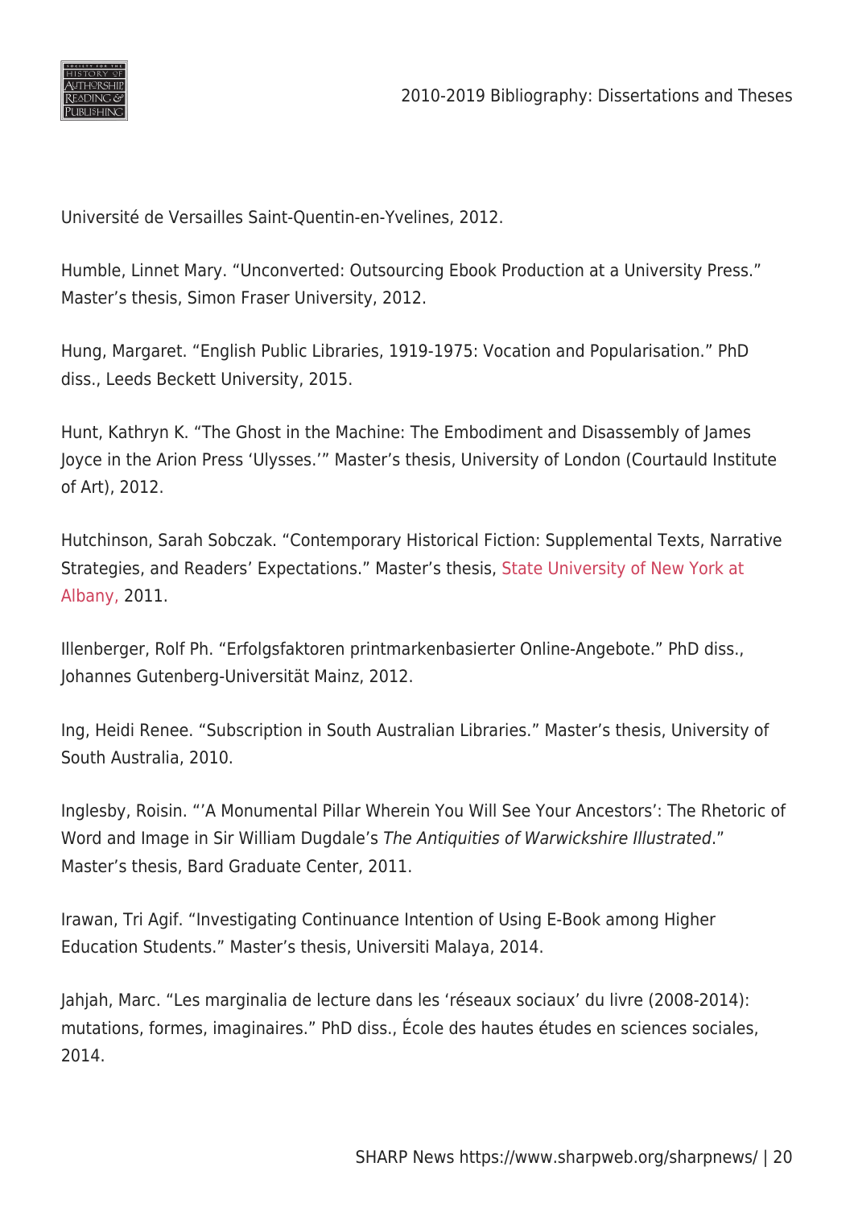Université de Versailles Saint-Quentin-en-Yvelines, 2012.

Humble, Linnet Mary. “Unconverted: Outsourcing Ebook Production at a University Press.” Master’s thesis, Simon Fraser University, 2012.

Hung, Margaret. “English Public Libraries, 1919-1975: Vocation and Popularisation.” PhD diss., Leeds Beckett University, 2015.

Hunt, Kathryn K. “The Ghost in the Machine: The Embodiment and Disassembly of James Joyce in the Arion Press ‘Ulysses.’” Master’s thesis, University of London (Courtauld Institute of Art), 2012.

Hutchinson, Sarah Sobczak. “Contemporary Historical Fiction: Supplemental Texts, Narrative Strategies, and Readers’ Expectations.” Master’s thesis, State University of New York at Albany, 2011.

Illenberger, Rolf Ph. “Erfolgsfaktoren printmarkenbasierter Online-Angebote.” PhD diss., Johannes Gutenberg-Universität Mainz, 2012.

Ing, Heidi Renee. “Subscription in South Australian Libraries.” Master’s thesis, University of South Australia, 2010.

Inglesby, Roisin. “’A Monumental Pillar Wherein You Will See Your Ancestors’: The Rhetoric of Word and Image in Sir William Dugdale’s *The Antiquities of Warwickshire Illustrated*.” Master’s thesis, Bard Graduate Center, 2011.

Irawan, Tri Agif. “Investigating Continuance Intention of Using E-Book among Higher Education Students.” Master’s thesis, Universiti Malaya, 2014.

Jahjah, Marc. “Les marginalia de lecture dans les ‘réseaux sociaux’ du livre (2008-2014): mutations, formes, imaginaires.” PhD diss., École des hautes études en sciences sociales, 2014.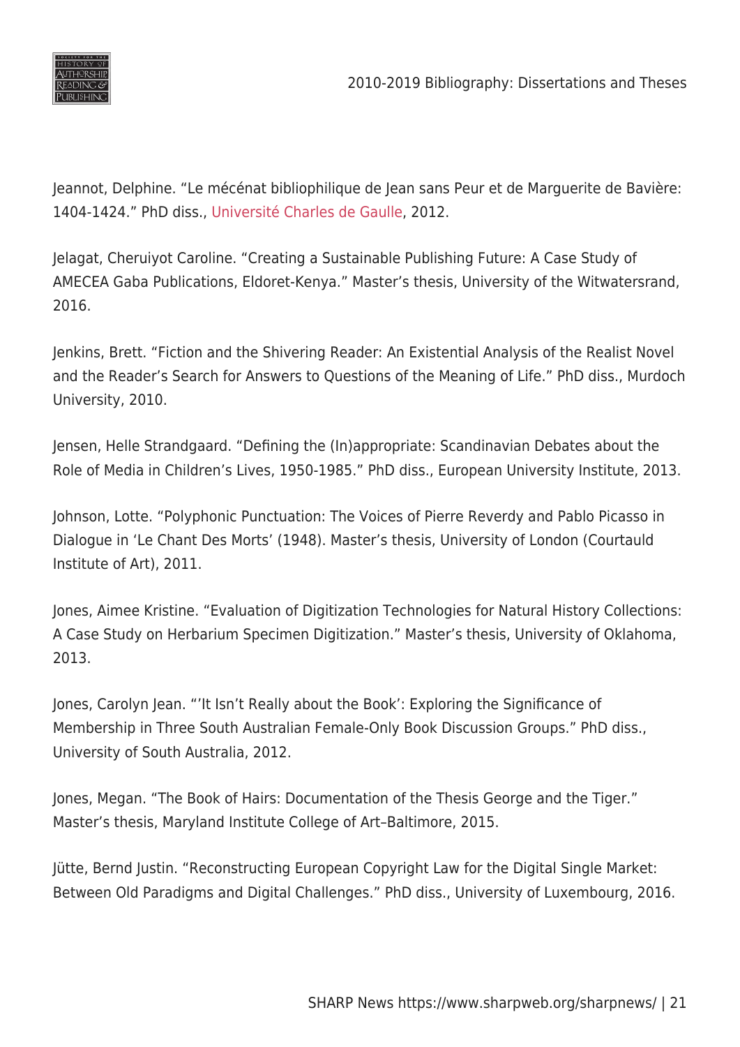Jeannot, Delphine. "Le mécénat bibliophilique de Jean sans Peur et de Marguerite de Bavière: 1404-1424." PhD diss., Université Charles de Gaulle, 2012.

Jelagat, Cheruiyot Caroline. "Creating a Sustainable Publishing Future: A Case Study of AMECEA Gaba Publications, Eldoret-Kenya." Master's thesis, University of the Witwatersrand, 2016.

Jenkins, Brett. "Fiction and the Shivering Reader: An Existential Analysis of the Realist Novel and the Reader's Search for Answers to Questions of the Meaning of Life." PhD diss., Murdoch University, 2010.

Jensen, Helle Strandgaard. "Defining the (In)appropriate: Scandinavian Debates about the Role of Media in Children's Lives, 1950-1985." PhD diss., European University Institute, 2013.

Johnson, Lotte. "Polyphonic Punctuation: The Voices of Pierre Reverdy and Pablo Picasso in Dialogue in 'Le Chant Des Morts' (1948). Master's thesis, University of London (Courtauld Institute of Art), 2011.

Jones, Aimee Kristine. "Evaluation of Digitization Technologies for Natural History Collections: A Case Study on Herbarium Specimen Digitization." Master's thesis, University of Oklahoma, 2013.

Jones, Carolyn Jean. "'It Isn't Really about the Book': Exploring the Significance of Membership in Three South Australian Female-Only Book Discussion Groups." PhD diss., University of South Australia, 2012.

Jones, Megan. "The Book of Hairs: Documentation of the Thesis George and the Tiger." Master's thesis, Maryland Institute College of Art–Baltimore, 2015.

Jütte, Bernd Justin. "Reconstructing European Copyright Law for the Digital Single Market: Between Old Paradigms and Digital Challenges." PhD diss., University of Luxembourg, 2016.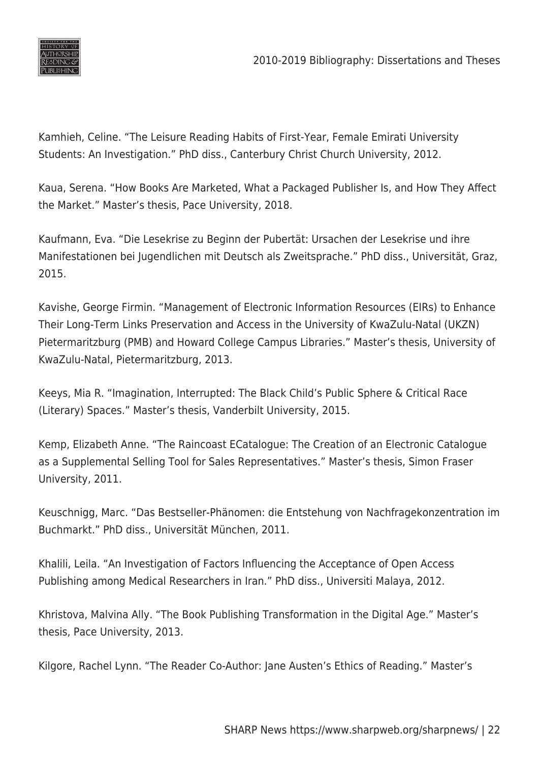Kamhieh, Celine. “The Leisure Reading Habits of First-Year, Female Emirati University Students: An Investigation.” PhD diss., Canterbury Christ Church University, 2012.

Kaua, Serena. “How Books Are Marketed, What a Packaged Publisher Is, and How They Affect the Market.” Master’s thesis, Pace University, 2018.

Kaufmann, Eva. “Die Lesekrise zu Beginn der Pubertät: Ursachen der Lesekrise und ihre Manifestationen bei Jugendlichen mit Deutsch als Zweitsprache.” PhD diss., Universität, Graz, 2015.

Kavishe, George Firmin. “Management of Electronic Information Resources (EIRs) to Enhance Their Long-Term Links Preservation and Access in the University of KwaZulu-Natal (UKZN) Pietermaritzburg (PMB) and Howard College Campus Libraries.” Master’s thesis, University of KwaZulu-Natal, Pietermaritzburg, 2013.

Keeys, Mia R. “Imagination, Interrupted: The Black Child’s Public Sphere & Critical Race (Literary) Spaces.” Master’s thesis, Vanderbilt University, 2015.

Kemp, Elizabeth Anne. “The Raincoast ECatalogue: The Creation of an Electronic Catalogue as a Supplemental Selling Tool for Sales Representatives.” Master’s thesis, Simon Fraser University, 2011.

Keuschnigg, Marc. “Das Bestseller-Phänomen: die Entstehung von Nachfragekonzentration im Buchmarkt.” PhD diss., Universität München, 2011.

Khalili, Leila. “An Investigation of Factors Influencing the Acceptance of Open Access Publishing among Medical Researchers in Iran.” PhD diss., Universiti Malaya, 2012.

Khristova, Malvina Ally. “The Book Publishing Transformation in the Digital Age.” Master’s thesis, Pace University, 2013.

Kilgore, Rachel Lynn. “The Reader Co-Author: Jane Austen’s Ethics of Reading.” Master’s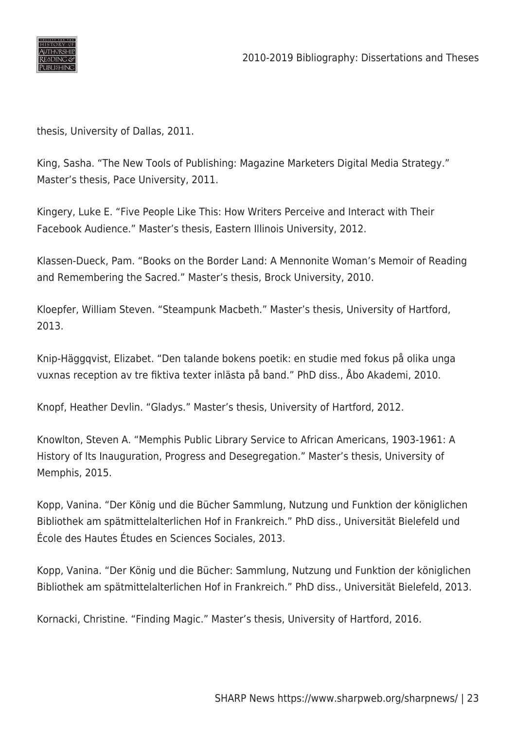thesis, University of Dallas, 2011.

King, Sasha. “The New Tools of Publishing: Magazine Marketers Digital Media Strategy.” Master’s thesis, Pace University, 2011.

Kingery, Luke E. “Five People Like This: How Writers Perceive and Interact with Their Facebook Audience.” Master’s thesis, Eastern Illinois University, 2012.

Klassen-Dueck, Pam. “Books on the Border Land: A Mennonite Woman’s Memoir of Reading and Remembering the Sacred.” Master’s thesis, Brock University, 2010.

Kloepfer, William Steven. “Steampunk Macbeth.” Master’s thesis, University of Hartford, 2013.

Knip-Häggqvist, Elizabet. “Den talande bokens poetik: en studie med fokus på olika unga vuxnas reception av tre fiktiva texter inlästa på band.” PhD diss., Åbo Akademi, 2010.

Knopf, Heather Devlin. “Gladys.” Master’s thesis, University of Hartford, 2012.

Knowlton, Steven A. “Memphis Public Library Service to African Americans, 1903-1961: A History of Its Inauguration, Progress and Desegregation.” Master’s thesis, University of Memphis, 2015.

Kopp, Vanina. “Der König und die Bücher Sammlung, Nutzung und Funktion der königlichen Bibliothek am spätmittelalterlichen Hof in Frankreich.” PhD diss., Universität Bielefeld und École des Hautes Études en Sciences Sociales, 2013.

Kopp, Vanina. “Der König und die Bücher: Sammlung, Nutzung und Funktion der königlichen Bibliothek am spätmittelalterlichen Hof in Frankreich.” PhD diss., Universität Bielefeld, 2013.

Kornacki, Christine. “Finding Magic.” Master’s thesis, University of Hartford, 2016.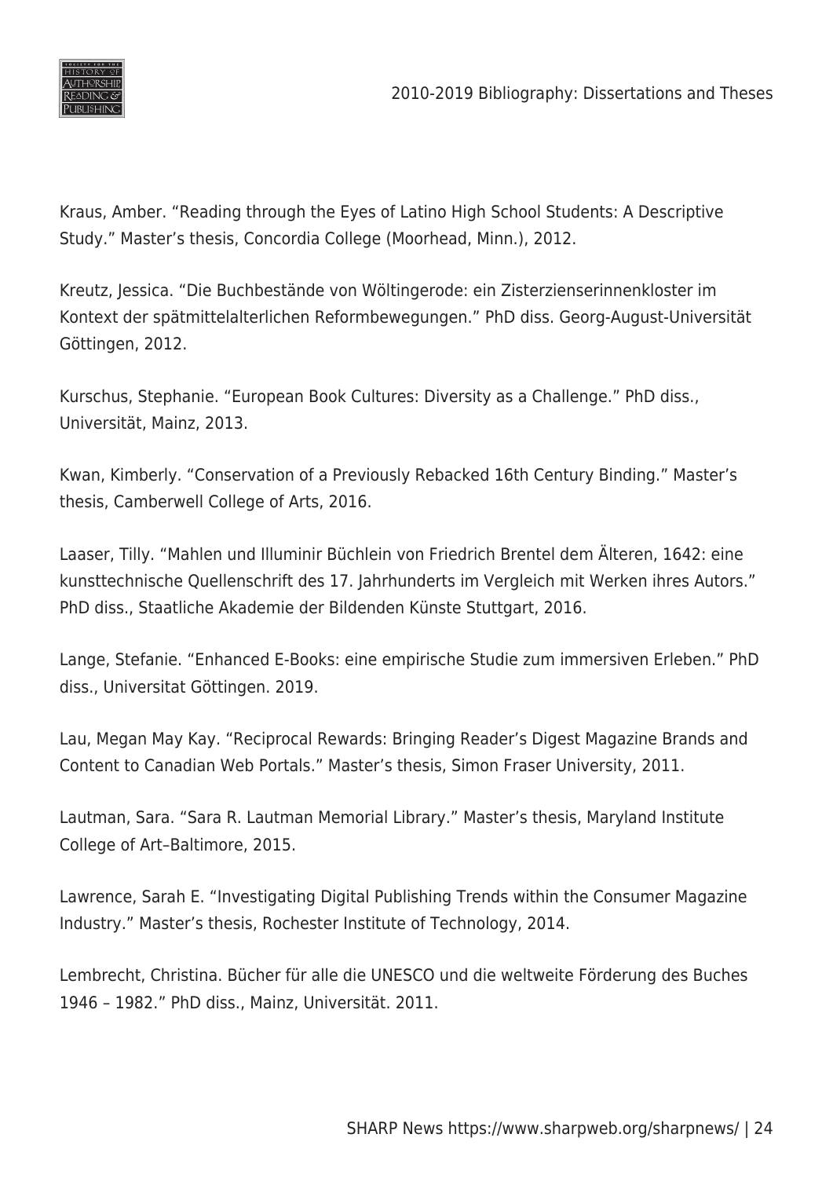Kraus, Amber. "Reading through the Eyes of Latino High School Students: A Descriptive Study." Master's thesis, Concordia College (Moorhead, Minn.), 2012.

Kreutz, Jessica. "Die Buchbestände von Wöltingerode: ein Zisterzienserinnenkloster im Kontext der spätmittelalterlichen Reformbewegungen." PhD diss. Georg-August-Universität Göttingen, 2012.

Kurschus, Stephanie. "European Book Cultures: Diversity as a Challenge." PhD diss., Universität, Mainz, 2013.

Kwan, Kimberly. "Conservation of a Previously Rebacked 16th Century Binding." Master's thesis, Camberwell College of Arts, 2016.

Laaser, Tilly. "Mahlen und Illuminir Büchlein von Friedrich Brentel dem Älteren, 1642: eine kunsttechnische Quellenschrift des 17. Jahrhunderts im Vergleich mit Werken ihres Autors." PhD diss., Staatliche Akademie der Bildenden Künste Stuttgart, 2016.

Lange, Stefanie. "Enhanced E-Books: eine empirische Studie zum immersiven Erleben." PhD diss., Universitat Göttingen. 2019.

Lau, Megan May Kay. "Reciprocal Rewards: Bringing Reader's Digest Magazine Brands and Content to Canadian Web Portals." Master's thesis, Simon Fraser University, 2011.

Lautman, Sara. "Sara R. Lautman Memorial Library." Master's thesis, Maryland Institute College of Art–Baltimore, 2015.

Lawrence, Sarah E. "Investigating Digital Publishing Trends within the Consumer Magazine Industry." Master's thesis, Rochester Institute of Technology, 2014.

Lembrecht, Christina. Bücher für alle die UNESCO und die weltweite Förderung des Buches 1946 – 1982." PhD diss., Mainz, Universität. 2011.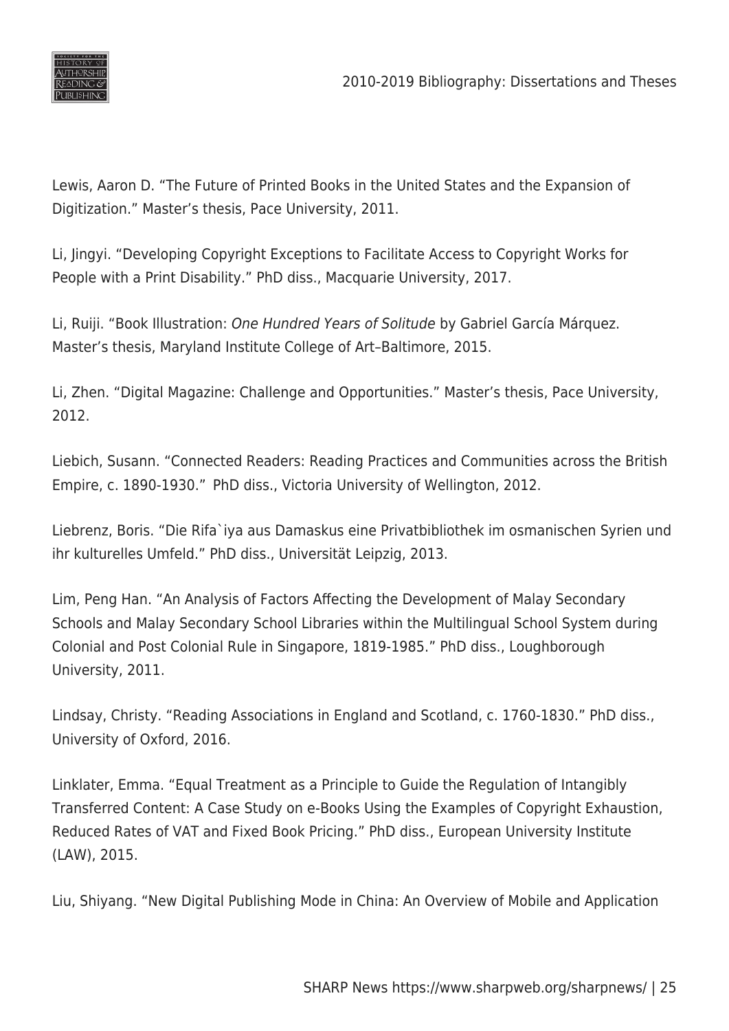Lewis, Aaron D. “The Future of Printed Books in the United States and the Expansion of Digitization.” Master’s thesis, Pace University, 2011.

Li, Jingyi. “Developing Copyright Exceptions to Facilitate Access to Copyright Works for People with a Print Disability.” PhD diss., Macquarie University, 2017.

Li, Ruiji. “Book Illustration: *One Hundred Years of Solitude* by Gabriel García Márquez. Master’s thesis, Maryland Institute College of Art–Baltimore, 2015.

Li, Zhen. “Digital Magazine: Challenge and Opportunities.” Master’s thesis, Pace University, 2012.

Liebich, Susann. “Connected Readers: Reading Practices and Communities across the British Empire, c. 1890-1930.” PhD diss., Victoria University of Wellington, 2012.

Liebrenz, Boris. “Die Rifa`iya aus Damaskus eine Privatbibliothek im osmanischen Syrien und ihr kulturelles Umfeld.” PhD diss., Universität Leipzig, 2013.

Lim, Peng Han. “An Analysis of Factors Affecting the Development of Malay Secondary Schools and Malay Secondary School Libraries within the Multilingual School System during Colonial and Post Colonial Rule in Singapore, 1819-1985.” PhD diss., Loughborough University, 2011.

Lindsay, Christy. “Reading Associations in England and Scotland, c. 1760-1830.” PhD diss., University of Oxford, 2016.

Linklater, Emma. “Equal Treatment as a Principle to Guide the Regulation of Intangibly Transferred Content: A Case Study on e-Books Using the Examples of Copyright Exhaustion, Reduced Rates of VAT and Fixed Book Pricing.” PhD diss., European University Institute (LAW), 2015.

Liu, Shiyang. “New Digital Publishing Mode in China: An Overview of Mobile and Application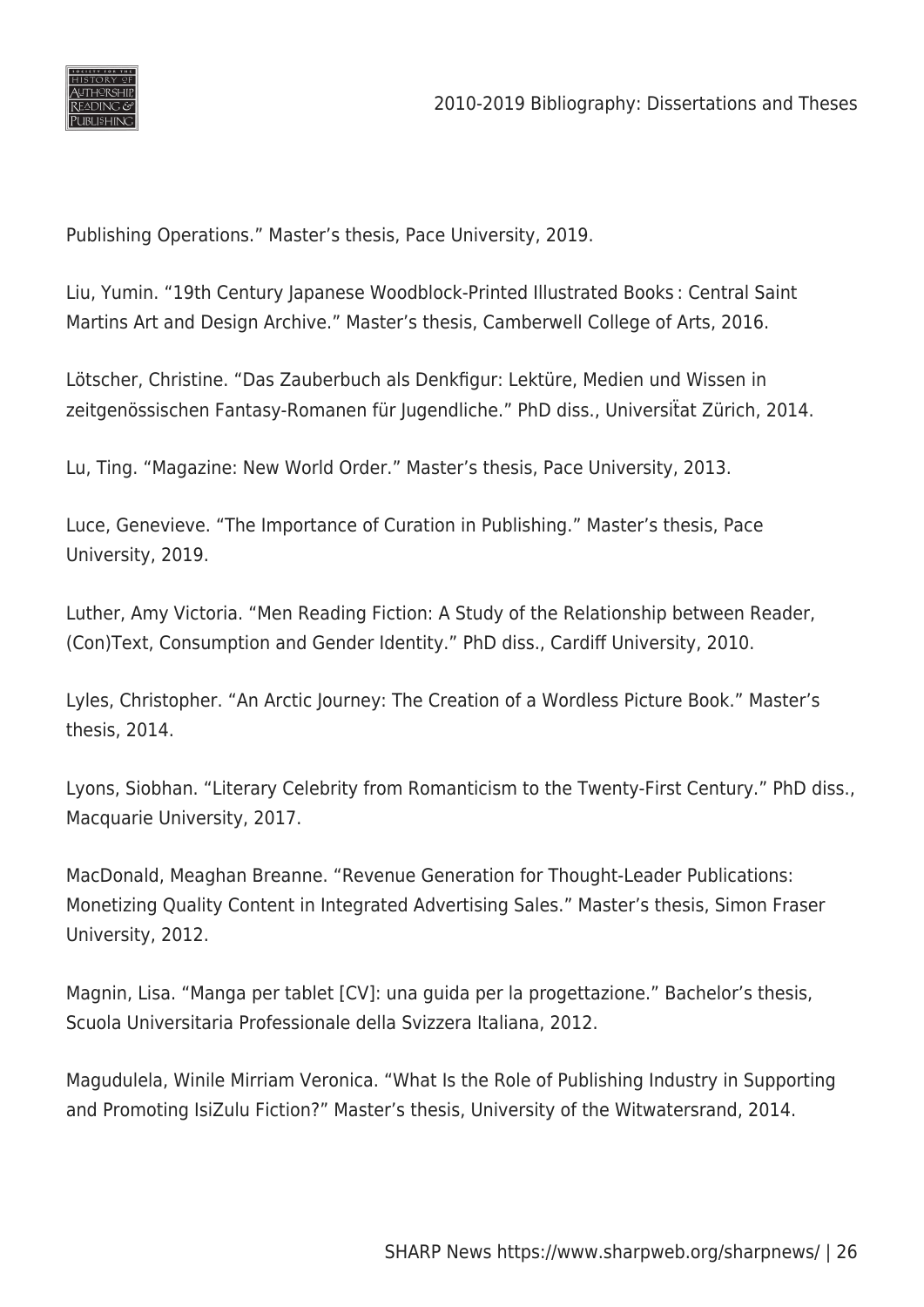Publishing Operations." Master's thesis, Pace University, 2019.

Liu, Yumin. "19th Century Japanese Woodblock-Printed Illustrated Books : Central Saint Martins Art and Design Archive." Master's thesis, Camberwell College of Arts, 2016.

Lötscher, Christine. "Das Zauberbuch als Denkfigur: Lektüre, Medien und Wissen in zeitgenössischen Fantasy-Romanen für Jugendliche." PhD diss., Universität Zürich, 2014.

Lu, Ting. "Magazine: New World Order." Master's thesis, Pace University, 2013.

Luce, Genevieve. "The Importance of Curation in Publishing." Master's thesis, Pace University, 2019.

Luther, Amy Victoria. "Men Reading Fiction: A Study of the Relationship between Reader, (Con)Text, Consumption and Gender Identity." PhD diss., Cardiff University, 2010.

Lyles, Christopher. "An Arctic Journey: The Creation of a Wordless Picture Book." Master's thesis, 2014.

Lyons, Siobhan. "Literary Celebrity from Romanticism to the Twenty-First Century." PhD diss., Macquarie University, 2017.

MacDonald, Meaghan Breanne. "Revenue Generation for Thought-Leader Publications: Monetizing Quality Content in Integrated Advertising Sales." Master's thesis, Simon Fraser University, 2012.

Magnin, Lisa. "Manga per tablet [CV]: una guida per la progettazione." Bachelor's thesis, Scuola Universitaria Professionale della Svizzera Italiana, 2012.

Magudulela, Winile Mirriam Veronica. "What Is the Role of Publishing Industry in Supporting and Promoting IsiZulu Fiction?" Master's thesis, University of the Witwatersrand, 2014.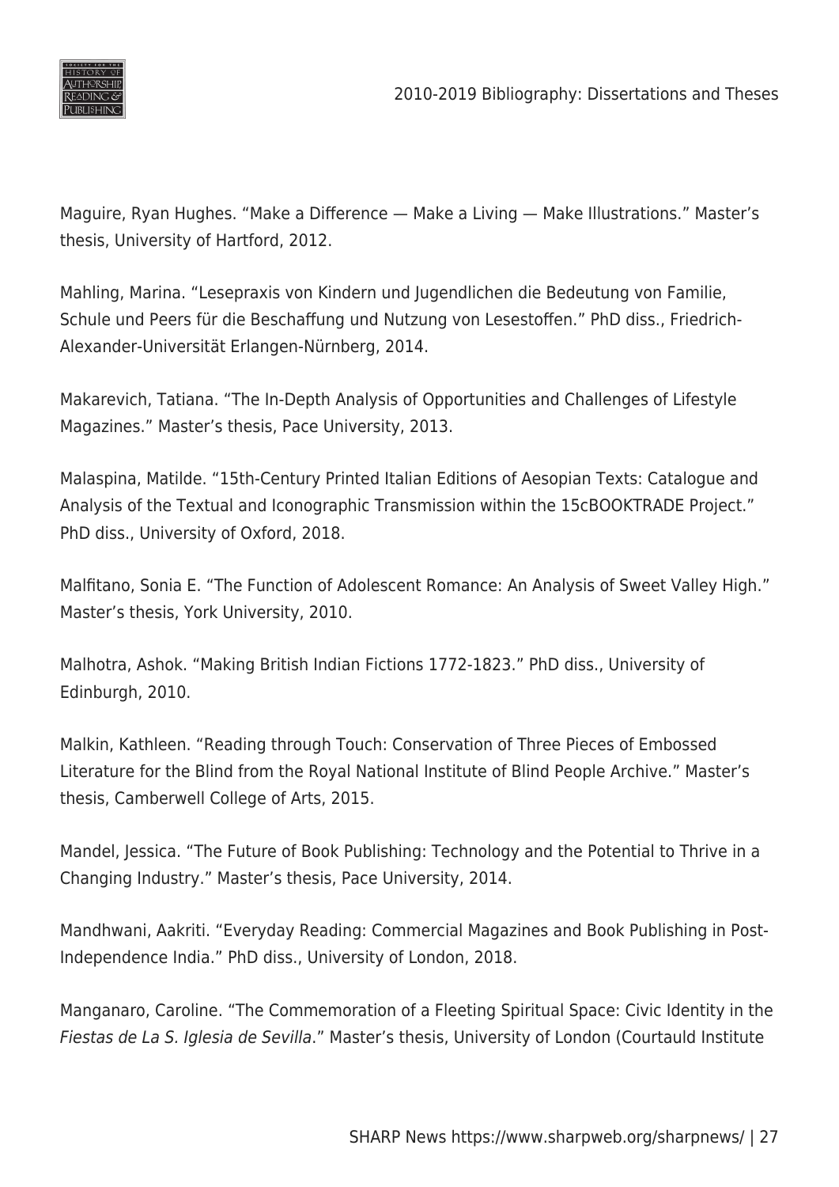Maguire, Ryan Hughes. “Make a Difference — Make a Living — Make Illustrations.” Master’s thesis, University of Hartford, 2012.

Mahling, Marina. “Lesepraxis von Kindern und Jugendlichen die Bedeutung von Familie, Schule und Peers für die Beschaffung und Nutzung von Lesestoffen.” PhD diss., Friedrich-Alexander-Universität Erlangen-Nürnberg, 2014.

Makarevich, Tatiana. “The In-Depth Analysis of Opportunities and Challenges of Lifestyle Magazines.” Master’s thesis, Pace University, 2013.

Malaspina, Matilde. “15th-Century Printed Italian Editions of Aesopian Texts: Catalogue and Analysis of the Textual and Iconographic Transmission within the 15cBOOKTRADE Project.” PhD diss., University of Oxford, 2018.

Malfitano, Sonia E. “The Function of Adolescent Romance: An Analysis of Sweet Valley High.” Master’s thesis, York University, 2010.

Malhotra, Ashok. “Making British Indian Fictions 1772-1823.” PhD diss., University of Edinburgh, 2010.

Malkin, Kathleen. “Reading through Touch: Conservation of Three Pieces of Embossed Literature for the Blind from the Royal National Institute of Blind People Archive.” Master’s thesis, Camberwell College of Arts, 2015.

Mandel, Jessica. “The Future of Book Publishing: Technology and the Potential to Thrive in a Changing Industry.” Master’s thesis, Pace University, 2014.

Mandhwani, Aakriti. “Everyday Reading: Commercial Magazines and Book Publishing in Post-Independence India.” PhD diss., University of London, 2018.

Manganaro, Caroline. “The Commemoration of a Fleeting Spiritual Space: Civic Identity in the *Fiestas de La S. Iglesia de Sevilla*.” Master’s thesis, University of London (Courtauld Institute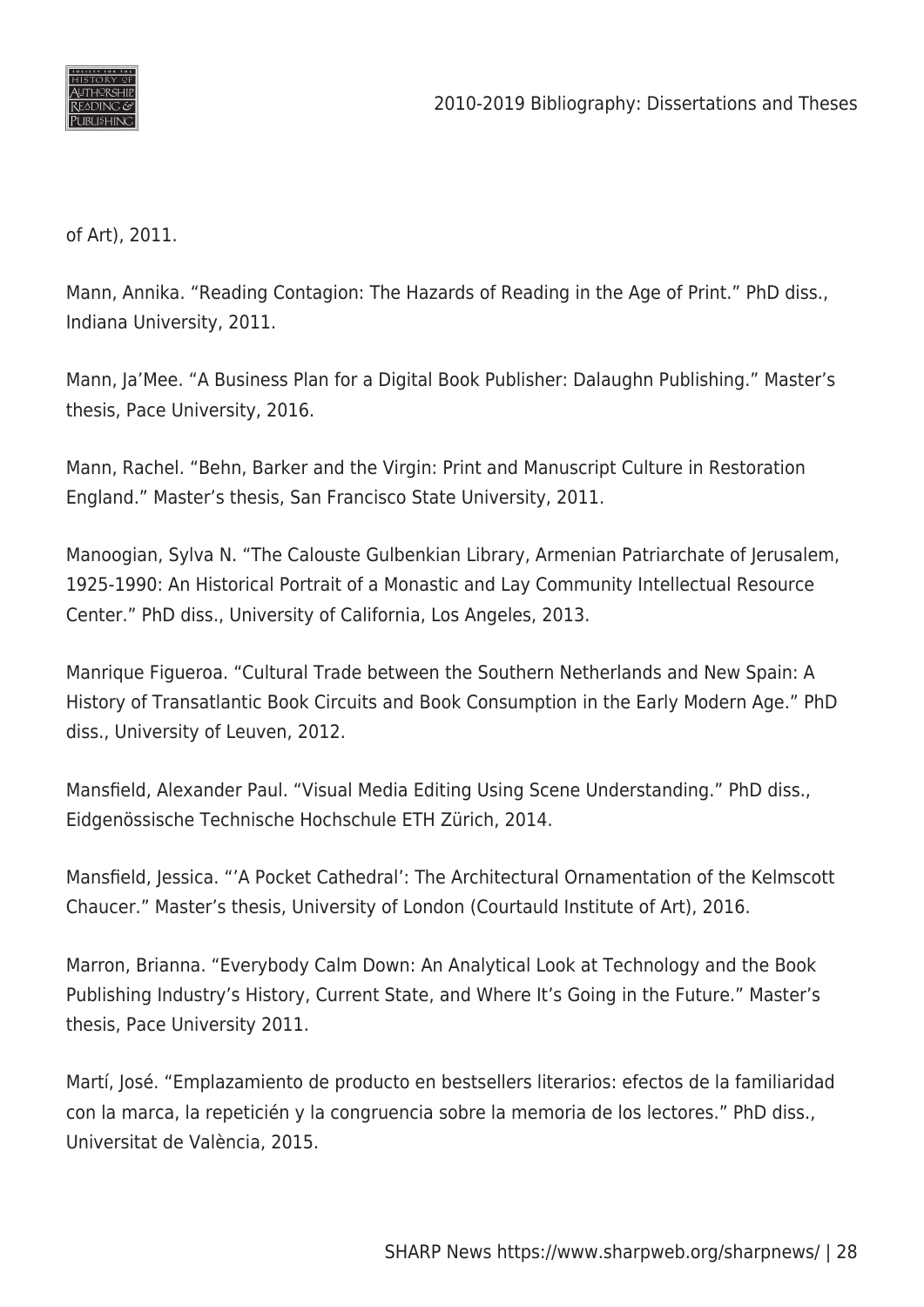of Art), 2011.

Mann, Annika. “Reading Contagion: The Hazards of Reading in the Age of Print.” PhD diss., Indiana University, 2011.

Mann, Ja’Mee. “A Business Plan for a Digital Book Publisher: Dalaughn Publishing.” Master’s thesis, Pace University, 2016.

Mann, Rachel. “Behn, Barker and the Virgin: Print and Manuscript Culture in Restoration England.” Master’s thesis, San Francisco State University, 2011.

Manoogian, Sylva N. “The Calouste Gulbenkian Library, Armenian Patriarchate of Jerusalem, 1925-1990: An Historical Portrait of a Monastic and Lay Community Intellectual Resource Center.” PhD diss., University of California, Los Angeles, 2013.

Manrique Figueroa. “Cultural Trade between the Southern Netherlands and New Spain: A History of Transatlantic Book Circuits and Book Consumption in the Early Modern Age.” PhD diss., University of Leuven, 2012.

Mansfield, Alexander Paul. “Visual Media Editing Using Scene Understanding.” PhD diss., Eidgenössische Technische Hochschule ETH Zürich, 2014.

Mansfield, Jessica. “’A Pocket Cathedral’: The Architectural Ornamentation of the Kelmscott Chaucer.” Master’s thesis, University of London (Courtauld Institute of Art), 2016.

Marron, Brianna. “Everybody Calm Down: An Analytical Look at Technology and the Book Publishing Industry’s History, Current State, and Where It’s Going in the Future.” Master’s thesis, Pace University 2011.

Martí, José. “Emplazamiento de producto en bestsellers literarios: efectos de la familiaridad con la marca, la repeticién y la congruencia sobre la memoria de los lectores.” PhD diss., Universitat de València, 2015.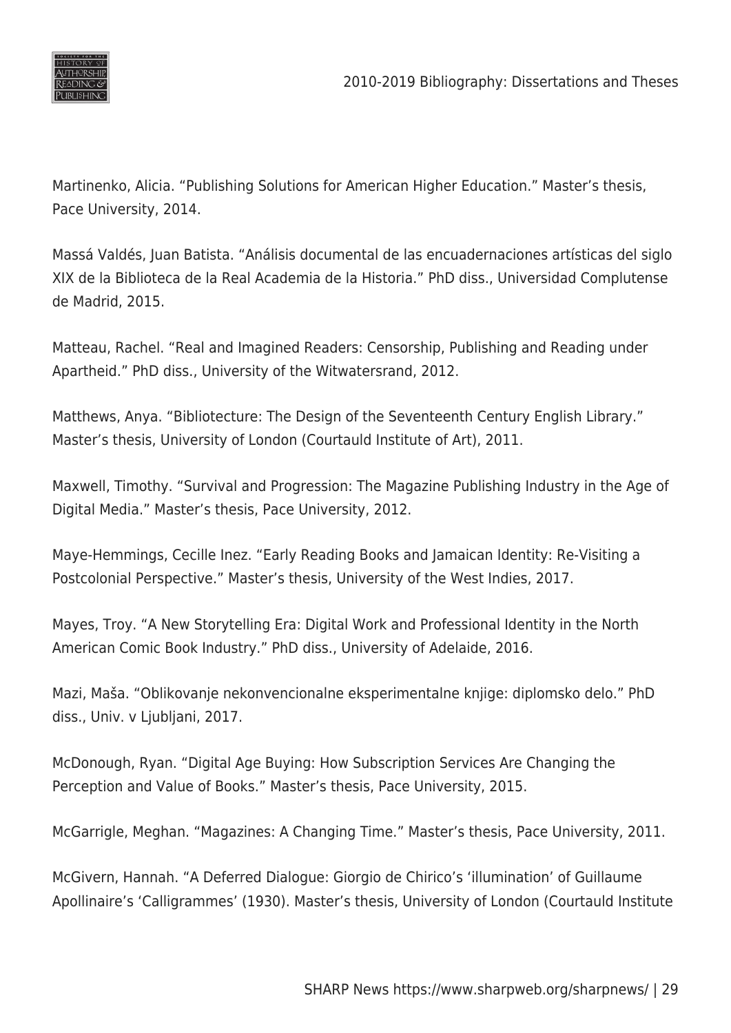Martinenko, Alicia. “Publishing Solutions for American Higher Education.” Master’s thesis, Pace University, 2014.

Massá Valdés, Juan Batista. “Análisis documental de las encuadernaciones artísticas del siglo XIX de la Biblioteca de la Real Academia de la Historia.” PhD diss., Universidad Complutense de Madrid, 2015.

Matteau, Rachel. “Real and Imagined Readers: Censorship, Publishing and Reading under Apartheid.” PhD diss., University of the Witwatersrand, 2012.

Matthews, Anya. “Bibliotecture: The Design of the Seventeenth Century English Library.” Master’s thesis, University of London (Courtauld Institute of Art), 2011.

Maxwell, Timothy. “Survival and Progression: The Magazine Publishing Industry in the Age of Digital Media.” Master’s thesis, Pace University, 2012.

Maye-Hemmings, Cecille Inez. “Early Reading Books and Jamaican Identity: Re-Visiting a Postcolonial Perspective.” Master’s thesis, University of the West Indies, 2017.

Mayes, Troy. “A New Storytelling Era: Digital Work and Professional Identity in the North American Comic Book Industry.” PhD diss., University of Adelaide, 2016.

Mazi, Maša. “Oblikovanje nekonvencionalne eksperimentalne knjige: diplomsko delo.” PhD diss., Univ. v Ljubljani, 2017.

McDonough, Ryan. “Digital Age Buying: How Subscription Services Are Changing the Perception and Value of Books.” Master’s thesis, Pace University, 2015.

McGarrigle, Meghan. “Magazines: A Changing Time.” Master’s thesis, Pace University, 2011.

McGivern, Hannah. “A Deferred Dialogue: Giorgio de Chirico’s ‘illumination’ of Guillaume Apollinaire’s ‘Calligrammes’ (1930). Master’s thesis, University of London (Courtauld Institute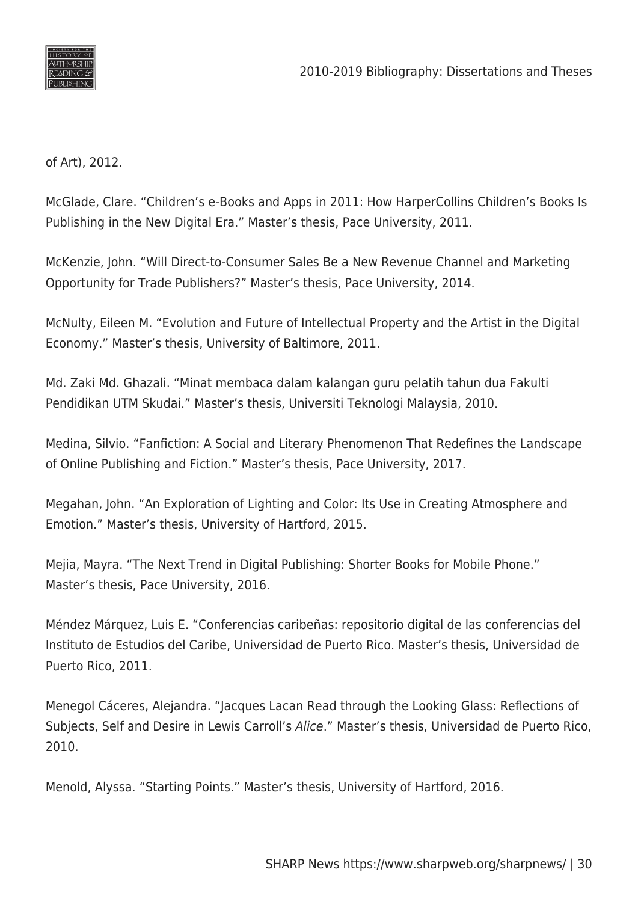of Art), 2012.

McGlade, Clare. “Children’s e-Books and Apps in 2011: How HarperCollins Children’s Books Is Publishing in the New Digital Era.” Master’s thesis, Pace University, 2011.

McKenzie, John. “Will Direct-to-Consumer Sales Be a New Revenue Channel and Marketing Opportunity for Trade Publishers?” Master’s thesis, Pace University, 2014.

McNulty, Eileen M. “Evolution and Future of Intellectual Property and the Artist in the Digital Economy.” Master’s thesis, University of Baltimore, 2011.

Md. Zaki Md. Ghazali. “Minat membaca dalam kalangan guru pelatih tahun dua Fakulti Pendidikan UTM Skudai.” Master’s thesis, Universiti Teknologi Malaysia, 2010.

Medina, Silvio. “Fanfiction: A Social and Literary Phenomenon That Redefines the Landscape of Online Publishing and Fiction.” Master’s thesis, Pace University, 2017.

Megahan, John. “An Exploration of Lighting and Color: Its Use in Creating Atmosphere and Emotion.” Master’s thesis, University of Hartford, 2015.

Mejia, Mayra. “The Next Trend in Digital Publishing: Shorter Books for Mobile Phone.” Master’s thesis, Pace University, 2016.

Méndez Márquez, Luis E. “Conferencias caribeñas: repositorio digital de las conferencias del Instituto de Estudios del Caribe, Universidad de Puerto Rico. Master’s thesis, Universidad de Puerto Rico, 2011.

Menegol Cáceres, Alejandra. “Jacques Lacan Read through the Looking Glass: Reflections of Subjects, Self and Desire in Lewis Carroll’s *Alice*.” Master’s thesis, Universidad de Puerto Rico, 2010.

Menold, Alyssa. “Starting Points.” Master’s thesis, University of Hartford, 2016.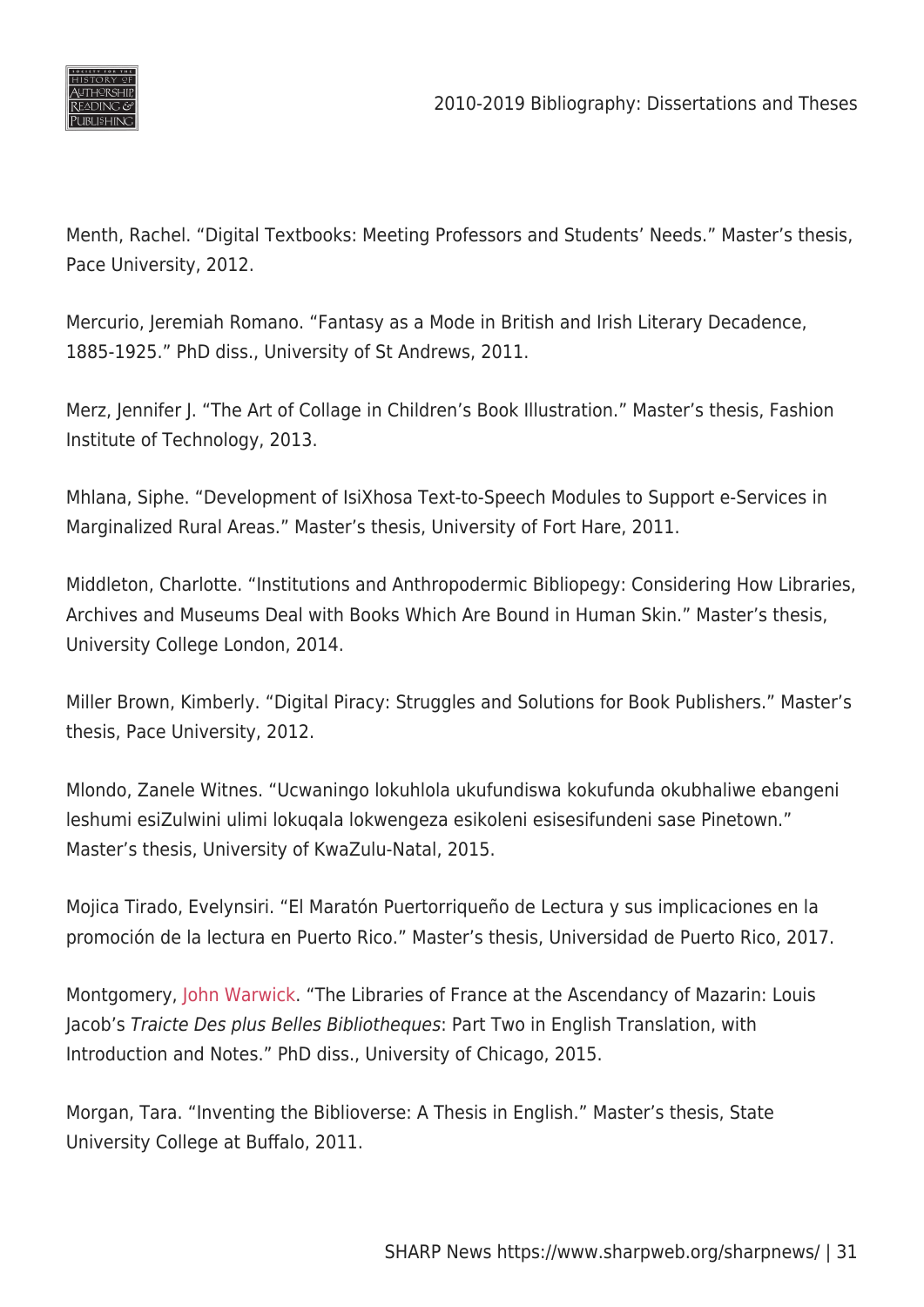Menth, Rachel. “Digital Textbooks: Meeting Professors and Students’ Needs.” Master’s thesis, Pace University, 2012.

Mercurio, Jeremiah Romano. “Fantasy as a Mode in British and Irish Literary Decadence, 1885-1925.” PhD diss., University of St Andrews, 2011.

Merz, Jennifer J. “The Art of Collage in Children’s Book Illustration.” Master’s thesis, Fashion Institute of Technology, 2013.

Mhlana, Siphe. “Development of IsiXhosa Text-to-Speech Modules to Support e-Services in Marginalized Rural Areas.” Master’s thesis, University of Fort Hare, 2011.

Middleton, Charlotte. “Institutions and Anthropodermic Bibliopegy: Considering How Libraries, Archives and Museums Deal with Books Which Are Bound in Human Skin.” Master’s thesis, University College London, 2014.

Miller Brown, Kimberly. “Digital Piracy: Struggles and Solutions for Book Publishers.” Master’s thesis, Pace University, 2012.

Mlondo, Zanele Witnes. “Ucwaningo lokuhlola ukufundiswa kokufunda okubhaliwe ebangeni leshumi esiZulwini ulimi lokuqala lokwengeza esikoleni esisesifundeni sase Pinetown.” Master’s thesis, University of KwaZulu-Natal, 2015.

Mojica Tirado, Evelynsiri. “El Maratón Puertorriqueño de Lectura y sus implicaciones en la promoción de la lectura en Puerto Rico.” Master’s thesis, Universidad de Puerto Rico, 2017.

Montgomery, John Warwick. “The Libraries of France at the Ascendancy of Mazarin: Louis Jacob’s *Traicte Des plus Belles Bibliotheques*: Part Two in English Translation, with Introduction and Notes.” PhD diss., University of Chicago, 2015.

Morgan, Tara. “Inventing the Biblioverse: A Thesis in English.” Master’s thesis, State University College at Buffalo, 2011.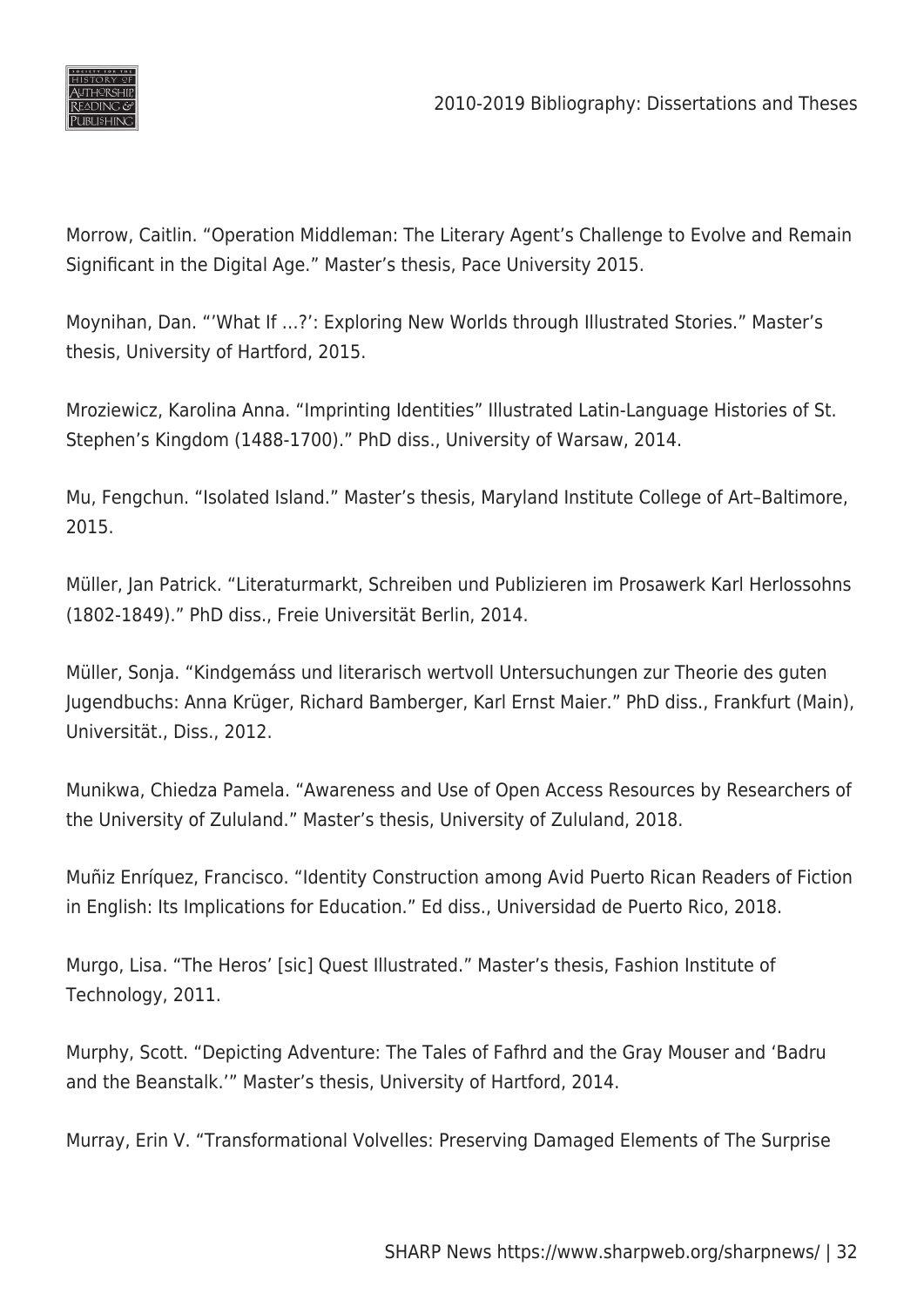Morrow, Caitlin. “Operation Middleman: The Literary Agent’s Challenge to Evolve and Remain Significant in the Digital Age.” Master’s thesis, Pace University 2015.

Moynihan, Dan. “’What If …?’: Exploring New Worlds through Illustrated Stories.” Master’s thesis, University of Hartford, 2015.

Mroziewicz, Karolina Anna. “Imprinting Identities” Illustrated Latin-Language Histories of St. Stephen’s Kingdom (1488-1700).” PhD diss., University of Warsaw, 2014.

Mu, Fengchun. “Isolated Island.” Master’s thesis, Maryland Institute College of Art–Baltimore, 2015.

Müller, Jan Patrick. “Literaturmarkt, Schreiben und Publizieren im Prosawerk Karl Herlossohns (1802-1849).” PhD diss., Freie Universität Berlin, 2014.

Müller, Sonja. “Kindgemáss und literarisch wertvoll Untersuchungen zur Theorie des guten Jugendbuchs: Anna Krüger, Richard Bamberger, Karl Ernst Maier.” PhD diss., Frankfurt (Main), Universität., Diss., 2012.

Munikwa, Chiedza Pamela. “Awareness and Use of Open Access Resources by Researchers of the University of Zululand.” Master’s thesis, University of Zululand, 2018.

Muñiz Enríquez, Francisco. “Identity Construction among Avid Puerto Rican Readers of Fiction in English: Its Implications for Education.” Ed diss., Universidad de Puerto Rico, 2018.

Murgo, Lisa. “The Heros’ [sic] Quest Illustrated.” Master’s thesis, Fashion Institute of Technology, 2011.

Murphy, Scott. “Depicting Adventure: The Tales of Fafhrd and the Gray Mouser and ‘Badru and the Beanstalk.’” Master’s thesis, University of Hartford, 2014.

Murray, Erin V. “Transformational Volvelles: Preserving Damaged Elements of The Surprise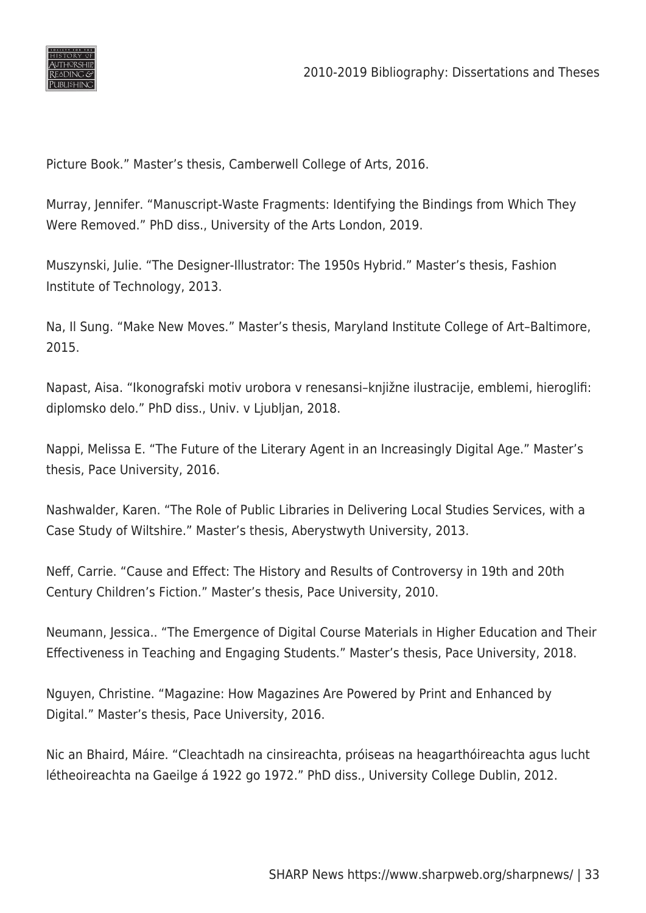Picture Book." Master's thesis, Camberwell College of Arts, 2016.

Murray, Jennifer. "Manuscript-Waste Fragments: Identifying the Bindings from Which They Were Removed." PhD diss., University of the Arts London, 2019.

Muszynski, Julie. "The Designer-Illustrator: The 1950s Hybrid." Master's thesis, Fashion Institute of Technology, 2013.

Na, Il Sung. "Make New Moves." Master's thesis, Maryland Institute College of Art–Baltimore, 2015.

Napast, Aisa. "Ikonografski motiv urobora v renesansi–knjižne ilustracije, emblemi, hieroglifi: diplomsko delo." PhD diss., Univ. v Ljubljan, 2018.

Nappi, Melissa E. "The Future of the Literary Agent in an Increasingly Digital Age." Master's thesis, Pace University, 2016.

Nashwalder, Karen. "The Role of Public Libraries in Delivering Local Studies Services, with a Case Study of Wiltshire." Master's thesis, Aberystwyth University, 2013.

Neff, Carrie. "Cause and Effect: The History and Results of Controversy in 19th and 20th Century Children's Fiction." Master's thesis, Pace University, 2010.

Neumann, Jessica.. "The Emergence of Digital Course Materials in Higher Education and Their Effectiveness in Teaching and Engaging Students." Master's thesis, Pace University, 2018.

Nguyen, Christine. "Magazine: How Magazines Are Powered by Print and Enhanced by Digital." Master's thesis, Pace University, 2016.

Nic an Bhaird, Máire. "Cleachtadh na cinsireachta, próiseas na heagarthóireachta agus lucht létheoireachta na Gaeilge á 1922 go 1972." PhD diss., University College Dublin, 2012.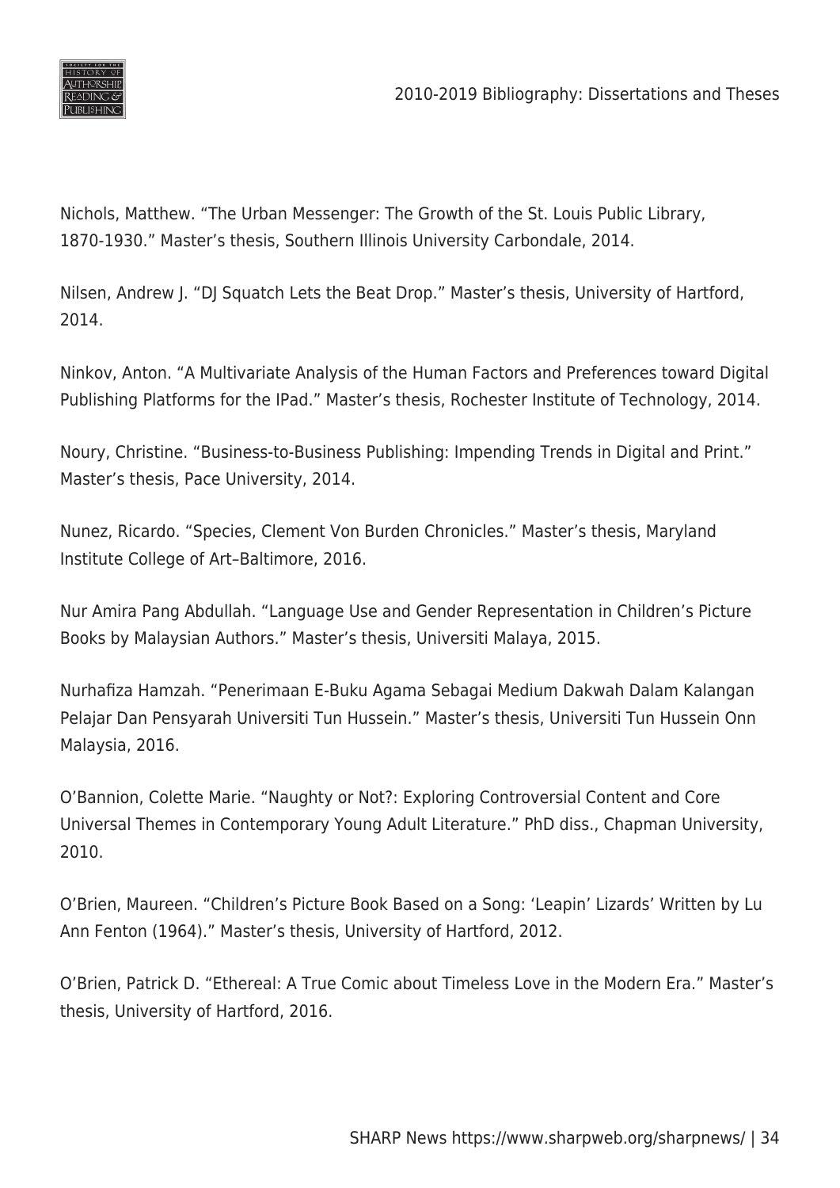Nichols, Matthew. "The Urban Messenger: The Growth of the St. Louis Public Library, 1870-1930." Master's thesis, Southern Illinois University Carbondale, 2014.

Nilsen, Andrew J. "DJ Squatch Lets the Beat Drop." Master's thesis, University of Hartford, 2014.

Ninkov, Anton. "A Multivariate Analysis of the Human Factors and Preferences toward Digital Publishing Platforms for the IPad." Master's thesis, Rochester Institute of Technology, 2014.

Noury, Christine. "Business-to-Business Publishing: Impending Trends in Digital and Print." Master's thesis, Pace University, 2014.

Nunez, Ricardo. "Species, Clement Von Burden Chronicles." Master's thesis, Maryland Institute College of Art–Baltimore, 2016.

Nur Amira Pang Abdullah. "Language Use and Gender Representation in Children's Picture Books by Malaysian Authors." Master's thesis, Universiti Malaya, 2015.

Nurhafiza Hamzah. "Penerimaan E-Buku Agama Sebagai Medium Dakwah Dalam Kalangan Pelajar Dan Pensyarah Universiti Tun Hussein." Master's thesis, Universiti Tun Hussein Onn Malaysia, 2016.

O'Bannion, Colette Marie. "Naughty or Not?: Exploring Controversial Content and Core Universal Themes in Contemporary Young Adult Literature." PhD diss., Chapman University, 2010.

O'Brien, Maureen. "Children's Picture Book Based on a Song: 'Leapin' Lizards' Written by Lu Ann Fenton (1964)." Master's thesis, University of Hartford, 2012.

O'Brien, Patrick D. "Ethereal: A True Comic about Timeless Love in the Modern Era." Master's thesis, University of Hartford, 2016.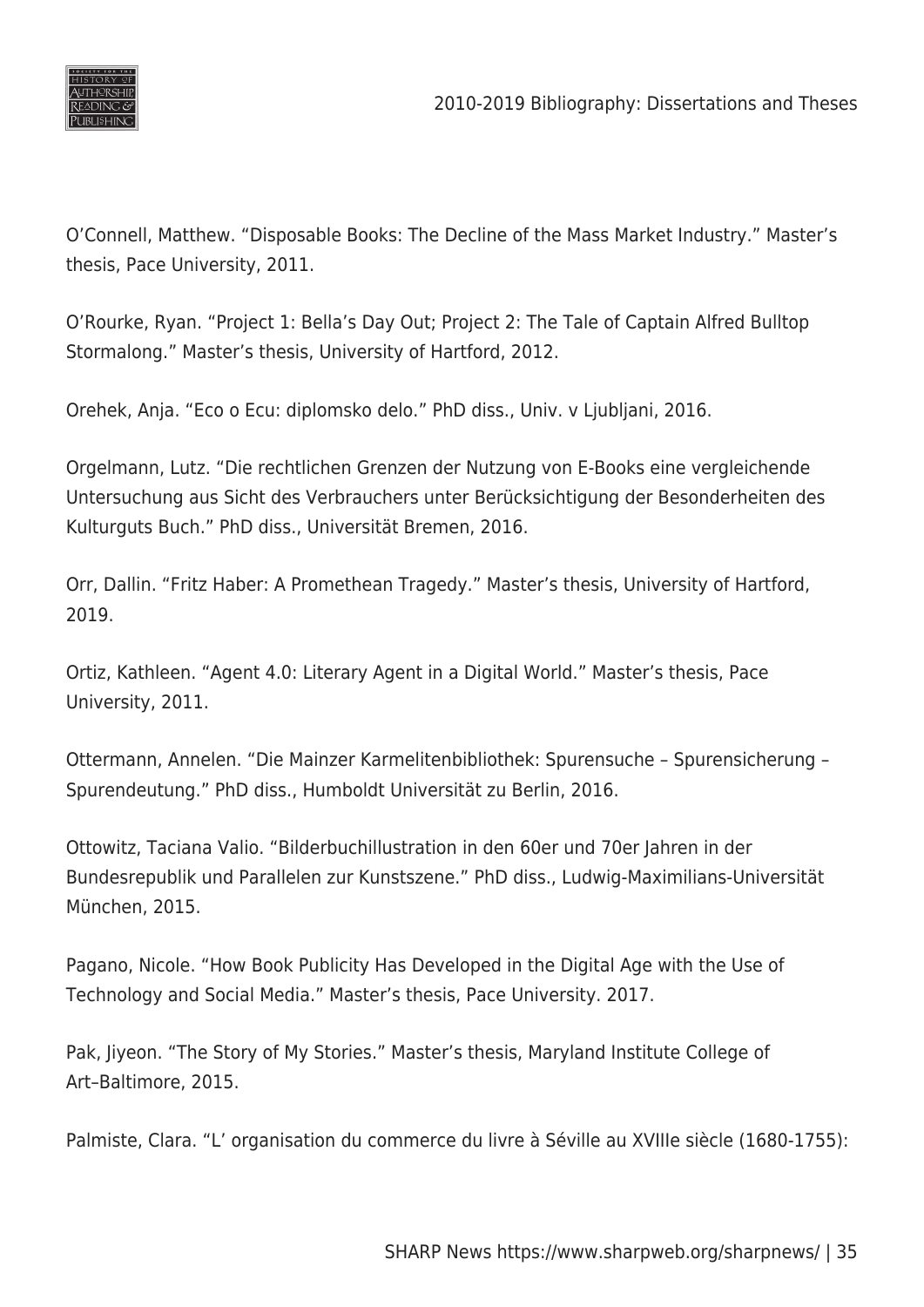O'Connell, Matthew. "Disposable Books: The Decline of the Mass Market Industry." Master's thesis, Pace University, 2011.

O'Rourke, Ryan. "Project 1: Bella's Day Out; Project 2: The Tale of Captain Alfred Bulltop Stormalong." Master's thesis, University of Hartford, 2012.

Orehek, Anja. "Eco o Ecu: diplomsko delo." PhD diss., Univ. v Ljubljani, 2016.

Orgelmann, Lutz. "Die rechtlichen Grenzen der Nutzung von E-Books eine vergleichende Untersuchung aus Sicht des Verbrauchers unter Berücksichtigung der Besonderheiten des Kulturguts Buch." PhD diss., Universität Bremen, 2016.

Orr, Dallin. "Fritz Haber: A Promethean Tragedy." Master's thesis, University of Hartford, 2019.

Ortiz, Kathleen. "Agent 4.0: Literary Agent in a Digital World." Master's thesis, Pace University, 2011.

Ottermann, Annelen. "Die Mainzer Karmelitenbibliothek: Spurensuche – Spurensicherung – Spurendeutung." PhD diss., Humboldt Universität zu Berlin, 2016.

Ottowitz, Taciana Valio. "Bilderbuchillustration in den 60er und 70er Jahren in der Bundesrepublik und Parallelen zur Kunstszene." PhD diss., Ludwig-Maximilians-Universität München, 2015.

Pagano, Nicole. "How Book Publicity Has Developed in the Digital Age with the Use of Technology and Social Media." Master's thesis, Pace University. 2017.

Pak, Jiyeon. "The Story of My Stories." Master's thesis, Maryland Institute College of Art–Baltimore, 2015.

Palmiste, Clara. "L' organisation du commerce du livre à Séville au XVIIIe siècle (1680-1755):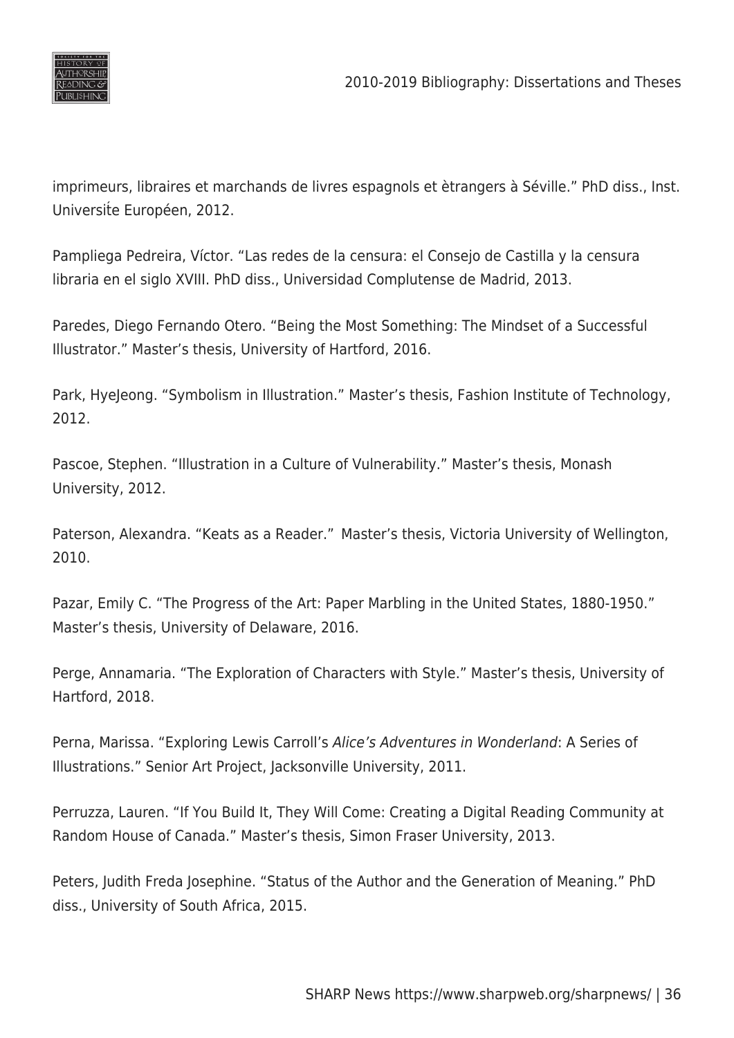imprimeurs, libraires et marchands de livres espagnols et ètrangers à Séville." PhD diss., Inst. Universite Européen, 2012.

Pampliega Pedreira, Víctor. "Las redes de la censura: el Consejo de Castilla y la censura libraria en el siglo XVIII. PhD diss., Universidad Complutense de Madrid, 2013.

Paredes, Diego Fernando Otero. "Being the Most Something: The Mindset of a Successful Illustrator." Master's thesis, University of Hartford, 2016.

Park, HyeJeong. "Symbolism in Illustration." Master's thesis, Fashion Institute of Technology, 2012.

Pascoe, Stephen. "Illustration in a Culture of Vulnerability." Master's thesis, Monash University, 2012.

Paterson, Alexandra. "Keats as a Reader." Master's thesis, Victoria University of Wellington, 2010.

Pazar, Emily C. "The Progress of the Art: Paper Marbling in the United States, 1880-1950." Master's thesis, University of Delaware, 2016.

Perge, Annamaria. "The Exploration of Characters with Style." Master's thesis, University of Hartford, 2018.

Perna, Marissa. "Exploring Lewis Carroll's *Alice's Adventures in Wonderland*: A Series of Illustrations." Senior Art Project, Jacksonville University, 2011.

Perruzza, Lauren. "If You Build It, They Will Come: Creating a Digital Reading Community at Random House of Canada." Master's thesis, Simon Fraser University, 2013.

Peters, Judith Freda Josephine. "Status of the Author and the Generation of Meaning." PhD diss., University of South Africa, 2015.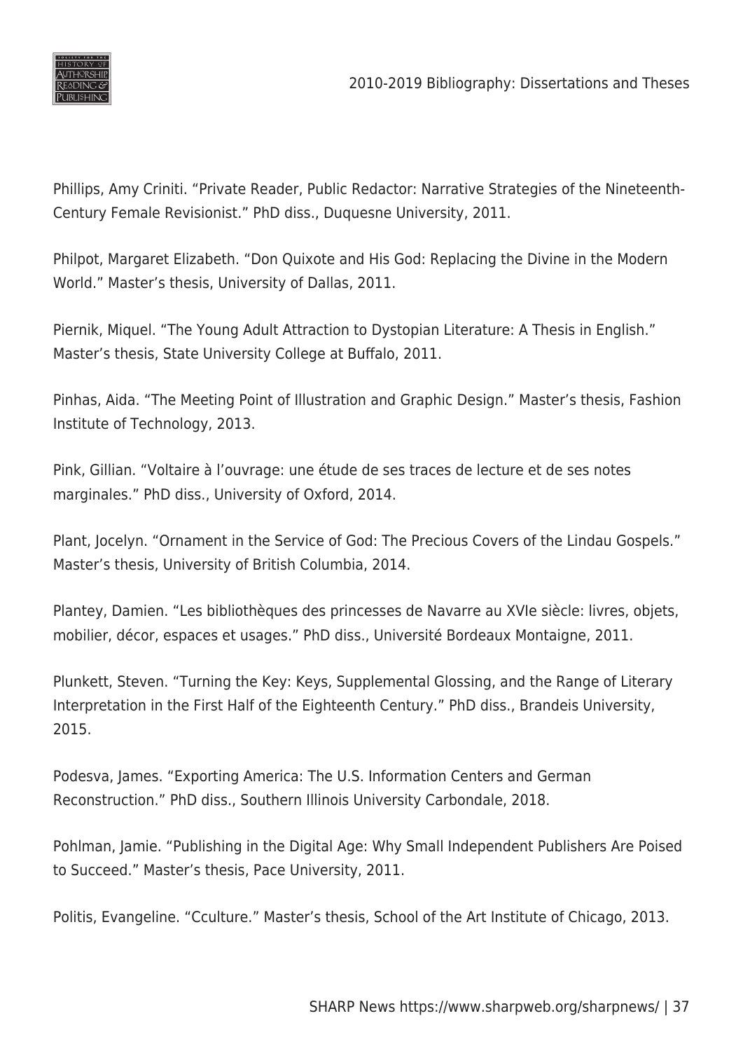Phillips, Amy Criniti. “Private Reader, Public Redactor: Narrative Strategies of the Nineteenth-Century Female Revisionist.” PhD diss., Duquesne University, 2011.

Philpot, Margaret Elizabeth. “Don Quixote and His God: Replacing the Divine in the Modern World.” Master’s thesis, University of Dallas, 2011.

Piernik, Miquel. “The Young Adult Attraction to Dystopian Literature: A Thesis in English.” Master’s thesis, State University College at Buffalo, 2011.

Pinhas, Aida. “The Meeting Point of Illustration and Graphic Design.” Master’s thesis, Fashion Institute of Technology, 2013.

Pink, Gillian. “Voltaire à l’ouvrage: une étude de ses traces de lecture et de ses notes marginales.” PhD diss., University of Oxford, 2014.

Plant, Jocelyn. “Ornament in the Service of God: The Precious Covers of the Lindau Gospels.” Master’s thesis, University of British Columbia, 2014.

Plantey, Damien. “Les bibliothèques des princesses de Navarre au XVIe siècle: livres, objets, mobilier, décor, espaces et usages.” PhD diss., Université Bordeaux Montaigne, 2011.

Plunkett, Steven. “Turning the Key: Keys, Supplemental Glossing, and the Range of Literary Interpretation in the First Half of the Eighteenth Century.” PhD diss., Brandeis University, 2015.

Podesva, James. “Exporting America: The U.S. Information Centers and German Reconstruction.” PhD diss., Southern Illinois University Carbondale, 2018.

Pohlman, Jamie. “Publishing in the Digital Age: Why Small Independent Publishers Are Poised to Succeed.” Master’s thesis, Pace University, 2011.

Politis, Evangeline. “Cculture.” Master’s thesis, School of the Art Institute of Chicago, 2013.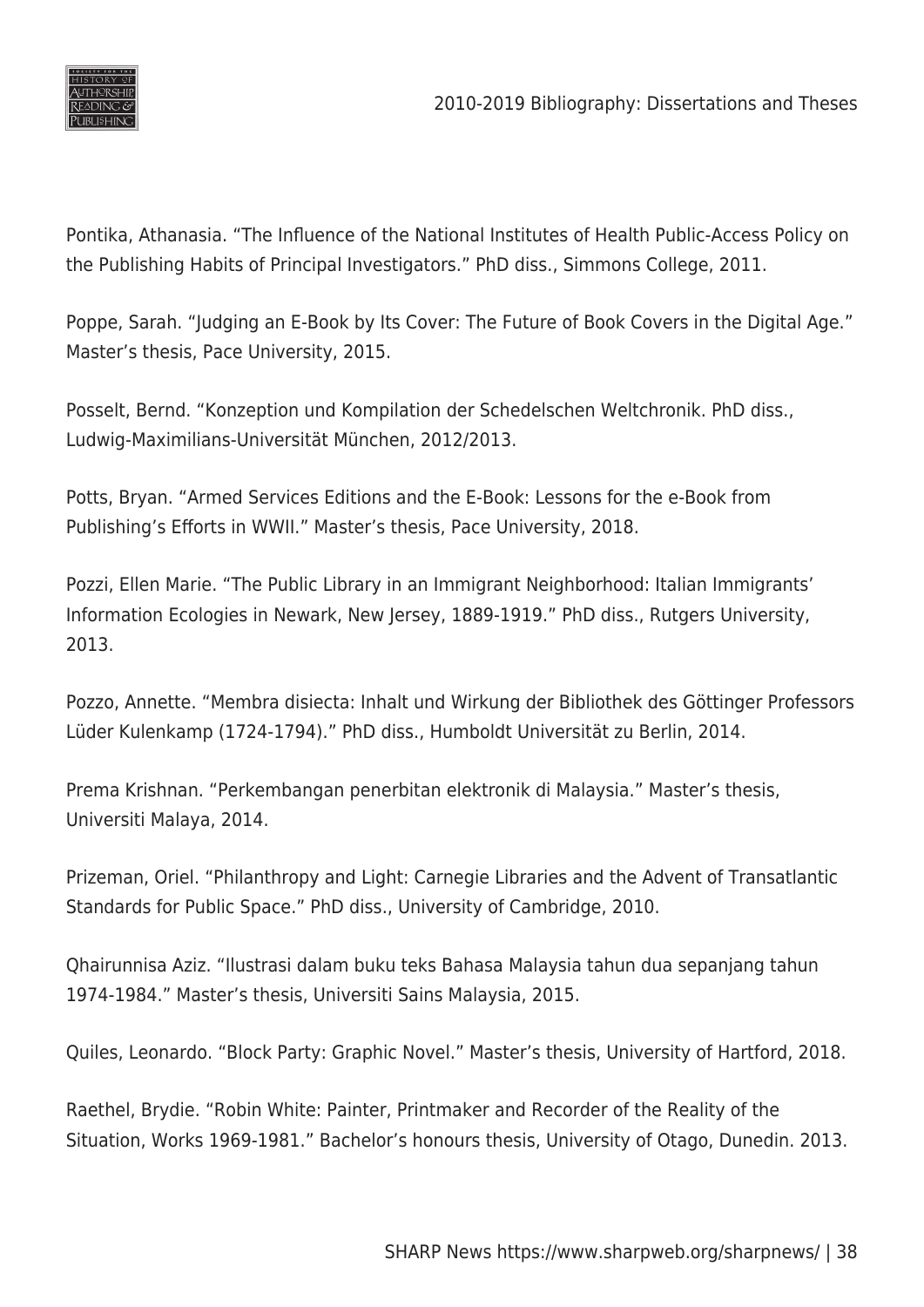Pontika, Athanasia. “The Influence of the National Institutes of Health Public-Access Policy on the Publishing Habits of Principal Investigators.” PhD diss., Simmons College, 2011.

Poppe, Sarah. “Judging an E-Book by Its Cover: The Future of Book Covers in the Digital Age.” Master’s thesis, Pace University, 2015.

Posselt, Bernd. “Konzeption und Kompilation der Schedelschen Weltchronik. PhD diss., Ludwig-Maximilians-Universität München, 2012/2013.

Potts, Bryan. “Armed Services Editions and the E-Book: Lessons for the e-Book from Publishing’s Efforts in WWII.” Master’s thesis, Pace University, 2018.

Pozzi, Ellen Marie. “The Public Library in an Immigrant Neighborhood: Italian Immigrants’ Information Ecologies in Newark, New Jersey, 1889-1919.” PhD diss., Rutgers University, 2013.

Pozzo, Annette. “Membra disiecta: Inhalt und Wirkung der Bibliothek des Göttinger Professors Lüder Kulenkamp (1724-1794).” PhD diss., Humboldt Universität zu Berlin, 2014.

Prema Krishnan. “Perkembangan penerbitan elektronik di Malaysia.” Master’s thesis, Universiti Malaya, 2014.

Prizeman, Oriel. “Philanthropy and Light: Carnegie Libraries and the Advent of Transatlantic Standards for Public Space.” PhD diss., University of Cambridge, 2010.

Qhairunnisa Aziz. “Ilustrasi dalam buku teks Bahasa Malaysia tahun dua sepanjang tahun 1974-1984.” Master’s thesis, Universiti Sains Malaysia, 2015.

Quiles, Leonardo. “Block Party: Graphic Novel.” Master’s thesis, University of Hartford, 2018.

Raethel, Brydie. “Robin White: Painter, Printmaker and Recorder of the Reality of the Situation, Works 1969-1981.” Bachelor’s honours thesis, University of Otago, Dunedin. 2013.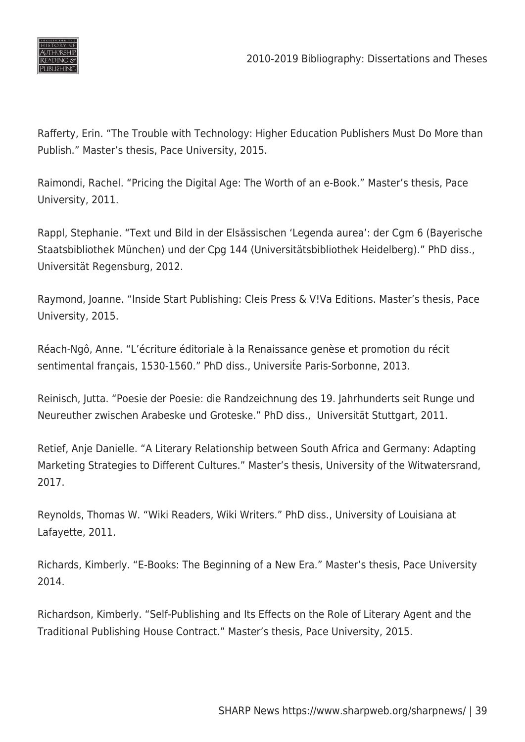Rafferty, Erin. "The Trouble with Technology: Higher Education Publishers Must Do More than Publish." Master's thesis, Pace University, 2015.

Raimondi, Rachel. "Pricing the Digital Age: The Worth of an e-Book." Master's thesis, Pace University, 2011.

Rappl, Stephanie. "Text und Bild in der Elsässischen 'Legenda aurea': der Cgm 6 (Bayerische Staatsbibliothek München) und der Cpg 144 (Universitätsbibliothek Heidelberg)." PhD diss., Universität Regensburg, 2012.

Raymond, Joanne. "Inside Start Publishing: Cleis Press & V!Va Editions. Master's thesis, Pace University, 2015.

Réach-Ngô, Anne. "L'écriture éditoriale à la Renaissance genèse et promotion du récit sentimental français, 1530-1560." PhD diss., Université Paris-Sorbonne, 2013.

Reinisch, Jutta. "Poesie der Poesie: die Randzeichnung des 19. Jahrhunderts seit Runge und Neureuther zwischen Arabeske und Groteske." PhD diss., Universität Stuttgart, 2011.

Retief, Anje Danielle. "A Literary Relationship between South Africa and Germany: Adapting Marketing Strategies to Different Cultures." Master's thesis, University of the Witwatersrand, 2017.

Reynolds, Thomas W. "Wiki Readers, Wiki Writers." PhD diss., University of Louisiana at Lafayette, 2011.

Richards, Kimberly. "E-Books: The Beginning of a New Era." Master's thesis, Pace University 2014.

Richardson, Kimberly. "Self-Publishing and Its Effects on the Role of Literary Agent and the Traditional Publishing House Contract." Master's thesis, Pace University, 2015.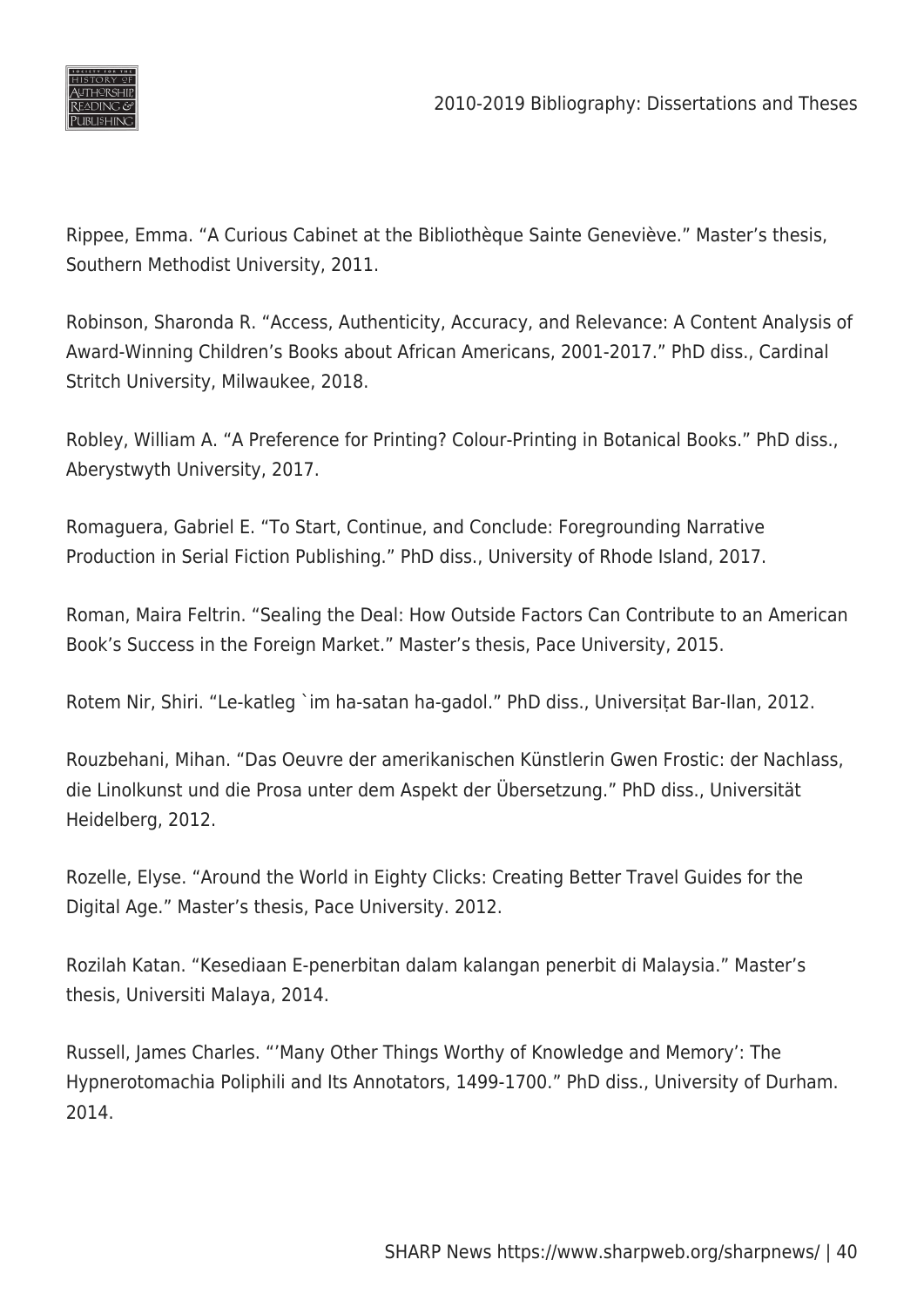Rippee, Emma. “A Curious Cabinet at the Bibliothèque Sainte Geneviève.” Master’s thesis, Southern Methodist University, 2011.

Robinson, Sharonda R. “Access, Authenticity, Accuracy, and Relevance: A Content Analysis of Award-Winning Children’s Books about African Americans, 2001-2017.” PhD diss., Cardinal Stritch University, Milwaukee, 2018.

Robley, William A. “A Preference for Printing? Colour-Printing in Botanical Books.” PhD diss., Aberystwyth University, 2017.

Romaguera, Gabriel E. “To Start, Continue, and Conclude: Foregrounding Narrative Production in Serial Fiction Publishing.” PhD diss., University of Rhode Island, 2017.

Roman, Maira Feltrin. “Sealing the Deal: How Outside Factors Can Contribute to an American Book’s Success in the Foreign Market.” Master’s thesis, Pace University, 2015.

Rotem Nir, Shiri. “Le-katleg `im ha-satan ha-gadol.” PhD diss., Universiṭat Bar-Ilan, 2012.

Rouzbehani, Mihan. “Das Oeuvre der amerikanischen Künstlerin Gwen Frostic: der Nachlass, die Linolkunst und die Prosa unter dem Aspekt der Übersetzung.” PhD diss., Universität Heidelberg, 2012.

Rozelle, Elyse. “Around the World in Eighty Clicks: Creating Better Travel Guides for the Digital Age.” Master’s thesis, Pace University. 2012.

Rozilah Katan. “Kesediaan E-penerbitan dalam kalangan penerbit di Malaysia.” Master’s thesis, Universiti Malaya, 2014.

Russell, James Charles. “’Many Other Things Worthy of Knowledge and Memory’: The Hypnerotomachia Poliphili and Its Annotators, 1499-1700.” PhD diss., University of Durham. 2014.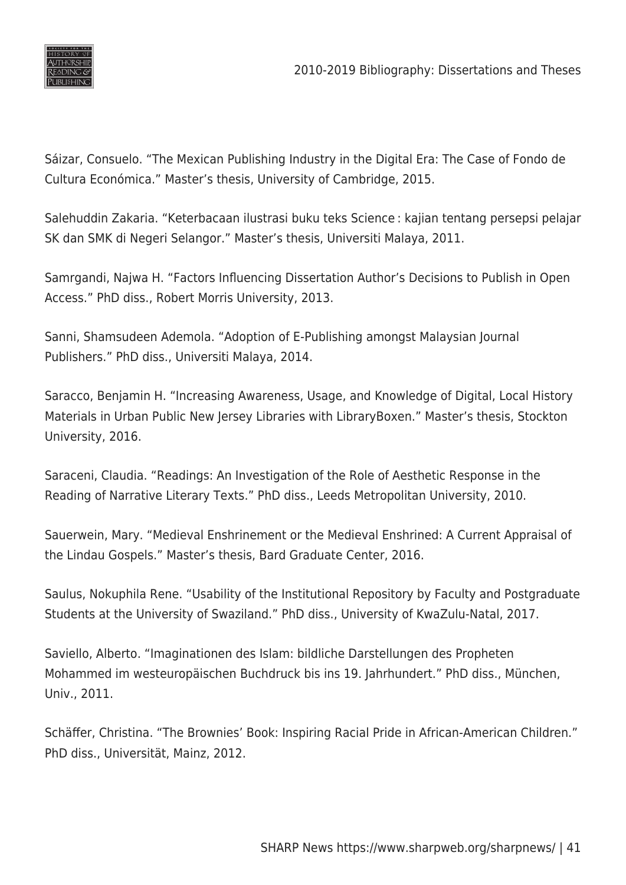Sáizar, Consuelo. “The Mexican Publishing Industry in the Digital Era: The Case of Fondo de Cultura Económica.” Master’s thesis, University of Cambridge, 2015.

Salehuddin Zakaria. “Keterbacaan ilustrasi buku teks Science : kajian tentang persepsi pelajar SK dan SMK di Negeri Selangor.” Master’s thesis, Universiti Malaya, 2011.

Samrgandi, Najwa H. “Factors Influencing Dissertation Author’s Decisions to Publish in Open Access.” PhD diss., Robert Morris University, 2013.

Sanni, Shamsudeen Ademola. “Adoption of E-Publishing amongst Malaysian Journal Publishers.” PhD diss., Universiti Malaya, 2014.

Saracco, Benjamin H. “Increasing Awareness, Usage, and Knowledge of Digital, Local History Materials in Urban Public New Jersey Libraries with LibraryBoxen.” Master’s thesis, Stockton University, 2016.

Saraceni, Claudia. “Readings: An Investigation of the Role of Aesthetic Response in the Reading of Narrative Literary Texts.” PhD diss., Leeds Metropolitan University, 2010.

Sauerwein, Mary. “Medieval Enshrinement or the Medieval Enshrined: A Current Appraisal of the Lindau Gospels.” Master’s thesis, Bard Graduate Center, 2016.

Saulus, Nokuphila Rene. “Usability of the Institutional Repository by Faculty and Postgraduate Students at the University of Swaziland.” PhD diss., University of KwaZulu-Natal, 2017.

Saviello, Alberto. “Imaginationen des Islam: bildliche Darstellungen des Propheten Mohammed im westeuropäischen Buchdruck bis ins 19. Jahrhundert.” PhD diss., München, Univ., 2011.

Schäffer, Christina. “The Brownies’ Book: Inspiring Racial Pride in African-American Children.” PhD diss., Universität, Mainz, 2012.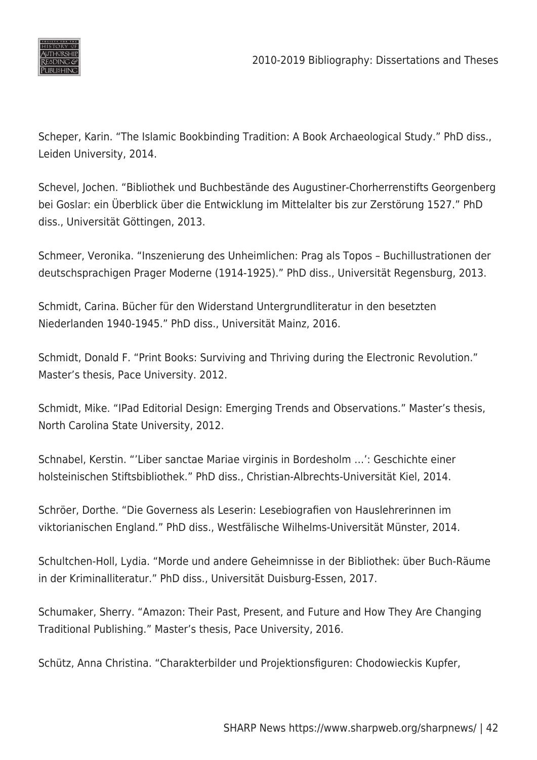Scheper, Karin. “The Islamic Bookbinding Tradition: A Book Archaeological Study.” PhD diss., Leiden University, 2014.

Schevel, Jochen. “Bibliothek und Buchbestände des Augustiner-Chorherrenstifts Georgenberg bei Goslar: ein Überblick über die Entwicklung im Mittelalter bis zur Zerstörung 1527.” PhD diss., Universität Göttingen, 2013.

Schmeer, Veronika. “Inszenierung des Unheimlichen: Prag als Topos – Buchillustrationen der deutschsprachigen Prager Moderne (1914-1925).” PhD diss., Universität Regensburg, 2013.

Schmidt, Carina. Bücher für den Widerstand Untergrundliteratur in den besetzten Niederlanden 1940-1945.” PhD diss., Universität Mainz, 2016.

Schmidt, Donald F. “Print Books: Surviving and Thriving during the Electronic Revolution.” Master’s thesis, Pace University. 2012.

Schmidt, Mike. “IPad Editorial Design: Emerging Trends and Observations.” Master’s thesis, North Carolina State University, 2012.

Schnabel, Kerstin. “’Liber sanctae Mariae virginis in Bordesholm …’: Geschichte einer holsteinischen Stiftsbibliothek.” PhD diss., Christian-Albrechts-Universität Kiel, 2014.

Schröer, Dorthe. “Die Governess als Leserin: Lesebiografien von Hauslehrerinnen im viktorianischen England.” PhD diss., Westfälische Wilhelms-Universität Münster, 2014.

Schultchen-Holl, Lydia. “Morde und andere Geheimnisse in der Bibliothek: über Buch-Räume in der Kriminalliteratur.” PhD diss., Universität Duisburg-Essen, 2017.

Schumaker, Sherry. “Amazon: Their Past, Present, and Future and How They Are Changing Traditional Publishing.” Master’s thesis, Pace University, 2016.

Schütz, Anna Christina. “Charakterbilder und Projektionsfiguren: Chodowieckis Kupfer,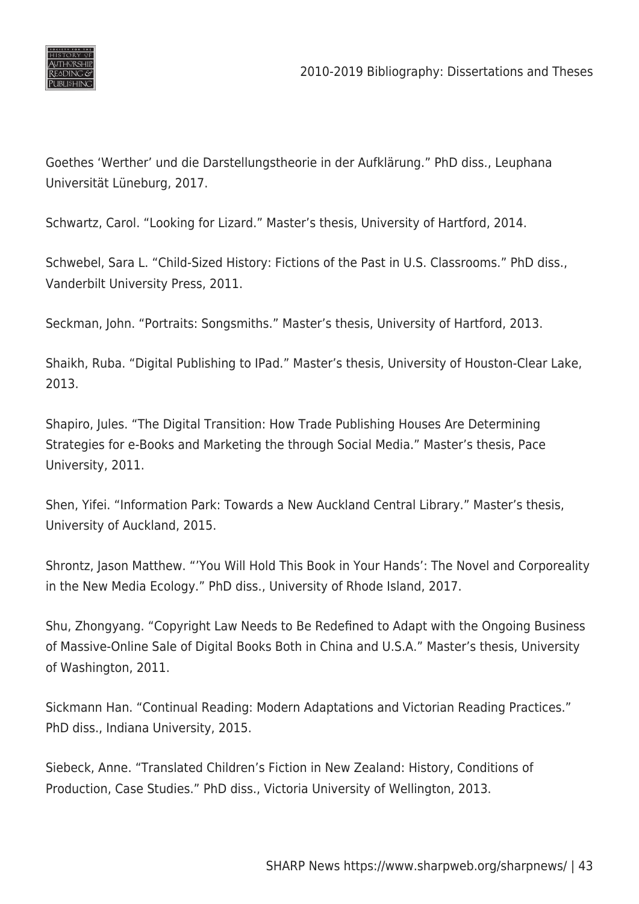Goethes 'Werther' und die Darstellungstheorie in der Aufklärung." PhD diss., Leuphana Universität Lüneburg, 2017.

Schwartz, Carol. "Looking for Lizard." Master's thesis, University of Hartford, 2014.

Schwebel, Sara L. "Child-Sized History: Fictions of the Past in U.S. Classrooms." PhD diss., Vanderbilt University Press, 2011.

Seckman, John. "Portraits: Songsmiths." Master's thesis, University of Hartford, 2013.

Shaikh, Ruba. "Digital Publishing to IPad." Master's thesis, University of Houston-Clear Lake, 2013.

Shapiro, Jules. "The Digital Transition: How Trade Publishing Houses Are Determining Strategies for e-Books and Marketing the through Social Media." Master's thesis, Pace University, 2011.

Shen, Yifei. "Information Park: Towards a New Auckland Central Library." Master's thesis, University of Auckland, 2015.

Shrontz, Jason Matthew. "'You Will Hold This Book in Your Hands': The Novel and Corporeality in the New Media Ecology." PhD diss., University of Rhode Island, 2017.

Shu, Zhongyang. "Copyright Law Needs to Be Redefined to Adapt with the Ongoing Business of Massive-Online Sale of Digital Books Both in China and U.S.A." Master's thesis, University of Washington, 2011.

Sickmann Han. "Continual Reading: Modern Adaptations and Victorian Reading Practices." PhD diss., Indiana University, 2015.

Siebeck, Anne. "Translated Children's Fiction in New Zealand: History, Conditions of Production, Case Studies." PhD diss., Victoria University of Wellington, 2013.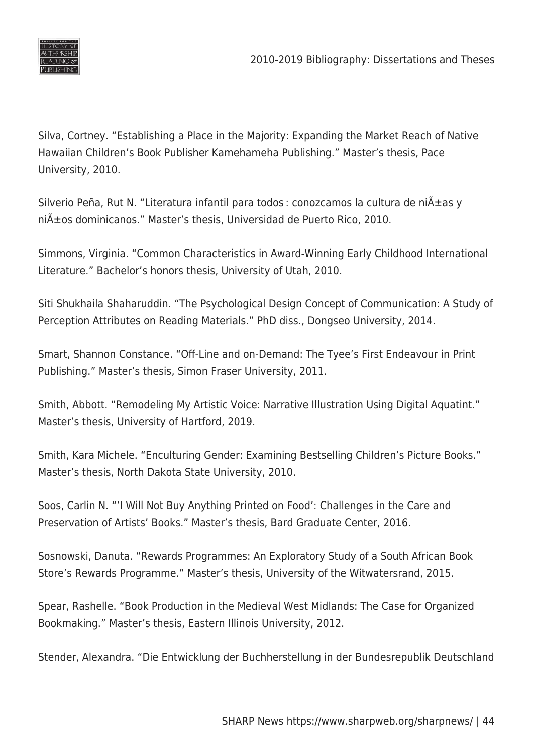Silva, Cortney. “Establishing a Place in the Majority: Expanding the Market Reach of Native Hawaiian Children’s Book Publisher Kamehameha Publishing.” Master’s thesis, Pace University, 2010.

Silverio Peña, Rut N. “Literatura infantil para todos : conozcamos la cultura de niÃ±as y niÃ±os dominicanos.” Master’s thesis, Universidad de Puerto Rico, 2010.

Simmons, Virginia. “Common Characteristics in Award-Winning Early Childhood International Literature.” Bachelor’s honors thesis, University of Utah, 2010.

Siti Shukhaila Shaharuddin. “The Psychological Design Concept of Communication: A Study of Perception Attributes on Reading Materials.” PhD diss., Dongseo University, 2014.

Smart, Shannon Constance. “Off-Line and on-Demand: The Tyee’s First Endeavour in Print Publishing.” Master’s thesis, Simon Fraser University, 2011.

Smith, Abbott. “Remodeling My Artistic Voice: Narrative Illustration Using Digital Aquatint.” Master’s thesis, University of Hartford, 2019.

Smith, Kara Michele. “Enculturing Gender: Examining Bestselling Children’s Picture Books.” Master’s thesis, North Dakota State University, 2010.

Soos, Carlin N. “’I Will Not Buy Anything Printed on Food’: Challenges in the Care and Preservation of Artists’ Books.” Master’s thesis, Bard Graduate Center, 2016.

Sosnowski, Danuta. “Rewards Programmes: An Exploratory Study of a South African Book Store’s Rewards Programme.” Master’s thesis, University of the Witwatersrand, 2015.

Spear, Rashelle. “Book Production in the Medieval West Midlands: The Case for Organized Bookmaking.” Master’s thesis, Eastern Illinois University, 2012.

Stender, Alexandra. “Die Entwicklung der Buchherstellung in der Bundesrepublik Deutschland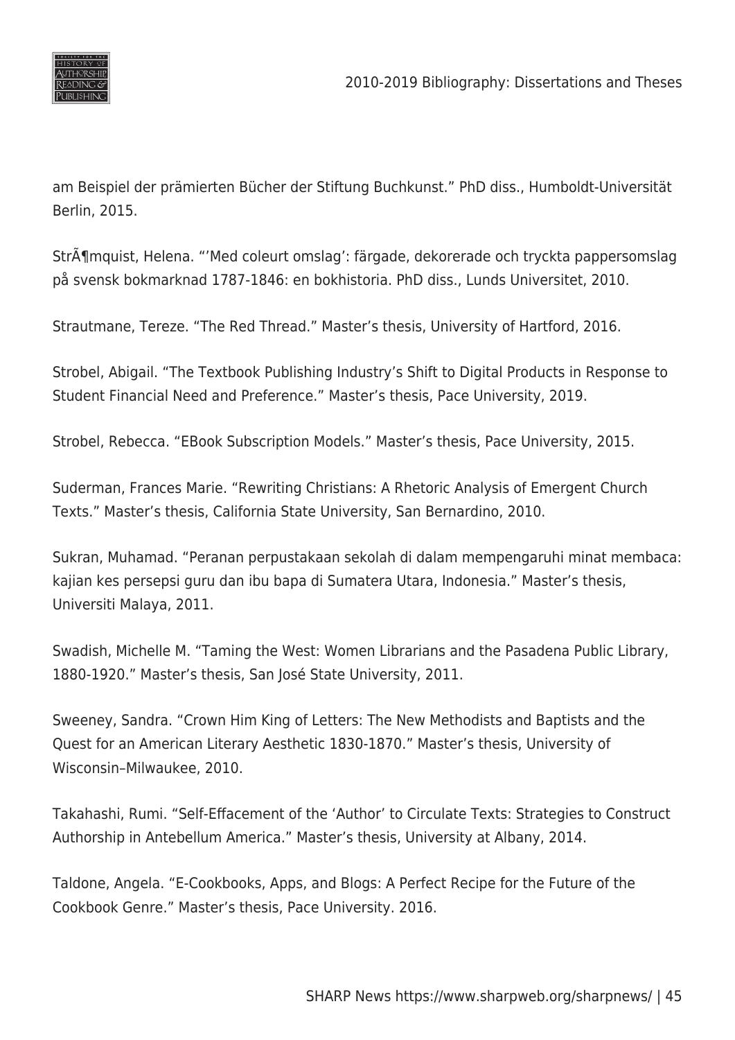am Beispiel der prämierten Bücher der Stiftung Buchkunst." PhD diss., Humboldt-Universität Berlin, 2015.

StrÃ¶mquist, Helena. "'Med coleurt omslag': färgade, dekorerade och tryckta pappersomslag på svensk bokmarknad 1787-1846: en bokhistoria. PhD diss., Lunds Universitet, 2010.

Strautmane, Tereze. "The Red Thread." Master's thesis, University of Hartford, 2016.

Strobel, Abigail. "The Textbook Publishing Industry's Shift to Digital Products in Response to Student Financial Need and Preference." Master's thesis, Pace University, 2019.

Strobel, Rebecca. "EBook Subscription Models." Master's thesis, Pace University, 2015.

Suderman, Frances Marie. "Rewriting Christians: A Rhetoric Analysis of Emergent Church Texts." Master's thesis, California State University, San Bernardino, 2010.

Sukran, Muhamad. "Peranan perpustakaan sekolah di dalam mempengaruhi minat membaca: kajian kes persepsi guru dan ibu bapa di Sumatera Utara, Indonesia." Master's thesis, Universiti Malaya, 2011.

Swadish, Michelle M. "Taming the West: Women Librarians and the Pasadena Public Library, 1880-1920." Master's thesis, San José State University, 2011.

Sweeney, Sandra. "Crown Him King of Letters: The New Methodists and Baptists and the Quest for an American Literary Aesthetic 1830-1870." Master's thesis, University of Wisconsin–Milwaukee, 2010.

Takahashi, Rumi. "Self-Effacement of the 'Author' to Circulate Texts: Strategies to Construct Authorship in Antebellum America." Master's thesis, University at Albany, 2014.

Taldone, Angela. "E-Cookbooks, Apps, and Blogs: A Perfect Recipe for the Future of the Cookbook Genre." Master's thesis, Pace University. 2016.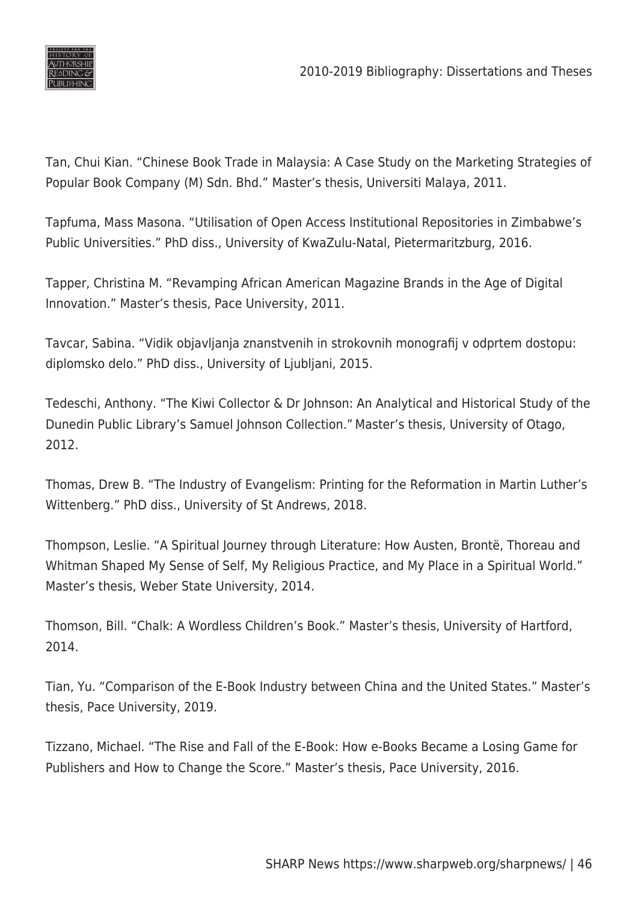Tan, Chui Kian. “Chinese Book Trade in Malaysia: A Case Study on the Marketing Strategies of Popular Book Company (M) Sdn. Bhd.” Master’s thesis, Universiti Malaya, 2011.

Tapfuma, Mass Masona. “Utilisation of Open Access Institutional Repositories in Zimbabwe’s Public Universities.” PhD diss., University of KwaZulu-Natal, Pietermaritzburg, 2016.

Tapper, Christina M. “Revamping African American Magazine Brands in the Age of Digital Innovation.” Master’s thesis, Pace University, 2011.

Tavcar, Sabina. “Vidik objavljanja znanstvenih in strokovnih monografij v odprtem dostopu: diplomsko delo.” PhD diss., University of Ljubljani, 2015.

Tedeschi, Anthony. “The Kiwi Collector & Dr Johnson: An Analytical and Historical Study of the Dunedin Public Library’s Samuel Johnson Collection.” Master’s thesis, University of Otago, 2012.

Thomas, Drew B. “The Industry of Evangelism: Printing for the Reformation in Martin Luther’s Wittenberg.” PhD diss., University of St Andrews, 2018.

Thompson, Leslie. “A Spiritual Journey through Literature: How Austen, Brontë, Thoreau and Whitman Shaped My Sense of Self, My Religious Practice, and My Place in a Spiritual World.” Master’s thesis, Weber State University, 2014.

Thomson, Bill. “Chalk: A Wordless Children’s Book.” Master’s thesis, University of Hartford, 2014.

Tian, Yu. “Comparison of the E-Book Industry between China and the United States.” Master’s thesis, Pace University, 2019.

Tizzano, Michael. “The Rise and Fall of the E-Book: How e-Books Became a Losing Game for Publishers and How to Change the Score.” Master’s thesis, Pace University, 2016.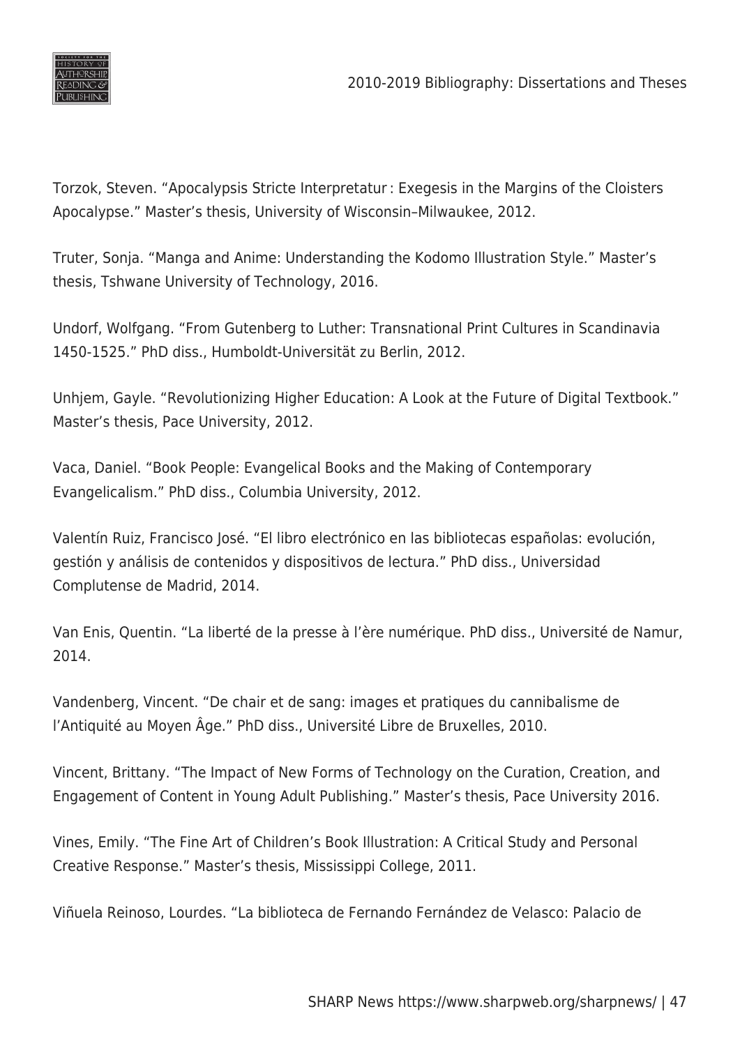Torzok, Steven. “Apocalypsis Stricte Interpretatur : Exegesis in the Margins of the Cloisters Apocalypse.” Master’s thesis, University of Wisconsin–Milwaukee, 2012.

Truter, Sonja. “Manga and Anime: Understanding the Kodomo Illustration Style.” Master’s thesis, Tshwane University of Technology, 2016.

Undorf, Wolfgang. “From Gutenberg to Luther: Transnational Print Cultures in Scandinavia 1450-1525.” PhD diss., Humboldt-Universität zu Berlin, 2012.

Unhjem, Gayle. “Revolutionizing Higher Education: A Look at the Future of Digital Textbook.” Master’s thesis, Pace University, 2012.

Vaca, Daniel. “Book People: Evangelical Books and the Making of Contemporary Evangelicalism.” PhD diss., Columbia University, 2012.

Valentín Ruiz, Francisco José. “El libro electrónico en las bibliotecas españolas: evolución, gestión y análisis de contenidos y dispositivos de lectura.” PhD diss., Universidad Complutense de Madrid, 2014.

Van Enis, Quentin. “La liberté de la presse à l’ère numérique. PhD diss., Université de Namur, 2014.

Vandenberg, Vincent. “De chair et de sang: images et pratiques du cannibalisme de l’Antiquité au Moyen Âge.” PhD diss., Université Libre de Bruxelles, 2010.

Vincent, Brittany. “The Impact of New Forms of Technology on the Curation, Creation, and Engagement of Content in Young Adult Publishing.” Master’s thesis, Pace University 2016.

Vines, Emily. “The Fine Art of Children’s Book Illustration: A Critical Study and Personal Creative Response.” Master’s thesis, Mississippi College, 2011.

Viñuela Reinoso, Lourdes. “La biblioteca de Fernando Fernández de Velasco: Palacio de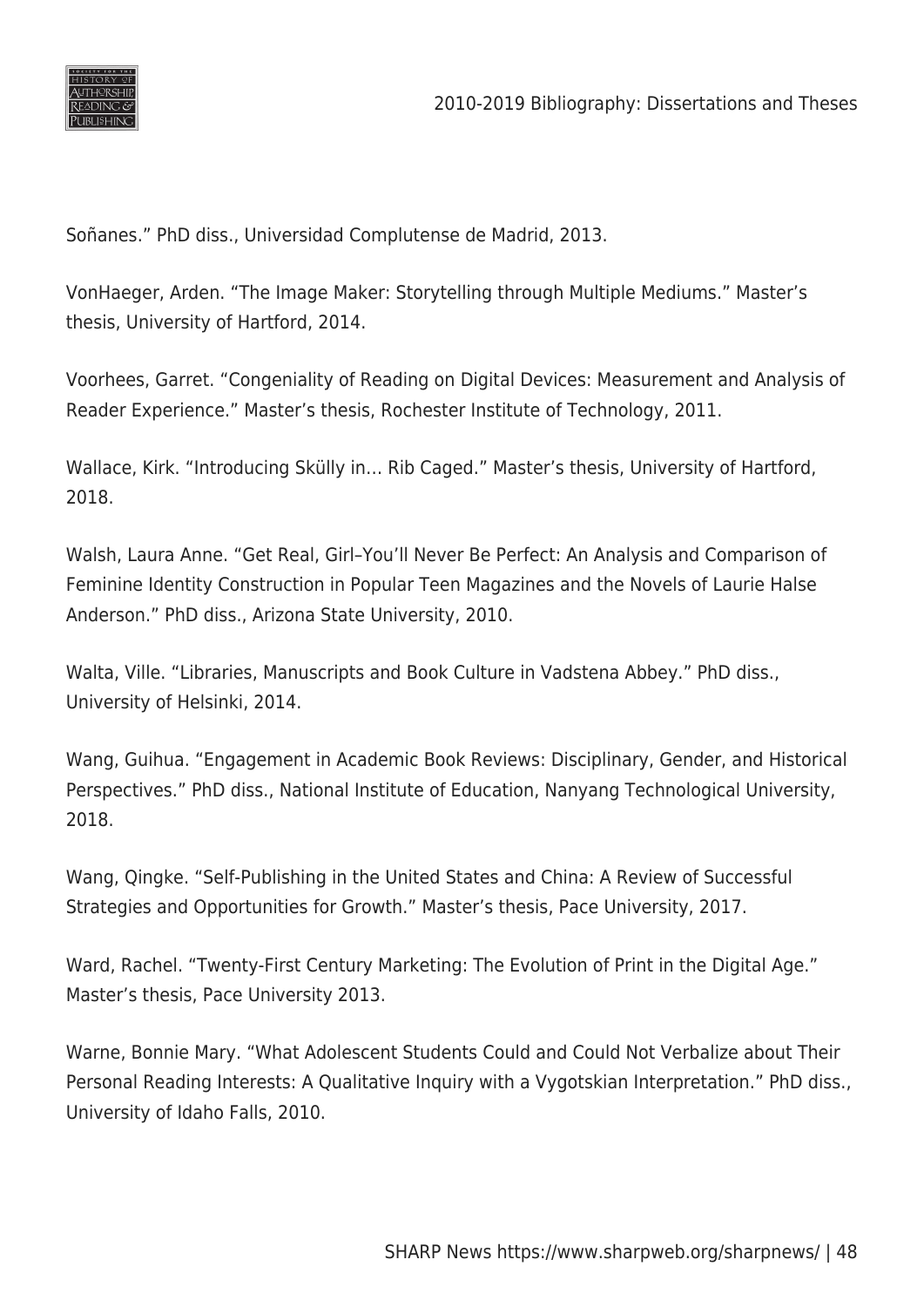Soñanes." PhD diss., Universidad Complutense de Madrid, 2013.

VonHaeger, Arden. "The Image Maker: Storytelling through Multiple Mediums." Master's thesis, University of Hartford, 2014.

Voorhees, Garret. "Congeniality of Reading on Digital Devices: Measurement and Analysis of Reader Experience." Master's thesis, Rochester Institute of Technology, 2011.

Wallace, Kirk. "Introducing Skülly in… Rib Caged." Master's thesis, University of Hartford, 2018.

Walsh, Laura Anne. "Get Real, Girl–You'll Never Be Perfect: An Analysis and Comparison of Feminine Identity Construction in Popular Teen Magazines and the Novels of Laurie Halse Anderson." PhD diss., Arizona State University, 2010.

Walta, Ville. "Libraries, Manuscripts and Book Culture in Vadstena Abbey." PhD diss., University of Helsinki, 2014.

Wang, Guihua. "Engagement in Academic Book Reviews: Disciplinary, Gender, and Historical Perspectives." PhD diss., National Institute of Education, Nanyang Technological University, 2018.

Wang, Qingke. "Self-Publishing in the United States and China: A Review of Successful Strategies and Opportunities for Growth." Master's thesis, Pace University, 2017.

Ward, Rachel. "Twenty-First Century Marketing: The Evolution of Print in the Digital Age." Master's thesis, Pace University 2013.

Warne, Bonnie Mary. "What Adolescent Students Could and Could Not Verbalize about Their Personal Reading Interests: A Qualitative Inquiry with a Vygotskian Interpretation." PhD diss., University of Idaho Falls, 2010.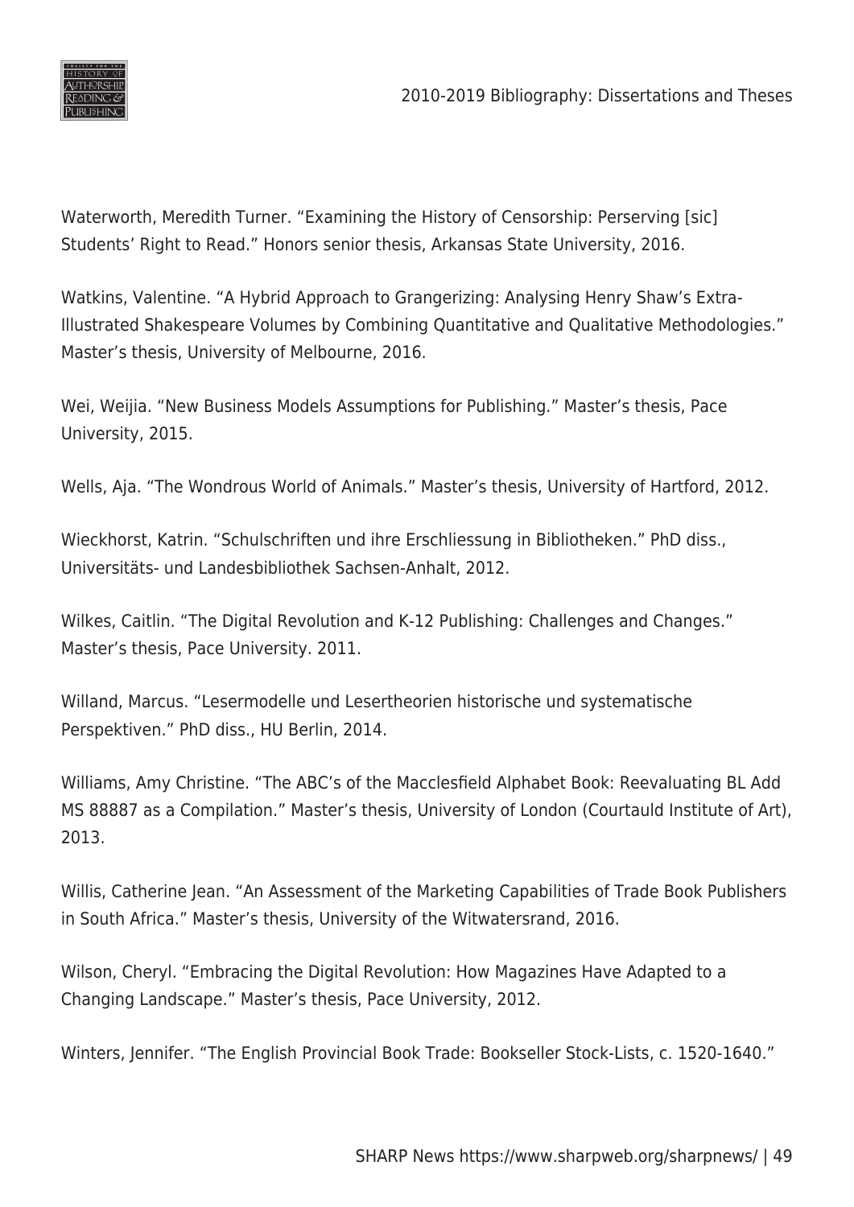Waterworth, Meredith Turner. "Examining the History of Censorship: Perserving [sic] Students' Right to Read." Honors senior thesis, Arkansas State University, 2016.

Watkins, Valentine. "A Hybrid Approach to Grangerizing: Analysing Henry Shaw's Extra-Illustrated Shakespeare Volumes by Combining Quantitative and Qualitative Methodologies." Master's thesis, University of Melbourne, 2016.

Wei, Weijia. "New Business Models Assumptions for Publishing." Master's thesis, Pace University, 2015.

Wells, Aja. "The Wondrous World of Animals." Master's thesis, University of Hartford, 2012.

Wieckhorst, Katrin. "Schulschriften und ihre Erschliessung in Bibliotheken." PhD diss., Universitäts- und Landesbibliothek Sachsen-Anhalt, 2012.

Wilkes, Caitlin. "The Digital Revolution and K-12 Publishing: Challenges and Changes." Master's thesis, Pace University. 2011.

Willand, Marcus. "Lesermodelle und Lesertheorien historische und systematische Perspektiven." PhD diss., HU Berlin, 2014.

Williams, Amy Christine. "The ABC's of the Macclesfield Alphabet Book: Reevaluating BL Add MS 88887 as a Compilation." Master's thesis, University of London (Courtauld Institute of Art), 2013.

Willis, Catherine Jean. "An Assessment of the Marketing Capabilities of Trade Book Publishers in South Africa." Master's thesis, University of the Witwatersrand, 2016.

Wilson, Cheryl. "Embracing the Digital Revolution: How Magazines Have Adapted to a Changing Landscape." Master's thesis, Pace University, 2012.

Winters, Jennifer. "The English Provincial Book Trade: Bookseller Stock-Lists, c. 1520-1640."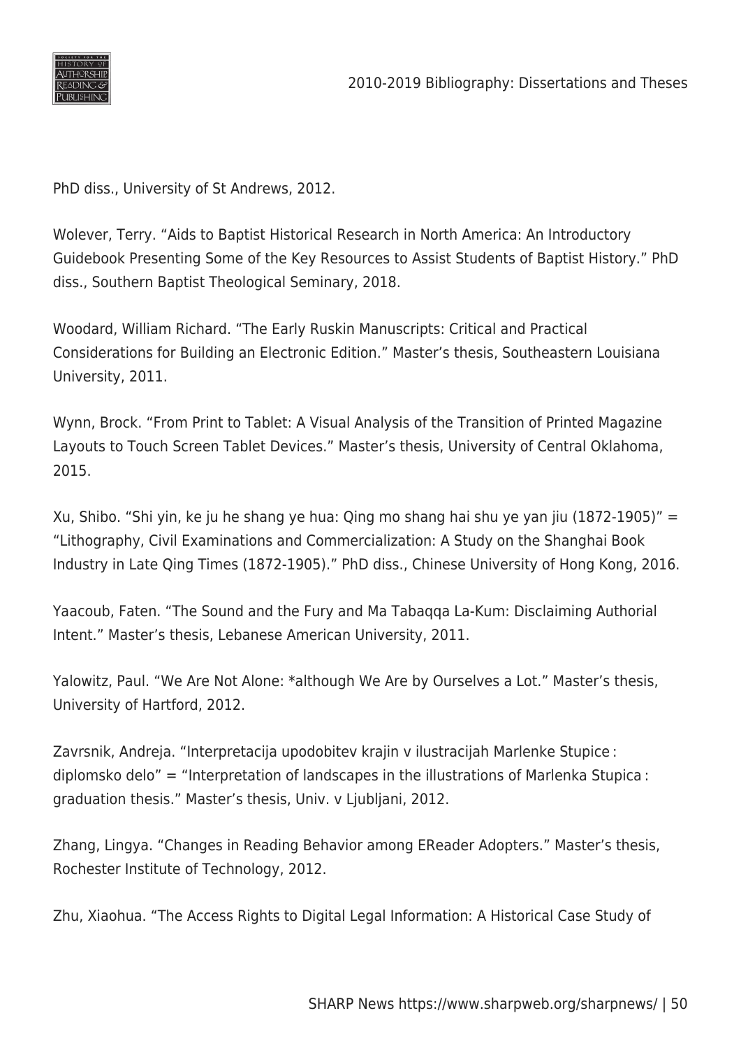PhD diss., University of St Andrews, 2012.

Wolever, Terry. “Aids to Baptist Historical Research in North America: An Introductory Guidebook Presenting Some of the Key Resources to Assist Students of Baptist History.” PhD diss., Southern Baptist Theological Seminary, 2018.

Woodard, William Richard. “The Early Ruskin Manuscripts: Critical and Practical Considerations for Building an Electronic Edition.” Master’s thesis, Southeastern Louisiana University, 2011.

Wynn, Brock. “From Print to Tablet: A Visual Analysis of the Transition of Printed Magazine Layouts to Touch Screen Tablet Devices.” Master’s thesis, University of Central Oklahoma, 2015.

Xu, Shibo. “Shi yin, ke ju he shang ye hua: Qing mo shang hai shu ye yan jiu (1872-1905)” = “Lithography, Civil Examinations and Commercialization: A Study on the Shanghai Book Industry in Late Qing Times (1872-1905).” PhD diss., Chinese University of Hong Kong, 2016.

Yaacoub, Faten. “The Sound and the Fury and Ma Tabaqqa La-Kum: Disclaiming Authorial Intent.” Master’s thesis, Lebanese American University, 2011.

Yalowitz, Paul. “We Are Not Alone: *although We Are by Ourselves a Lot.” Master’s thesis, University of Hartford, 2012.

Zavrsnik, Andreja. “Interpretacija upodobitev krajin v ilustracijah Marlenke Stupice : diplomsko delo” = “Interpretation of landscapes in the illustrations of Marlenka Stupica : graduation thesis.” Master’s thesis, Univ. v Ljubljani, 2012.

Zhang, Lingya. “Changes in Reading Behavior among EReader Adopters.” Master’s thesis, Rochester Institute of Technology, 2012.

Zhu, Xiaohua. “The Access Rights to Digital Legal Information: A Historical Case Study of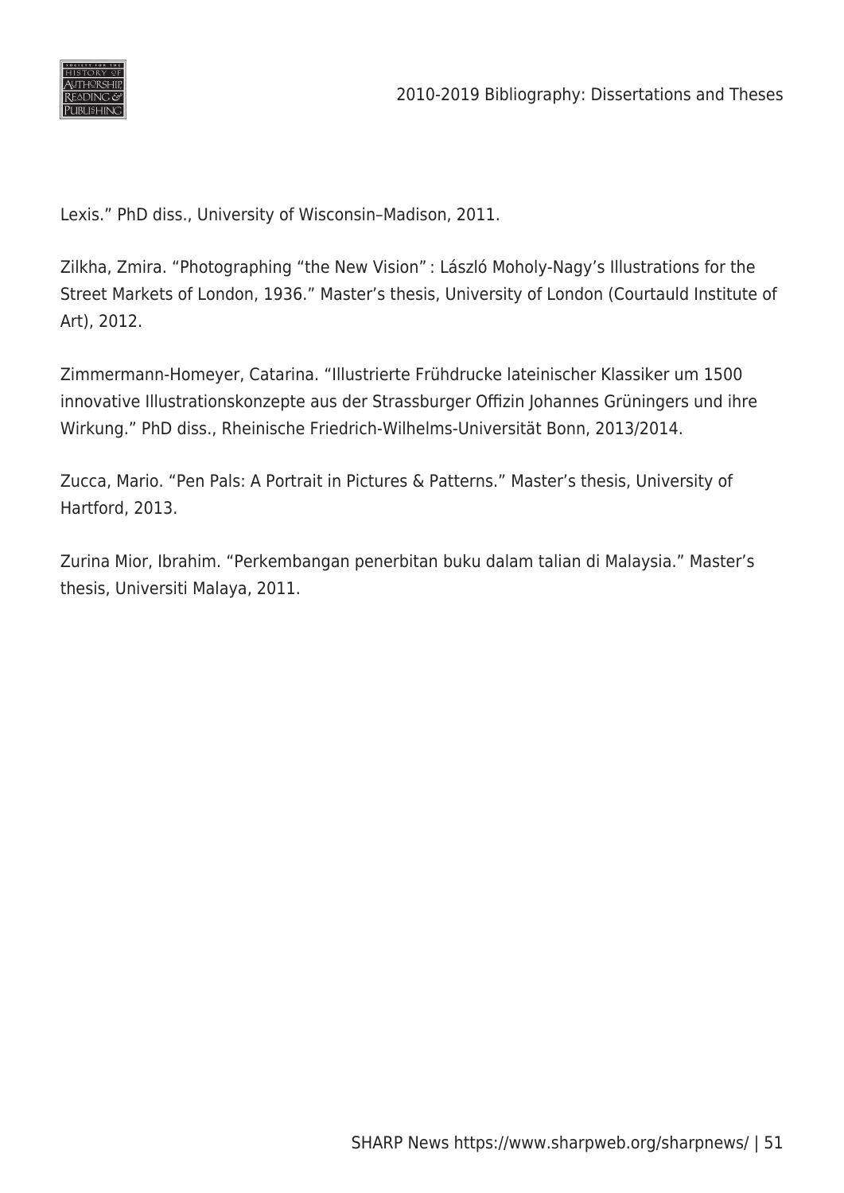Lexis." PhD diss., University of Wisconsin–Madison, 2011.

Zilkha, Zmira. "Photographing "the New Vision" : László Moholy-Nagy's Illustrations for the Street Markets of London, 1936." Master's thesis, University of London (Courtauld Institute of Art), 2012.

Zimmermann-Homeyer, Catarina. "Illustrierte Frühdrucke lateinischer Klassiker um 1500 innovative Illustrationskonzepte aus der Strassburger Offizin Johannes Grüningers und ihre Wirkung." PhD diss., Rheinische Friedrich-Wilhelms-Universität Bonn, 2013/2014.

Zucca, Mario. "Pen Pals: A Portrait in Pictures & Patterns." Master's thesis, University of Hartford, 2013.

Zurina Mior, Ibrahim. "Perkembangan penerbitan buku dalam talian di Malaysia." Master's thesis, Universiti Malaya, 2011.